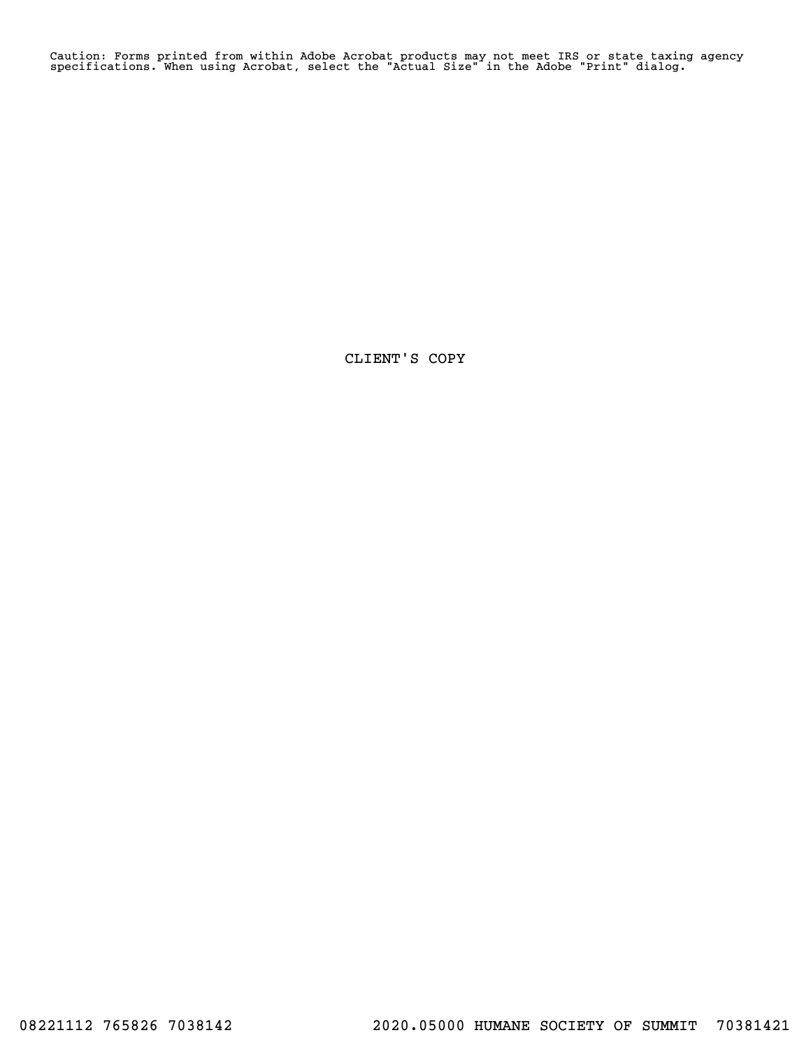Caution: Forms printed from within Adobe Acrobat products may not meet IRS or state taxing agency specifications. When using Acrobat, select the "Actual Size" in the Adobe "Print" dialog.

CLIENT'S COPY

08221112 765826 7038142 2020.05000 HUMANE SOCIETY OF SUMMIT 70381421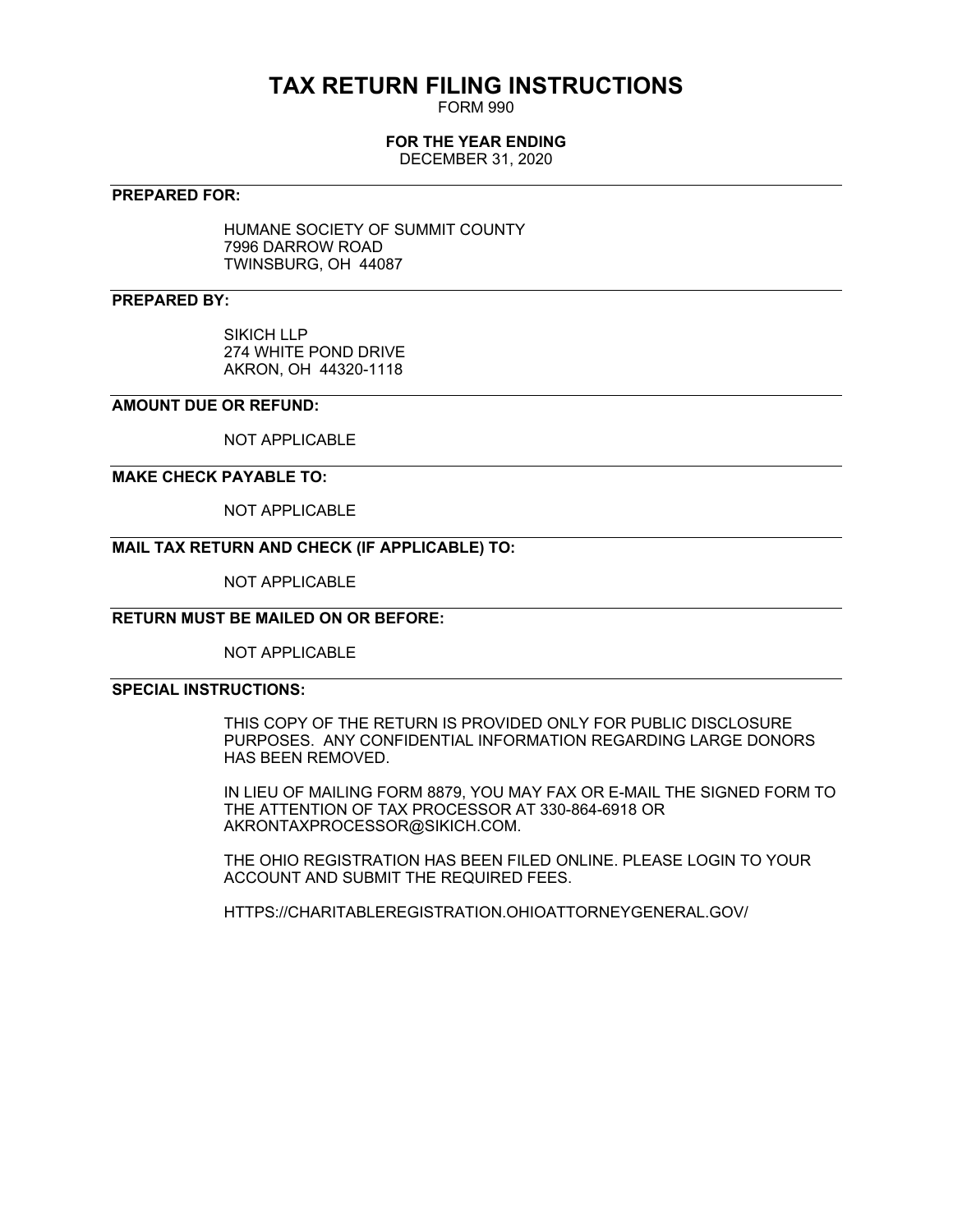# TAX RETURN FILING INSTRUCTIONS

FORM 990

**FOR THE YEAR ENDING**

DECEMBER 31, 2020

---

**PREPARED FOR:**

HUMANE SOCIETY OF SUMMIT COUNTY
7996 DARROW ROAD
TWINSBURG, OH 44087

---

**PREPARED BY:**

SIKICH LLP
274 WHITE POND DRIVE
AKRON, OH 44320-1118

---

**AMOUNT DUE OR REFUND:**

NOT APPLICABLE

---

**MAKE CHECK PAYABLE TO:**

NOT APPLICABLE

---

**MAIL TAX RETURN AND CHECK (IF APPLICABLE) TO:**

NOT APPLICABLE

---

**RETURN MUST BE MAILED ON OR BEFORE:**

NOT APPLICABLE

---

**SPECIAL INSTRUCTIONS:**

THIS COPY OF THE RETURN IS PROVIDED ONLY FOR PUBLIC DISCLOSURE PURPOSES. ANY CONFIDENTIAL INFORMATION REGARDING LARGE DONORS HAS BEEN REMOVED.

IN LIEU OF MAILING FORM 8879, YOU MAY FAX OR E-MAIL THE SIGNED FORM TO THE ATTENTION OF TAX PROCESSOR AT 330-864-6918 OR AKRONTAXPROCESSOR@SIKICH.COM.

THE OHIO REGISTRATION HAS BEEN FILED ONLINE. PLEASE LOGIN TO YOUR ACCOUNT AND SUBMIT THE REQUIRED FEES.

HTTPS://CHARITABLEREGISTRATION.OHIOATTORNEYGENERAL.GOV/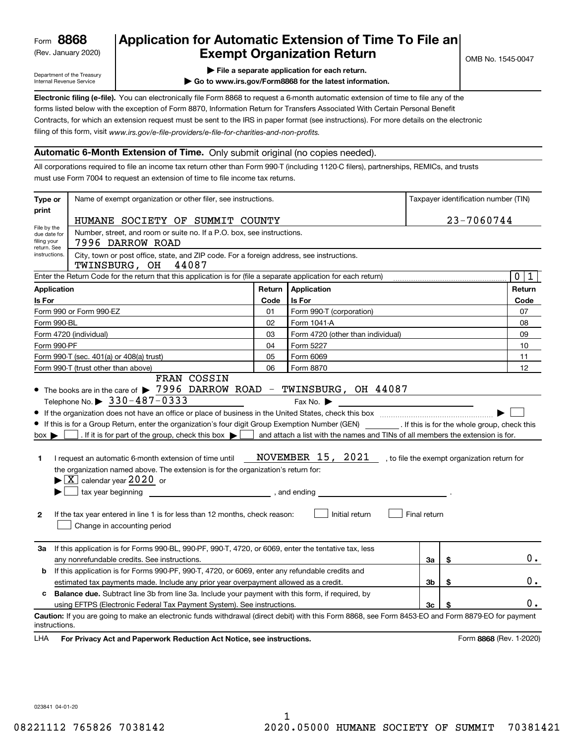Form **8868**
(Rev. January 2020)
Department of the Treasury
Internal Revenue Service

# Application for Automatic Extension of Time To File an Exempt Organization Return

OMB No. 1545-0047

▶ File a separate application for each return.
▶ Go to www.irs.gov/Form8868 for the latest information.

**Electronic filing (e-file).** You can electronically file Form 8868 to request a 6-month automatic extension of time to file any of the forms listed below with the exception of Form 8870, Information Return for Transfers Associated With Certain Personal Benefit Contracts, for which an extension request must be sent to the IRS in paper format (see instructions). For more details on the electronic filing of this form, visit *www.irs.gov/e-file-providers/e-file-for-charities-and-non-profits.*

**Automatic 6-Month Extension of Time.** Only submit original (no copies needed).

All corporations required to file an income tax return other than Form 990-T (including 1120-C filers), partnerships, REMICs, and trusts must use Form 7004 to request an extension of time to file income tax returns.

| Type or print | Name of exempt organization or other filer, see instructions. | Taxpayer identification number (TIN) |
|---|---|---|
| File by the due date for filing your return. See instructions. | HUMANE SOCIETY OF SUMMIT COUNTY | 23-7060744 |
| | Number, street, and room or suite no. If a P.O. box, see instructions. 7996 DARROW ROAD | |
| | City, town or post office, state, and ZIP code. For a foreign address, see instructions. TWINSBURG, OH 44087 | |

Enter the Return Code for the return that this application is for (file a separate application for each return) ..... 0 1

| Application Is For | Return Code | Application Is For | Return Code |
|---|---|---|---|
| Form 990 or Form 990-EZ | 01 | Form 990-T (corporation) | 07 |
| Form 990-BL | 02 | Form 1041-A | 08 |
| Form 4720 (individual) | 03 | Form 4720 (other than individual) | 09 |
| Form 990-PF | 04 | Form 5227 | 10 |
| Form 990-T (sec. 401(a) or 408(a) trust) | 05 | Form 6069 | 11 |
| Form 990-T (trust other than above) | 06 | Form 8870 | 12 |

- The books are in the care of ▶ FRAN COSSIN 7996 DARROW ROAD - TWINSBURG, OH 44087
  Telephone No. ▶ 330-487-0333 Fax No. ▶
- If the organization does not have an office or place of business in the United States, check this box ..... ▶ ☐
- If this is for a Group Return, enter the organization's four digit Group Exemption Number (GEN) ______. If this is for the whole group, check this box ▶ ☐. If it is for part of the group, check this box ▶ ☐ and attach a list with the names and TINs of all members the extension is for.

**1** I request an automatic 6-month extension of time until NOVEMBER 15, 2021, to file the exempt organization return for the organization named above. The extension is for the organization's return for:
▶ ☒ calendar year 2020 or
▶ ☐ tax year beginning ______, and ending ______.

**2** If the tax year entered in line 1 is for less than 12 months, check reason: ☐ Initial return ☐ Final return ☐ Change in accounting period

| | | | |
|---|---|---|---|
| **3a** | If this application is for Forms 990-BL, 990-PF, 990-T, 4720, or 6069, enter the tentative tax, less any nonrefundable credits. See instructions. | 3a | $ 0. |
| **b** | If this application is for Forms 990-PF, 990-T, 4720, or 6069, enter any refundable credits and estimated tax payments made. Include any prior year overpayment allowed as a credit. | 3b | $ 0. |
| **c** | **Balance due.** Subtract line 3b from line 3a. Include your payment with this form, if required, by using EFTPS (Electronic Federal Tax Payment System). See instructions. | 3c | $ 0. |

**Caution:** If you are going to make an electronic funds withdrawal (direct debit) with this Form 8868, see Form 8453-EO and Form 8879-EO for payment instructions.

LHA **For Privacy Act and Paperwork Reduction Act Notice, see instructions.** Form **8868** (Rev. 1-2020)

023841 04-01-20

08221112 765826 7038142 2020.05000 HUMANE SOCIETY OF SUMMIT 70381421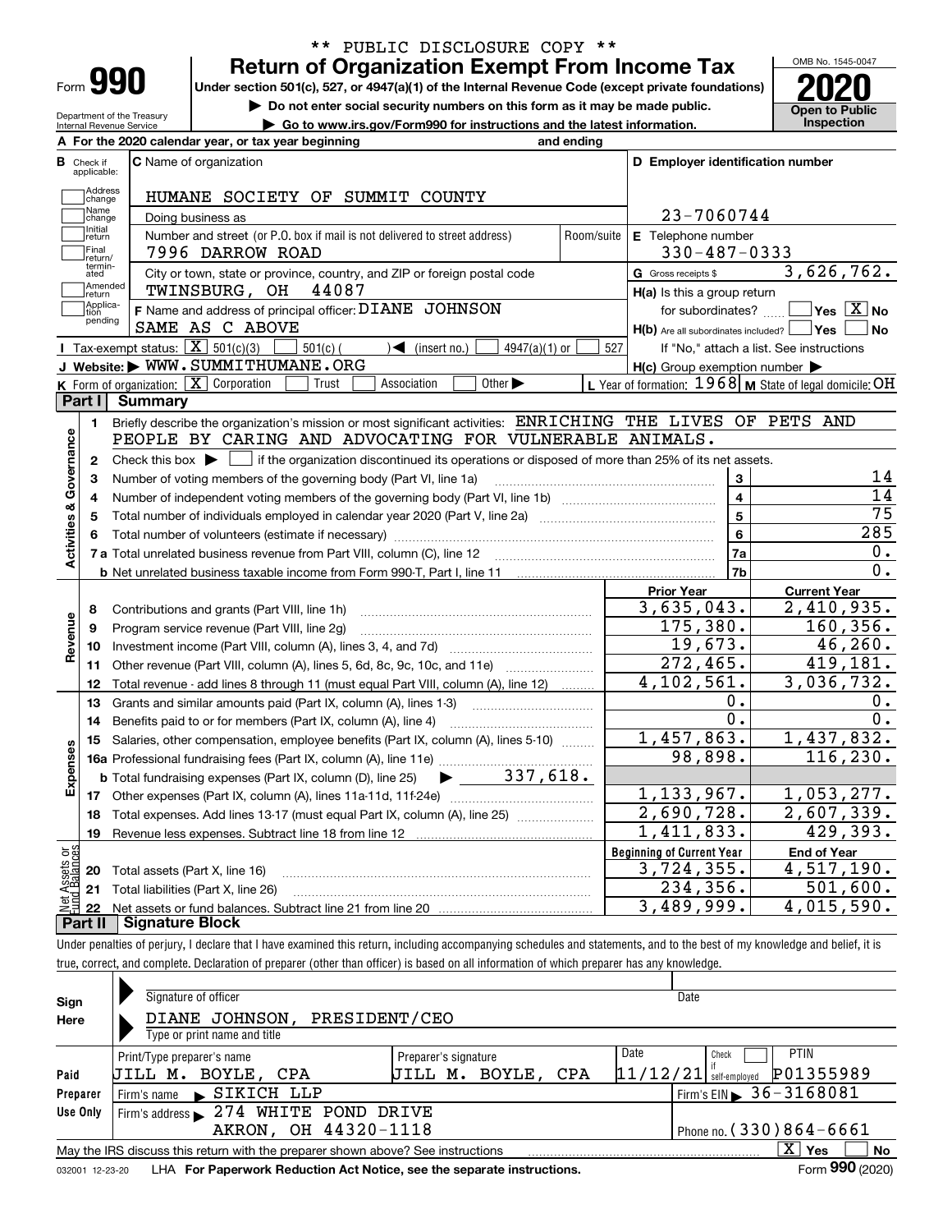\*\* PUBLIC DISCLOSURE COPY \*\*

Form **990**

# Return of Organization Exempt From Income Tax

**Under section 501(c), 527, or 4947(a)(1) of the Internal Revenue Code (except private foundations)**

▶ Do not enter social security numbers on this form as it may be made public.

▶ Go to www.irs.gov/Form990 for instructions and the latest information.

OMB No. 1545-0047

**2020**

**Open to Public Inspection**

Department of the Treasury
Internal Revenue Service

**A** For the 2020 calendar year, or tax year beginning and ending

| **B** Check if applicable: | **C** Name of organization | **D** Employer identification number |
|---|---|---|
| Address change | HUMANE SOCIETY OF SUMMIT COUNTY | |
| Name change | Doing business as | 23-7060744 |
| Initial return | Number and street (or P.O. box if mail is not delivered to street address) Room/suite | **E** Telephone number |
| Final return/terminated | 7996 DARROW ROAD | 330-487-0333 |
| Amended return | City or town, state or province, country, and ZIP or foreign postal code | **G** Gross receipts $ 3,626,762. |
| Application pending | TWINSBURG, OH 44087 | **H(a)** Is this a group return for subordinates? ☐ Yes ☒ No |
| | **F** Name and address of principal officer: DIANE JOHNSON SAME AS C ABOVE | **H(b)** Are all subordinates included? ☐ Yes ☐ No If "No," attach a list. See instructions |

**I** Tax-exempt status: ☒ 501(c)(3) ☐ 501(c) ( ) ◀ (insert no.) ☐ 4947(a)(1) or ☐ 527

**J** Website: ▶ WWW.SUMMITHUMANE.ORG

**H(c)** Group exemption number ▶

**K** Form of organization: ☒ Corporation ☐ Trust ☐ Association ☐ Other ▶

**L** Year of formation: 1968 **M** State of legal domicile: OH

## Part I Summary

**Activities & Governance**

1 Briefly describe the organization's mission or most significant activities: ENRICHING THE LIVES OF PETS AND PEOPLE BY CARING AND ADVOCATING FOR VULNERABLE ANIMALS.

2 Check this box ▶ ☐ if the organization discontinued its operations or disposed of more than 25% of its net assets.

| | | | |
|---|---|---|---|
| 3 | Number of voting members of the governing body (Part VI, line 1a) | 3 | 14 |
| 4 | Number of independent voting members of the governing body (Part VI, line 1b) | 4 | 14 |
| 5 | Total number of individuals employed in calendar year 2020 (Part V, line 2a) | 5 | 75 |
| 6 | Total number of volunteers (estimate if necessary) | 6 | 285 |
| 7a | Total unrelated business revenue from Part VIII, column (C), line 12 | 7a | 0. |
| b | Net unrelated business taxable income from Form 990-T, Part I, line 11 | 7b | 0. |

| | | Prior Year | Current Year |
|---|---|---|---|
| **Revenue** | | | |
| 8 | Contributions and grants (Part VIII, line 1h) | 3,635,043. | 2,410,935. |
| 9 | Program service revenue (Part VIII, line 2g) | 175,380. | 160,356. |
| 10 | Investment income (Part VIII, column (A), lines 3, 4, and 7d) | 19,673. | 46,260. |
| 11 | Other revenue (Part VIII, column (A), lines 5, 6d, 8c, 9c, 10c, and 11e) | 272,465. | 419,181. |
| 12 | Total revenue - add lines 8 through 11 (must equal Part VIII, column (A), line 12) | 4,102,561. | 3,036,732. |
| **Expenses** | | | |
| 13 | Grants and similar amounts paid (Part IX, column (A), lines 1-3) | 0. | 0. |
| 14 | Benefits paid to or for members (Part IX, column (A), line 4) | 0. | 0. |
| 15 | Salaries, other compensation, employee benefits (Part IX, column (A), lines 5-10) | 1,457,863. | 1,437,832. |
| 16a | Professional fundraising fees (Part IX, column (A), line 11e) | 98,898. | 116,230. |
| b | Total fundraising expenses (Part IX, column (D), line 25) ▶ 337,618. | | |
| 17 | Other expenses (Part IX, column (A), lines 11a-11d, 11f-24e) | 1,133,967. | 1,053,277. |
| 18 | Total expenses. Add lines 13-17 (must equal Part IX, column (A), line 25) | 2,690,728. | 2,607,339. |
| 19 | Revenue less expenses. Subtract line 18 from line 12 | 1,411,833. | 429,393. |

| **Net Assets or Fund Balances** | | Beginning of Current Year | End of Year |
|---|---|---|---|
| 20 | Total assets (Part X, line 16) | 3,724,355. | 4,517,190. |
| 21 | Total liabilities (Part X, line 26) | 234,356. | 501,600. |
| 22 | Net assets or fund balances. Subtract line 21 from line 20 | 3,489,999. | 4,015,590. |

## Part II Signature Block

Under penalties of perjury, I declare that I have examined this return, including accompanying schedules and statements, and to the best of my knowledge and belief, it is true, correct, and complete. Declaration of preparer (other than officer) is based on all information of which preparer has any knowledge.

**Sign Here**

Signature of officer | Date

DIANE JOHNSON, PRESIDENT/CEO
Type or print name and title

| **Paid Preparer Use Only** | | | | |
|---|---|---|---|---|
| Print/Type preparer's name | Preparer's signature | Date | Check ☐ if self-employed | PTIN |
| JILL M. BOYLE, CPA | JILL M. BOYLE, CPA | 11/12/21 | | P01355989 |
| Firm's name ▶ SIKICH LLP | | | Firm's EIN ▶ 36-3168081 | |
| Firm's address ▶ 274 WHITE POND DRIVE AKRON, OH 44320-1118 | | | Phone no. (330)864-6661 | |

May the IRS discuss this return with the preparer shown above? See instructions ☒ Yes ☐ No

032001 12-23-20 LHA **For Paperwork Reduction Act Notice, see the separate instructions.** Form **990** (2020)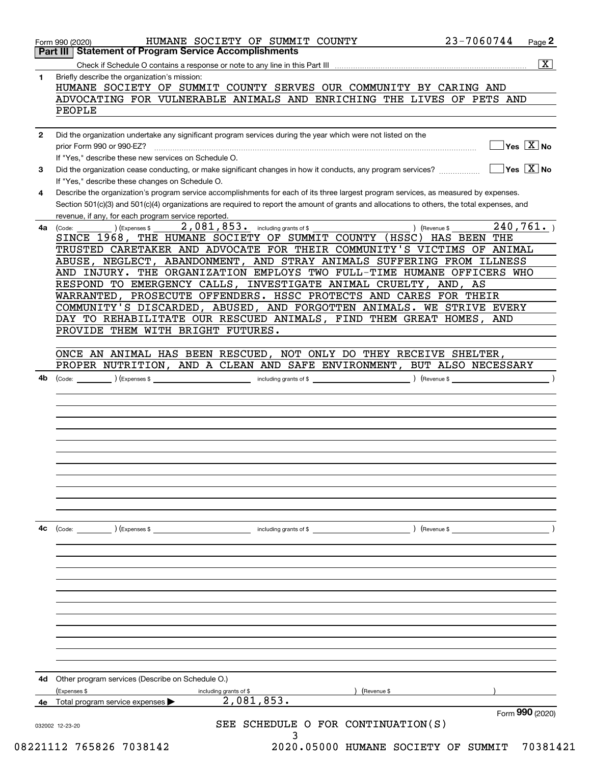Form 990 (2020) HUMANE SOCIETY OF SUMMIT COUNTY 23-7060744 Page 2

## Part III Statement of Program Service Accomplishments

Check if Schedule O contains a response or note to any line in this Part III .......... [X]

**1** Briefly describe the organization's mission:

HUMANE SOCIETY OF SUMMIT COUNTY SERVES OUR COMMUNITY BY CARING AND ADVOCATING FOR VULNERABLE ANIMALS AND ENRICHING THE LIVES OF PETS AND PEOPLE

**2** Did the organization undertake any significant program services during the year which were not listed on the prior Form 990 or 990-EZ? .......... [ ] Yes [X] No

If "Yes," describe these new services on Schedule O.

**3** Did the organization cease conducting, or make significant changes in how it conducts, any program services? .......... [ ] Yes [X] No

If "Yes," describe these changes on Schedule O.

**4** Describe the organization's program service accomplishments for each of its three largest program services, as measured by expenses. Section 501(c)(3) and 501(c)(4) organizations are required to report the amount of grants and allocations to others, the total expenses, and revenue, if any, for each program service reported.

**4a** (Code: ) (Expenses $ 2,081,853. including grants of $ ) (Revenue $ 240,761. )

SINCE 1968, THE HUMANE SOCIETY OF SUMMIT COUNTY (HSSC) HAS BEEN THE TRUSTED CARETAKER AND ADVOCATE FOR THEIR COMMUNITY'S VICTIMS OF ANIMAL ABUSE, NEGLECT, ABANDONMENT, AND STRAY ANIMALS SUFFERING FROM ILLNESS AND INJURY. THE ORGANIZATION EMPLOYS TWO FULL-TIME HUMANE OFFICERS WHO RESPOND TO EMERGENCY CALLS, INVESTIGATE ANIMAL CRUELTY, AND, AS WARRANTED, PROSECUTE OFFENDERS. HSSC PROTECTS AND CARES FOR THEIR COMMUNITY'S DISCARDED, ABUSED, AND FORGOTTEN ANIMALS. WE STRIVE EVERY DAY TO REHABILITATE OUR RESCUED ANIMALS, FIND THEM GREAT HOMES, AND PROVIDE THEM WITH BRIGHT FUTURES.

ONCE AN ANIMAL HAS BEEN RESCUED, NOT ONLY DO THEY RECEIVE SHELTER, PROPER NUTRITION, AND A CLEAN AND SAFE ENVIRONMENT, BUT ALSO NECESSARY

**4b** (Code: ) (Expenses $ including grants of $ ) (Revenue $ )

**4c** (Code: ) (Expenses $ including grants of $ ) (Revenue $ )

**4d** Other program services (Describe on Schedule O.)

(Expenses $ including grants of $ ) (Revenue $ )

**4e** Total program service expenses ▶ 2,081,853.

Form **990** (2020)

032002 12-23-20

SEE SCHEDULE O FOR CONTINUATION(S)

08221112 765826 7038142 2020.05000 HUMANE SOCIETY OF SUMMIT 70381421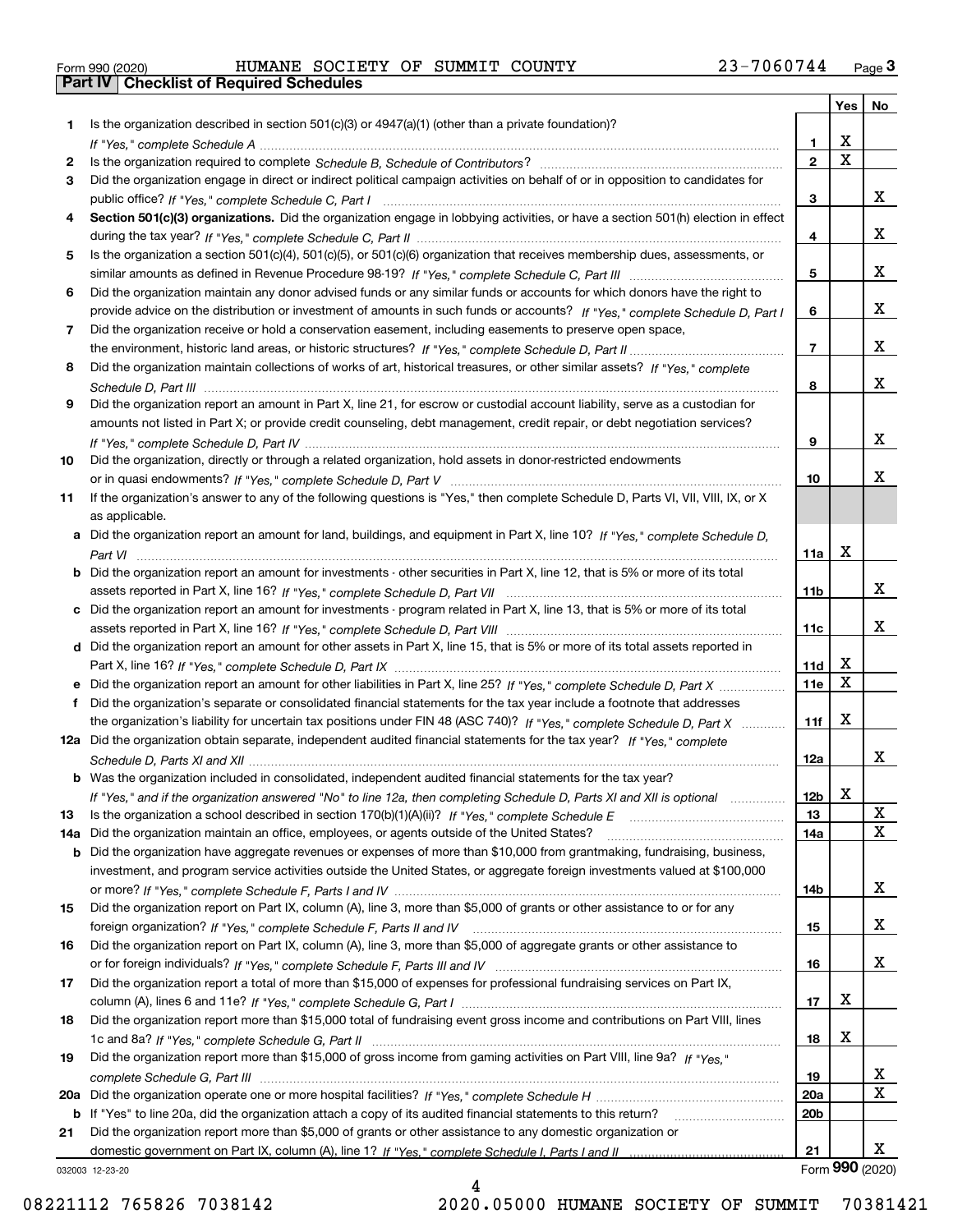Form 990 (2020) HUMANE SOCIETY OF SUMMIT COUNTY 23-7060744 Page 3

## Part IV Checklist of Required Schedules

| | | | Yes | No |
|---|---|---|---|---|
| 1 | Is the organization described in section 501(c)(3) or 4947(a)(1) (other than a private foundation)? *If "Yes," complete Schedule A* | 1 | X | |
| 2 | Is the organization required to complete *Schedule B, Schedule of Contributors*? | 2 | X | |
| 3 | Did the organization engage in direct or indirect political campaign activities on behalf of or in opposition to candidates for public office? *If "Yes," complete Schedule C, Part I* | 3 | | X |
| 4 | **Section 501(c)(3) organizations.** Did the organization engage in lobbying activities, or have a section 501(h) election in effect during the tax year? *If "Yes," complete Schedule C, Part II* | 4 | | X |
| 5 | Is the organization a section 501(c)(4), 501(c)(5), or 501(c)(6) organization that receives membership dues, assessments, or similar amounts as defined in Revenue Procedure 98-19? *If "Yes," complete Schedule C, Part III* | 5 | | X |
| 6 | Did the organization maintain any donor advised funds or any similar funds or accounts for which donors have the right to provide advice on the distribution or investment of amounts in such funds or accounts? *If "Yes," complete Schedule D, Part I* | 6 | | X |
| 7 | Did the organization receive or hold a conservation easement, including easements to preserve open space, the environment, historic land areas, or historic structures? *If "Yes," complete Schedule D, Part II* | 7 | | X |
| 8 | Did the organization maintain collections of works of art, historical treasures, or other similar assets? *If "Yes," complete Schedule D, Part III* | 8 | | X |
| 9 | Did the organization report an amount in Part X, line 21, for escrow or custodial account liability, serve as a custodian for amounts not listed in Part X; or provide credit counseling, debt management, credit repair, or debt negotiation services? *If "Yes," complete Schedule D, Part IV* | 9 | | X |
| 10 | Did the organization, directly or through a related organization, hold assets in donor-restricted endowments or in quasi endowments? *If "Yes," complete Schedule D, Part V* | 10 | | X |
| 11 | If the organization's answer to any of the following questions is "Yes," then complete Schedule D, Parts VI, VII, VIII, IX, or X as applicable. | | | |
| a | Did the organization report an amount for land, buildings, and equipment in Part X, line 10? *If "Yes," complete Schedule D, Part VI* | 11a | X | |
| b | Did the organization report an amount for investments - other securities in Part X, line 12, that is 5% or more of its total assets reported in Part X, line 16? *If "Yes," complete Schedule D, Part VII* | 11b | | X |
| c | Did the organization report an amount for investments - program related in Part X, line 13, that is 5% or more of its total assets reported in Part X, line 16? *If "Yes," complete Schedule D, Part VIII* | 11c | | X |
| d | Did the organization report an amount for other assets in Part X, line 15, that is 5% or more of its total assets reported in Part X, line 16? *If "Yes," complete Schedule D, Part IX* | 11d | X | |
| e | Did the organization report an amount for other liabilities in Part X, line 25? *If "Yes," complete Schedule D, Part X* | 11e | X | |
| f | Did the organization's separate or consolidated financial statements for the tax year include a footnote that addresses the organization's liability for uncertain tax positions under FIN 48 (ASC 740)? *If "Yes," complete Schedule D, Part X* | 11f | X | |
| 12a | Did the organization obtain separate, independent audited financial statements for the tax year? *If "Yes," complete Schedule D, Parts XI and XII* | 12a | | X |
| b | Was the organization included in consolidated, independent audited financial statements for the tax year? *If "Yes," and if the organization answered "No" to line 12a, then completing Schedule D, Parts XI and XII is optional* | 12b | X | |
| 13 | Is the organization a school described in section 170(b)(1)(A)(ii)? *If "Yes," complete Schedule E* | 13 | | X |
| 14a | Did the organization maintain an office, employees, or agents outside of the United States? | 14a | | X |
| b | Did the organization have aggregate revenues or expenses of more than $10,000 from grantmaking, fundraising, business, investment, and program service activities outside the United States, or aggregate foreign investments valued at $100,000 or more? *If "Yes," complete Schedule F, Parts I and IV* | 14b | | X |
| 15 | Did the organization report on Part IX, column (A), line 3, more than $5,000 of grants or other assistance to or for any foreign organization? *If "Yes," complete Schedule F, Parts II and IV* | 15 | | X |
| 16 | Did the organization report on Part IX, column (A), line 3, more than $5,000 of aggregate grants or other assistance to or for foreign individuals? *If "Yes," complete Schedule F, Parts III and IV* | 16 | | X |
| 17 | Did the organization report a total of more than $15,000 of expenses for professional fundraising services on Part IX, column (A), lines 6 and 11e? *If "Yes," complete Schedule G, Part I* | 17 | X | |
| 18 | Did the organization report more than $15,000 total of fundraising event gross income and contributions on Part VIII, lines 1c and 8a? *If "Yes," complete Schedule G, Part II* | 18 | X | |
| 19 | Did the organization report more than $15,000 of gross income from gaming activities on Part VIII, line 9a? *If "Yes," complete Schedule G, Part III* | 19 | | X |
| 20a | Did the organization operate one or more hospital facilities? *If "Yes," complete Schedule H* | 20a | | X |
| b | If "Yes" to line 20a, did the organization attach a copy of its audited financial statements to this return? | 20b | | |
| 21 | Did the organization report more than $5,000 of grants or other assistance to any domestic organization or domestic government on Part IX, column (A), line 1? *If "Yes," complete Schedule I, Parts I and II* | 21 | | X |

032003 12-23-20 Form **990** (2020)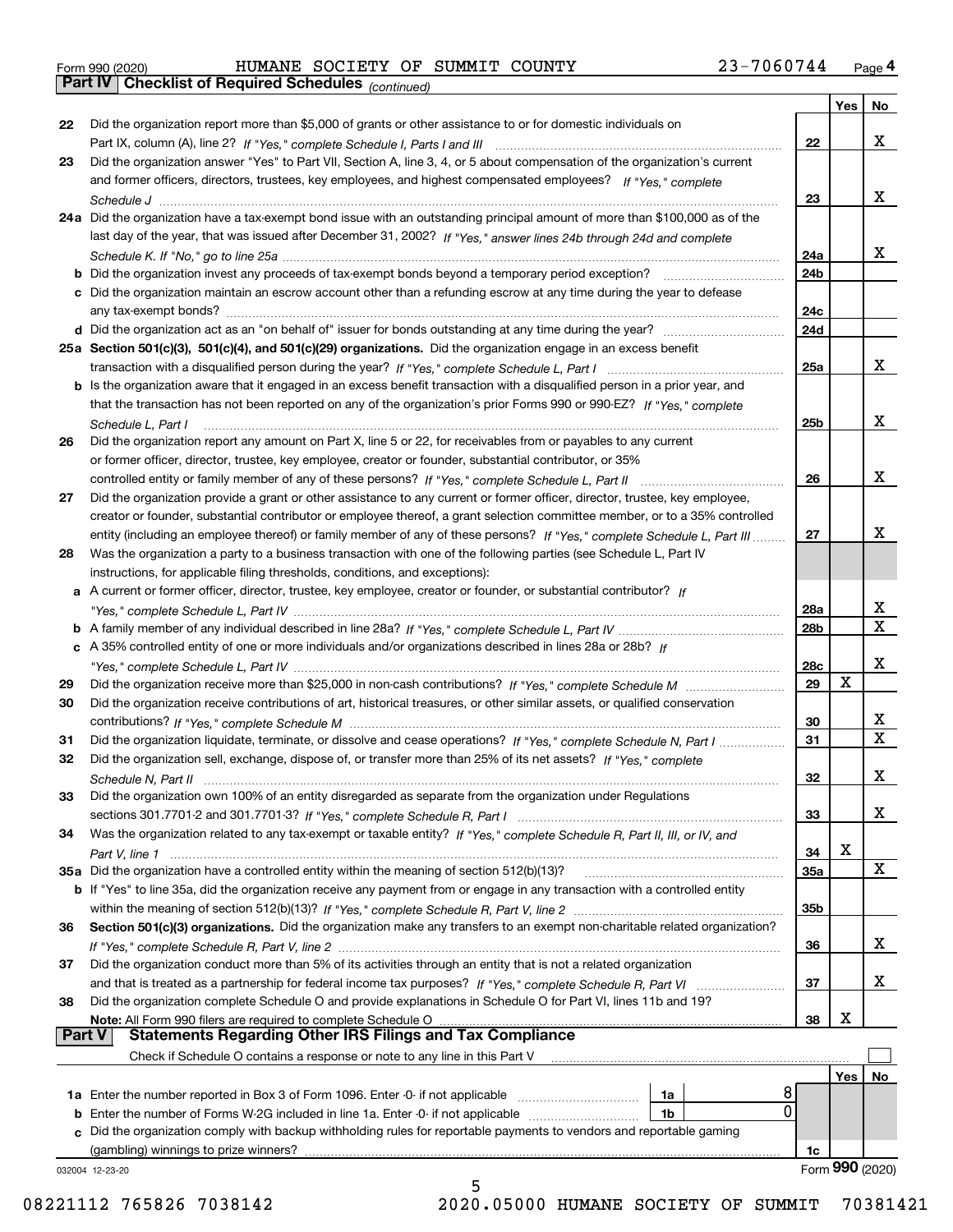Form 990 (2020) HUMANE SOCIETY OF SUMMIT COUNTY 23-7060744 Page 4

## Part IV Checklist of Required Schedules *(continued)*

| | | | Yes | No |
|---|---|---|---|---|
| 22 | Did the organization report more than $5,000 of grants or other assistance to or for domestic individuals on Part IX, column (A), line 2? *If "Yes," complete Schedule I, Parts I and III* | 22 | | X |
| 23 | Did the organization answer "Yes" to Part VII, Section A, line 3, 4, or 5 about compensation of the organization's current and former officers, directors, trustees, key employees, and highest compensated employees? *If "Yes," complete Schedule J* | 23 | | X |
| 24a | Did the organization have a tax-exempt bond issue with an outstanding principal amount of more than $100,000 as of the last day of the year, that was issued after December 31, 2002? *If "Yes," answer lines 24b through 24d and complete Schedule K. If "No," go to line 25a* | 24a | | X |
| b | Did the organization invest any proceeds of tax-exempt bonds beyond a temporary period exception? | 24b | | |
| c | Did the organization maintain an escrow account other than a refunding escrow at any time during the year to defease any tax-exempt bonds? | 24c | | |
| d | Did the organization act as an "on behalf of" issuer for bonds outstanding at any time during the year? | 24d | | |
| 25a | **Section 501(c)(3), 501(c)(4), and 501(c)(29) organizations.** Did the organization engage in an excess benefit transaction with a disqualified person during the year? *If "Yes," complete Schedule L, Part I* | 25a | | X |
| b | Is the organization aware that it engaged in an excess benefit transaction with a disqualified person in a prior year, and that the transaction has not been reported on any of the organization's prior Forms 990 or 990-EZ? *If "Yes," complete Schedule L, Part I* | 25b | | X |
| 26 | Did the organization report any amount on Part X, line 5 or 22, for receivables from or payables to any current or former officer, director, trustee, key employee, creator or founder, substantial contributor, or 35% controlled entity or family member of any of these persons? *If "Yes," complete Schedule L, Part II* | 26 | | X |
| 27 | Did the organization provide a grant or other assistance to any current or former officer, director, trustee, key employee, creator or founder, substantial contributor or employee thereof, a grant selection committee member, or to a 35% controlled entity (including an employee thereof) or family member of any of these persons? *If "Yes," complete Schedule L, Part III* | 27 | | X |
| 28 | Was the organization a party to a business transaction with one of the following parties (see Schedule L, Part IV instructions, for applicable filing thresholds, conditions, and exceptions): | | | |
| a | A current or former officer, director, trustee, key employee, creator or founder, or substantial contributor? *If "Yes," complete Schedule L, Part IV* | 28a | | X |
| b | A family member of any individual described in line 28a? *If "Yes," complete Schedule L, Part IV* | 28b | | X |
| c | A 35% controlled entity of one or more individuals and/or organizations described in lines 28a or 28b? *If "Yes," complete Schedule L, Part IV* | 28c | | X |
| 29 | Did the organization receive more than $25,000 in non-cash contributions? *If "Yes," complete Schedule M* | 29 | X | |
| 30 | Did the organization receive contributions of art, historical treasures, or other similar assets, or qualified conservation contributions? *If "Yes," complete Schedule M* | 30 | | X |
| 31 | Did the organization liquidate, terminate, or dissolve and cease operations? *If "Yes," complete Schedule N, Part I* | 31 | | X |
| 32 | Did the organization sell, exchange, dispose of, or transfer more than 25% of its net assets? *If "Yes," complete Schedule N, Part II* | 32 | | X |
| 33 | Did the organization own 100% of an entity disregarded as separate from the organization under Regulations sections 301.7701-2 and 301.7701-3? *If "Yes," complete Schedule R, Part I* | 33 | | X |
| 34 | Was the organization related to any tax-exempt or taxable entity? *If "Yes," complete Schedule R, Part II, III, or IV, and Part V, line 1* | 34 | X | |
| 35a | Did the organization have a controlled entity within the meaning of section 512(b)(13)? | 35a | | X |
| b | If "Yes" to line 35a, did the organization receive any payment from or engage in any transaction with a controlled entity within the meaning of section 512(b)(13)? *If "Yes," complete Schedule R, Part V, line 2* | 35b | | |
| 36 | **Section 501(c)(3) organizations.** Did the organization make any transfers to an exempt non-charitable related organization? *If "Yes," complete Schedule R, Part V, line 2* | 36 | | X |
| 37 | Did the organization conduct more than 5% of its activities through an entity that is not a related organization and that is treated as a partnership for federal income tax purposes? *If "Yes," complete Schedule R, Part VI* | 37 | | X |
| 38 | Did the organization complete Schedule O and provide explanations in Schedule O for Part VI, lines 11b and 19? **Note:** All Form 990 filers are required to complete Schedule O | 38 | X | |

## Part V Statements Regarding Other IRS Filings and Tax Compliance

Check if Schedule O contains a response or note to any line in this Part V ☐

| | | | | | Yes | No |
|---|---|---|---|---|---|---|
| 1a | Enter the number reported in Box 3 of Form 1096. Enter -0- if not applicable | 1a | 8 | | | |
| b | Enter the number of Forms W-2G included in line 1a. Enter -0- if not applicable | 1b | 0 | | | |
| c | Did the organization comply with backup withholding rules for reportable payments to vendors and reportable gaming (gambling) winnings to prize winners? | | | 1c | | |

032004 12-23-20 Form **990** (2020)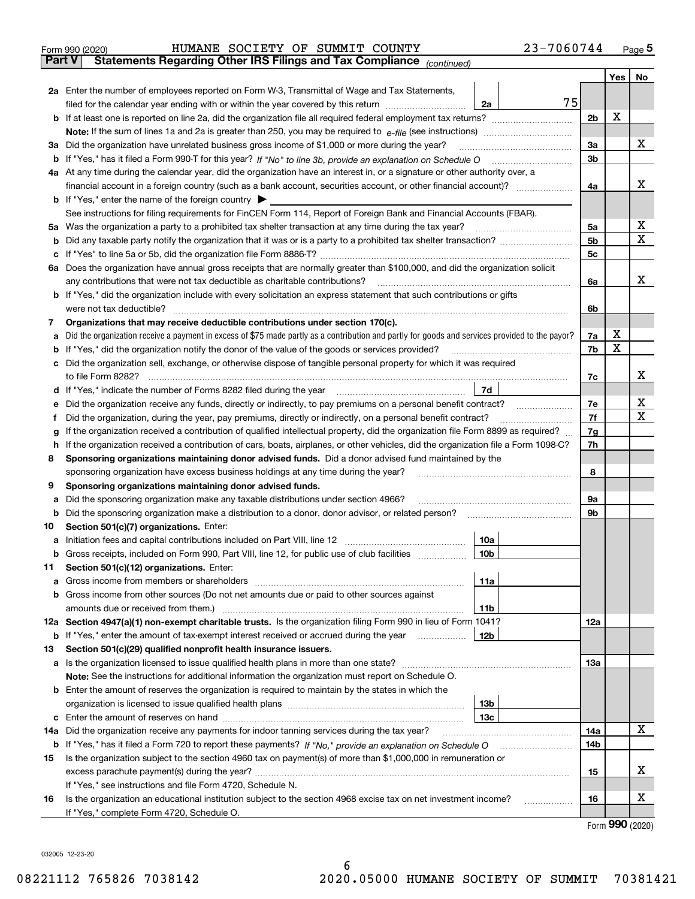Form 990 (2020) HUMANE SOCIETY OF SUMMIT COUNTY 23-7060744 Page 5

**Part V Statements Regarding Other IRS Filings and Tax Compliance** *(continued)*

| | | | | | Yes | No |
|---|---|---|---|---|---|---|
| **2a** | Enter the number of employees reported on Form W-3, Transmittal of Wage and Tax Statements, filed for the calendar year ending with or within the year covered by this return | 2a | 75 | | | |
| **b** | If at least one is reported on line 2a, did the organization file all required federal employment tax returns? | | | 2b | X | |
| | **Note:** If the sum of lines 1a and 2a is greater than 250, you may be required to *e-file* (see instructions) | | | | | |
| **3a** | Did the organization have unrelated business gross income of $1,000 or more during the year? | | | 3a | | X |
| **b** | If "Yes," has it filed a Form 990-T for this year? *If "No" to line 3b, provide an explanation on Schedule O* | | | 3b | | |
| **4a** | At any time during the calendar year, did the organization have an interest in, or a signature or other authority over, a financial account in a foreign country (such as a bank account, securities account, or other financial account)? | | | 4a | | X |
| **b** | If "Yes," enter the name of the foreign country ▶ | | | | | |
| | See instructions for filing requirements for FinCEN Form 114, Report of Foreign Bank and Financial Accounts (FBAR). | | | | | |
| **5a** | Was the organization a party to a prohibited tax shelter transaction at any time during the tax year? | | | 5a | | X |
| **b** | Did any taxable party notify the organization that it was or is a party to a prohibited tax shelter transaction? | | | 5b | | X |
| **c** | If "Yes" to line 5a or 5b, did the organization file Form 8886-T? | | | 5c | | |
| **6a** | Does the organization have annual gross receipts that are normally greater than $100,000, and did the organization solicit any contributions that were not tax deductible as charitable contributions? | | | 6a | | X |
| **b** | If "Yes," did the organization include with every solicitation an express statement that such contributions or gifts were not tax deductible? | | | 6b | | |
| **7** | **Organizations that may receive deductible contributions under section 170(c).** | | | | | |
| **a** | Did the organization receive a payment in excess of $75 made partly as a contribution and partly for goods and services provided to the payor? | | | 7a | X | |
| **b** | If "Yes," did the organization notify the donor of the value of the goods or services provided? | | | 7b | X | |
| **c** | Did the organization sell, exchange, or otherwise dispose of tangible personal property for which it was required to file Form 8282? | | | 7c | | X |
| **d** | If "Yes," indicate the number of Forms 8282 filed during the year | 7d | | | | |
| **e** | Did the organization receive any funds, directly or indirectly, to pay premiums on a personal benefit contract? | | | 7e | | X |
| **f** | Did the organization, during the year, pay premiums, directly or indirectly, on a personal benefit contract? | | | 7f | | X |
| **g** | If the organization received a contribution of qualified intellectual property, did the organization file Form 8899 as required? | | | 7g | | |
| **h** | If the organization received a contribution of cars, boats, airplanes, or other vehicles, did the organization file a Form 1098-C? | | | 7h | | |
| **8** | **Sponsoring organizations maintaining donor advised funds.** Did a donor advised fund maintained by the sponsoring organization have excess business holdings at any time during the year? | | | 8 | | |
| **9** | **Sponsoring organizations maintaining donor advised funds.** | | | | | |
| **a** | Did the sponsoring organization make any taxable distributions under section 4966? | | | 9a | | |
| **b** | Did the sponsoring organization make a distribution to a donor, donor advisor, or related person? | | | 9b | | |
| **10** | **Section 501(c)(7) organizations.** Enter: | | | | | |
| **a** | Initiation fees and capital contributions included on Part VIII, line 12 | 10a | | | | |
| **b** | Gross receipts, included on Form 990, Part VIII, line 12, for public use of club facilities | 10b | | | | |
| **11** | **Section 501(c)(12) organizations.** Enter: | | | | | |
| **a** | Gross income from members or shareholders | 11a | | | | |
| **b** | Gross income from other sources (Do not net amounts due or paid to other sources against amounts due or received from them.) | 11b | | | | |
| **12a** | **Section 4947(a)(1) non-exempt charitable trusts.** Is the organization filing Form 990 in lieu of Form 1041? | | | 12a | | |
| **b** | If "Yes," enter the amount of tax-exempt interest received or accrued during the year | 12b | | | | |
| **13** | **Section 501(c)(29) qualified nonprofit health insurance issuers.** | | | | | |
| **a** | Is the organization licensed to issue qualified health plans in more than one state? | | | 13a | | |
| | **Note:** See the instructions for additional information the organization must report on Schedule O. | | | | | |
| **b** | Enter the amount of reserves the organization is required to maintain by the states in which the organization is licensed to issue qualified health plans | 13b | | | | |
| **c** | Enter the amount of reserves on hand | 13c | | | | |
| **14a** | Did the organization receive any payments for indoor tanning services during the tax year? | | | 14a | | X |
| **b** | If "Yes," has it filed a Form 720 to report these payments? *If "No," provide an explanation on Schedule O* | | | 14b | | |
| **15** | Is the organization subject to the section 4960 tax on payment(s) of more than $1,000,000 in remuneration or excess parachute payment(s) during the year? | | | 15 | | X |
| | If "Yes," see instructions and file Form 4720, Schedule N. | | | | | |
| **16** | Is the organization an educational institution subject to the section 4968 excise tax on net investment income? | | | 16 | | X |
| | If "Yes," complete Form 4720, Schedule O. | | | | | |

Form **990** (2020)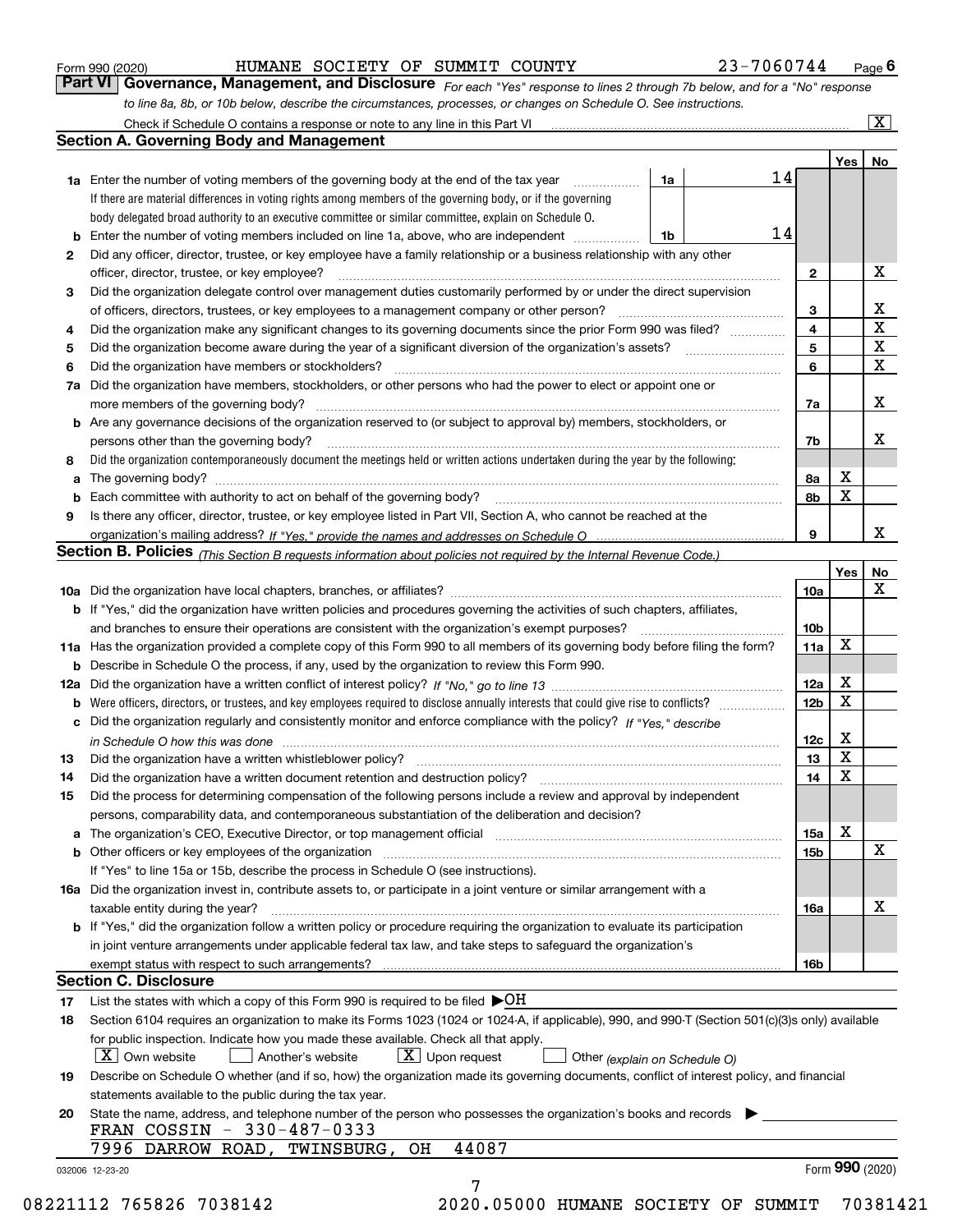Form 990 (2020) HUMANE SOCIETY OF SUMMIT COUNTY 23-7060744 Page 6

**Part VI Governance, Management, and Disclosure** *For each "Yes" response to lines 2 through 7b below, and for a "No" response to line 8a, 8b, or 10b below, describe the circumstances, processes, or changes on Schedule O. See instructions.*

Check if Schedule O contains a response or note to any line in this Part VI ..... [X]

## Section A. Governing Body and Management

| | | | | Yes | No |
|---|---|---|---|---|---|
| **1a** | Enter the number of voting members of the governing body at the end of the tax year ..... **1a** 14 | | | | |
| | If there are material differences in voting rights among members of the governing body, or if the governing body delegated broad authority to an executive committee or similar committee, explain on Schedule O. | | | | |
| **b** | Enter the number of voting members included on line 1a, above, who are independent ..... **1b** 14 | | | | |
| **2** | Did any officer, director, trustee, or key employee have a family relationship or a business relationship with any other officer, director, trustee, or key employee? | | **2** | | X |
| **3** | Did the organization delegate control over management duties customarily performed by or under the direct supervision of officers, directors, trustees, or key employees to a management company or other person? | | **3** | | X |
| **4** | Did the organization make any significant changes to its governing documents since the prior Form 990 was filed? | | **4** | | X |
| **5** | Did the organization become aware during the year of a significant diversion of the organization's assets? | | **5** | | X |
| **6** | Did the organization have members or stockholders? | | **6** | | X |
| **7a** | Did the organization have members, stockholders, or other persons who had the power to elect or appoint one or more members of the governing body? | | **7a** | | X |
| **b** | Are any governance decisions of the organization reserved to (or subject to approval by) members, stockholders, or persons other than the governing body? | | **7b** | | X |
| **8** | Did the organization contemporaneously document the meetings held or written actions undertaken during the year by the following: | | | | |
| **a** | The governing body? | | **8a** | X | |
| **b** | Each committee with authority to act on behalf of the governing body? | | **8b** | X | |
| **9** | Is there any officer, director, trustee, or key employee listed in Part VII, Section A, who cannot be reached at the organization's mailing address? *If "Yes," provide the names and addresses on Schedule O* | | **9** | | X |

## Section B. Policies *(This Section B requests information about policies not required by the Internal Revenue Code.)*

| | | | Yes | No |
|---|---|---|---|---|
| **10a** | Did the organization have local chapters, branches, or affiliates? | **10a** | | X |
| **b** | If "Yes," did the organization have written policies and procedures governing the activities of such chapters, affiliates, and branches to ensure their operations are consistent with the organization's exempt purposes? | **10b** | | |
| **11a** | Has the organization provided a complete copy of this Form 990 to all members of its governing body before filing the form? | **11a** | X | |
| **b** | Describe in Schedule O the process, if any, used by the organization to review this Form 990. | | | |
| **12a** | Did the organization have a written conflict of interest policy? *If "No," go to line 13* | **12a** | X | |
| **b** | Were officers, directors, or trustees, and key employees required to disclose annually interests that could give rise to conflicts? | **12b** | X | |
| **c** | Did the organization regularly and consistently monitor and enforce compliance with the policy? *If "Yes," describe in Schedule O how this was done* | **12c** | X | |
| **13** | Did the organization have a written whistleblower policy? | **13** | X | |
| **14** | Did the organization have a written document retention and destruction policy? | **14** | X | |
| **15** | Did the process for determining compensation of the following persons include a review and approval by independent persons, comparability data, and contemporaneous substantiation of the deliberation and decision? | | | |
| **a** | The organization's CEO, Executive Director, or top management official | **15a** | X | |
| **b** | Other officers or key employees of the organization | **15b** | | X |
| | If "Yes" to line 15a or 15b, describe the process in Schedule O (see instructions). | | | |
| **16a** | Did the organization invest in, contribute assets to, or participate in a joint venture or similar arrangement with a taxable entity during the year? | **16a** | | X |
| **b** | If "Yes," did the organization follow a written policy or procedure requiring the organization to evaluate its participation in joint venture arrangements under applicable federal tax law, and take steps to safeguard the organization's exempt status with respect to such arrangements? | **16b** | | |

## Section C. Disclosure

**17** List the states with which a copy of this Form 990 is required to be filed ▶OH

**18** Section 6104 requires an organization to make its Forms 1023 (1024 or 1024-A, if applicable), 990, and 990-T (Section 501(c)(3)s only) available for public inspection. Indicate how you made these available. Check all that apply.

[X] Own website [ ] Another's website [X] Upon request [ ] Other *(explain on Schedule O)*

**19** Describe on Schedule O whether (and if so, how) the organization made its governing documents, conflict of interest policy, and financial statements available to the public during the tax year.

**20** State the name, address, and telephone number of the person who possesses the organization's books and records ▶

FRAN COSSIN - 330-487-0333
7996 DARROW ROAD, TWINSBURG, OH 44087

032006 12-23-20 Form **990** (2020)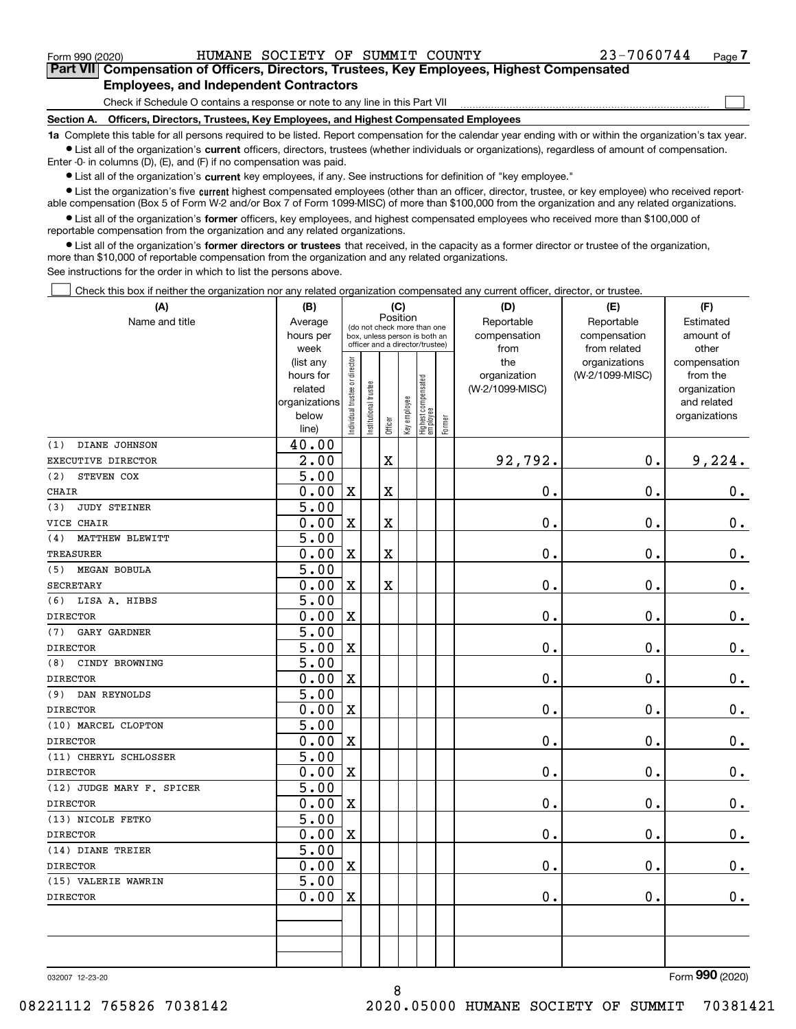Form 990 (2020) HUMANE SOCIETY OF SUMMIT COUNTY 23-7060744

## Part VII Compensation of Officers, Directors, Trustees, Key Employees, Highest Compensated Employees, and Independent Contractors

Check if Schedule O contains a response or note to any line in this Part VII

### Section A. Officers, Directors, Trustees, Key Employees, and Highest Compensated Employees

**1a** Complete this table for all persons required to be listed. Report compensation for the calendar year ending with or within the organization's tax year.

- List all of the organization's **current** officers, directors, trustees (whether individuals or organizations), regardless of amount of compensation. Enter -0- in columns (D), (E), and (F) if no compensation was paid.
- List all of the organization's **current** key employees, if any. See instructions for definition of "key employee."
- List the organization's five **current** highest compensated employees (other than an officer, director, trustee, or key employee) who received reportable compensation (Box 5 of Form W-2 and/or Box 7 of Form 1099-MISC) of more than $100,000 from the organization and any related organizations.
- List all of the organization's **former** officers, key employees, and highest compensated employees who received more than $100,000 of reportable compensation from the organization and any related organizations.
- List all of the organization's **former directors or trustees** that received, in the capacity as a former director or trustee of the organization, more than $10,000 of reportable compensation from the organization and any related organizations.

See instructions for the order in which to list the persons above.

Check this box if neither the organization nor any related organization compensated any current officer, director, or trustee.

| (A) Name and title | (B) Average hours per week (list any hours for related organizations below line) | (C) Position: Individual trustee or director | Institutional trustee | Officer | Key employee | Highest compensated employee | Former | (D) Reportable compensation from the organization (W-2/1099-MISC) | (E) Reportable compensation from related organizations (W-2/1099-MISC) | (F) Estimated amount of other compensation from the organization and related organizations |
|---|---|---|---|---|---|---|---|---|---|---|
| (1) DIANE JOHNSON<br>EXECUTIVE DIRECTOR | 40.00<br>2.00 | | | X | | | | 92,792. | 0. | 9,224. |
| (2) STEVEN COX<br>CHAIR | 5.00<br>0.00 | X | | X | | | | 0. | 0. | 0. |
| (3) JUDY STEINER<br>VICE CHAIR | 5.00<br>0.00 | X | | X | | | | 0. | 0. | 0. |
| (4) MATTHEW BLEWITT<br>TREASURER | 5.00<br>0.00 | X | | X | | | | 0. | 0. | 0. |
| (5) MEGAN BOBULA<br>SECRETARY | 5.00<br>0.00 | X | | X | | | | 0. | 0. | 0. |
| (6) LISA A. HIBBS<br>DIRECTOR | 5.00<br>0.00 | X | | | | | | 0. | 0. | 0. |
| (7) GARY GARDNER<br>DIRECTOR | 5.00<br>5.00 | X | | | | | | 0. | 0. | 0. |
| (8) CINDY BROWNING<br>DIRECTOR | 5.00<br>0.00 | X | | | | | | 0. | 0. | 0. |
| (9) DAN REYNOLDS<br>DIRECTOR | 5.00<br>0.00 | X | | | | | | 0. | 0. | 0. |
| (10) MARCEL CLOPTON<br>DIRECTOR | 5.00<br>0.00 | X | | | | | | 0. | 0. | 0. |
| (11) CHERYL SCHLOSSER<br>DIRECTOR | 5.00<br>0.00 | X | | | | | | 0. | 0. | 0. |
| (12) JUDGE MARY F. SPICER<br>DIRECTOR | 5.00<br>0.00 | X | | | | | | 0. | 0. | 0. |
| (13) NICOLE FETKO<br>DIRECTOR | 5.00<br>0.00 | X | | | | | | 0. | 0. | 0. |
| (14) DIANE TREIER<br>DIRECTOR | 5.00<br>0.00 | X | | | | | | 0. | 0. | 0. |
| (15) VALERIE WAWRIN<br>DIRECTOR | 5.00<br>0.00 | X | | | | | | 0. | 0. | 0. |
| | | | | | | | | | | |
| | | | | | | | | | | |

032007 12-23-20

Form 990 (2020)

08221112 765826 7038142 2020.05000 HUMANE SOCIETY OF SUMMIT 70381421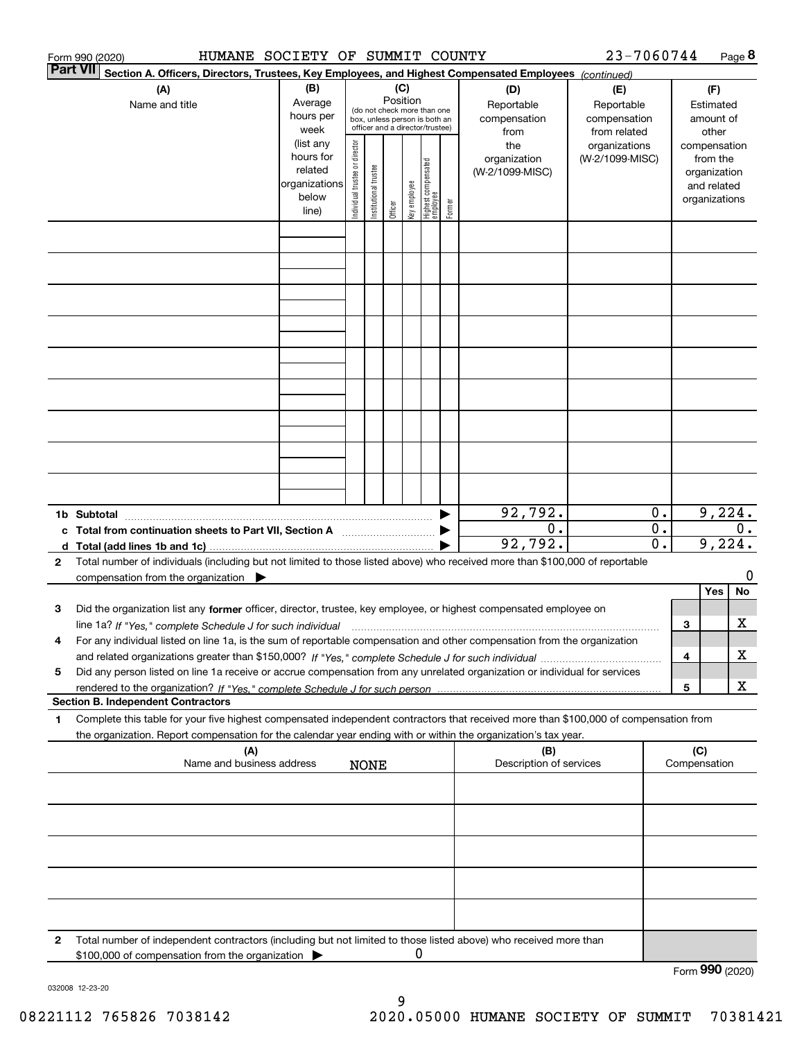Form 990 (2020) HUMANE SOCIETY OF SUMMIT COUNTY 23-7060744

## Part VII Section A. Officers, Directors, Trustees, Key Employees, and Highest Compensated Employees *(continued)*

| (A) Name and title | (B) Average hours per week (list any hours for related organizations below line) | (C) Position (do not check more than one box, unless person is both an officer and a director/trustee): Individual trustee or director | Institutional trustee | Officer | Key employee | Highest compensated employee | Former | (D) Reportable compensation from the organization (W-2/1099-MISC) | (E) Reportable compensation from related organizations (W-2/1099-MISC) | (F) Estimated amount of other compensation from the organization and related organizations |
|---|---|---|---|---|---|---|---|---|---|---|
| | | | | | | | | | | |
| | | | | | | | | | | |
| | | | | | | | | | | |
| | | | | | | | | | | |
| | | | | | | | | | | |
| | | | | | | | | | | |
| | | | | | | | | | | |
| | | | | | | | | | | |
| | | | | | | | | | | |
| **1b Subtotal** | | | | | | | | 92,792. | 0. | 9,224. |
| **c Total from continuation sheets to Part VII, Section A** | | | | | | | | 0. | 0. | 0. |
| **d Total (add lines 1b and 1c)** | | | | | | | | 92,792. | 0. | 9,224. |

**2** Total number of individuals (including but not limited to those listed above) who received more than $100,000 of reportable compensation from the organization ▶ 0

| | | Yes | No |
|---|---|---|---|
| **3** Did the organization list any **former** officer, director, trustee, key employee, or highest compensated employee on line 1a? *If "Yes," complete Schedule J for such individual* | 3 | | X |
| **4** For any individual listed on line 1a, is the sum of reportable compensation and other compensation from the organization and related organizations greater than $150,000? *If "Yes," complete Schedule J for such individual* | 4 | | X |
| **5** Did any person listed on line 1a receive or accrue compensation from any unrelated organization or individual for services rendered to the organization? *If "Yes," complete Schedule J for such person* | 5 | | X |

### Section B. Independent Contractors

**1** Complete this table for your five highest compensated independent contractors that received more than $100,000 of compensation from the organization. Report compensation for the calendar year ending with or within the organization's tax year.

| (A) Name and business address | (B) Description of services | (C) Compensation |
|---|---|---|
| NONE | | |
| | | |
| | | |
| | | |
| | | |

**2** Total number of independent contractors (including but not limited to those listed above) who received more than $100,000 of compensation from the organization ▶ 0

Form **990** (2020)

032008 12-23-20

08221112 765826 7038142 2020.05000 HUMANE SOCIETY OF SUMMIT 70381421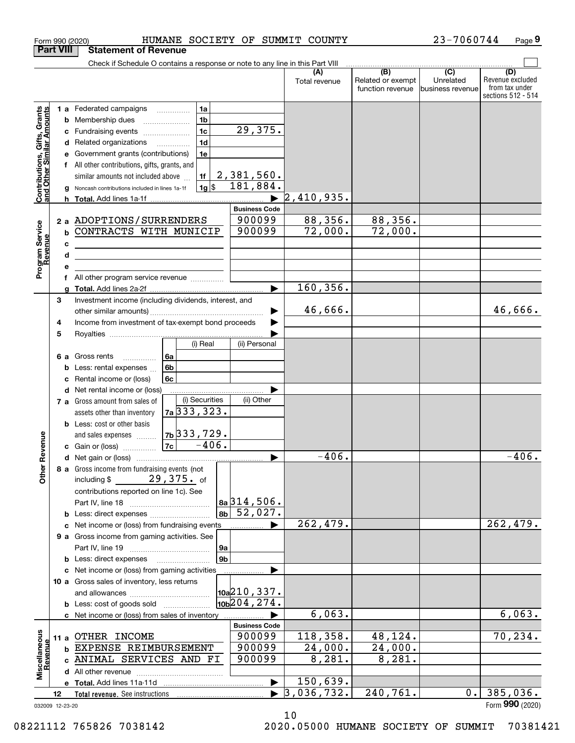Form 990 (2020) HUMANE SOCIETY OF SUMMIT COUNTY 23-7060744

## Part VIII Statement of Revenue

Check if Schedule O contains a response or note to any line in this Part VIII

| | | | (A) Total revenue | (B) Related or exempt function revenue | (C) Unrelated business revenue | (D) Revenue excluded from tax under sections 512 - 514 |
|---|---|---|---|---|---|---|
| **Contributions, Gifts, Grants and Other Similar Amounts** | | | | | | |
| 1 a | Federated campaigns | 1a | | | | |
| b | Membership dues | 1b | | | | |
| c | Fundraising events | 1c 29,375. | | | | |
| d | Related organizations | 1d | | | | |
| e | Government grants (contributions) | 1e | | | | |
| f | All other contributions, gifts, grants, and similar amounts not included above | 1f 2,381,560. | | | | |
| g | Noncash contributions included in lines 1a-1f | 1g $ 181,884. | | | | |
| h | Total. Add lines 1a-1f | | 2,410,935. | | | |
| **Program Service Revenue** | | Business Code | | | | |
| 2 a | ADOPTIONS/SURRENDERS | 900099 | 88,356. | 88,356. | | |
| b | CONTRACTS WITH MUNICIP | 900099 | 72,000. | 72,000. | | |
| c | | | | | | |
| d | | | | | | |
| e | | | | | | |
| f | All other program service revenue | | | | | |
| g | Total. Add lines 2a-2f | | 160,356. | | | |
| **Other Revenue** | | | | | | |
| 3 | Investment income (including dividends, interest, and other similar amounts) | | 46,666. | | | 46,666. |
| 4 | Income from investment of tax-exempt bond proceeds | | | | | |
| 5 | Royalties | | | | | |
| | | (i) Real / (ii) Personal | | | | |
| 6 a | Gross rents | 6a | | | | |
| b | Less: rental expenses | 6b | | | | |
| c | Rental income or (loss) | 6c | | | | |
| d | Net rental income or (loss) | | | | | |
| | | (i) Securities / (ii) Other | | | | |
| 7 a | Gross amount from sales of assets other than inventory | 7a 333,323. | | | | |
| b | Less: cost or other basis and sales expenses | 7b 333,729. | | | | |
| c | Gain or (loss) | 7c -406. | | | | |
| d | Net gain or (loss) | | -406. | | | -406. |
| 8 a | Gross income from fundraising events (not including $ 29,375. of contributions reported on line 1c). See Part IV, line 18 | 8a 314,506. | | | | |
| b | Less: direct expenses | 8b 52,027. | | | | |
| c | Net income or (loss) from fundraising events | | 262,479. | | | 262,479. |
| 9 a | Gross income from gaming activities. See Part IV, line 19 | 9a | | | | |
| b | Less: direct expenses | 9b | | | | |
| c | Net income or (loss) from gaming activities | | | | | |
| 10 a | Gross sales of inventory, less returns and allowances | 10a 210,337. | | | | |
| b | Less: cost of goods sold | 10b 204,274. | | | | |
| c | Net income or (loss) from sales of inventory | | 6,063. | | | 6,063. |
| **Miscellaneous Revenue** | | Business Code | | | | |
| 11 a | OTHER INCOME | 900099 | 118,358. | 48,124. | | 70,234. |
| b | EXPENSE REIMBURSEMENT | 900099 | 24,000. | 24,000. | | |
| c | ANIMAL SERVICES AND FI | 900099 | 8,281. | 8,281. | | |
| d | All other revenue | | | | | |
| e | Total. Add lines 11a-11d | | 150,639. | | | |
| 12 | Total revenue. See instructions | | 3,036,732. | 240,761. | 0. | 385,036. |

032009 12-23-20

Form **990** (2020)

08221112 765826 7038142 2020.05000 HUMANE SOCIETY OF SUMMIT 70381421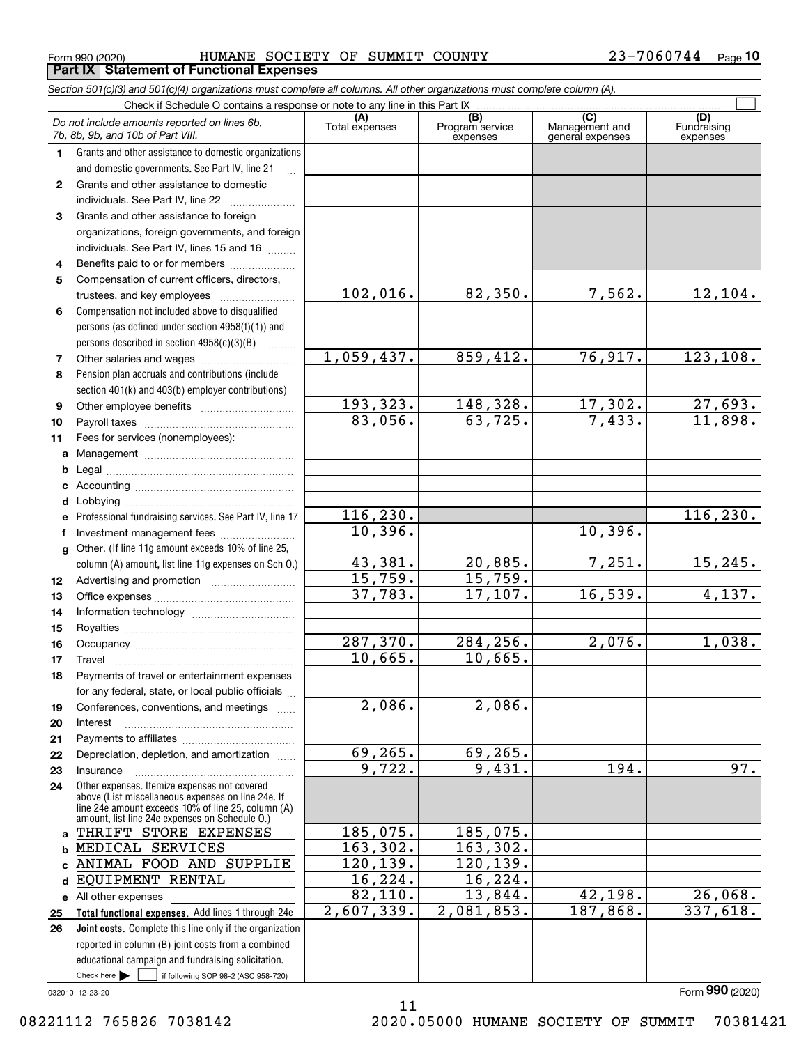Form 990 (2020) HUMANE SOCIETY OF SUMMIT COUNTY 23-7060744 Page **10**

## Part IX Statement of Functional Expenses

*Section 501(c)(3) and 501(c)(4) organizations must complete all columns. All other organizations must complete column (A).*

Check if Schedule O contains a response or note to any line in this Part IX ☐

| | *Do not include amounts reported on lines 6b, 7b, 8b, 9b, and 10b of Part VIII.* | (A) Total expenses | (B) Program service expenses | (C) Management and general expenses | (D) Fundraising expenses |
|---|---|---|---|---|---|
| 1 | Grants and other assistance to domestic organizations and domestic governments. See Part IV, line 21 | | | | |
| 2 | Grants and other assistance to domestic individuals. See Part IV, line 22 | | | | |
| 3 | Grants and other assistance to foreign organizations, foreign governments, and foreign individuals. See Part IV, lines 15 and 16 | | | | |
| 4 | Benefits paid to or for members | | | | |
| 5 | Compensation of current officers, directors, trustees, and key employees | 102,016. | 82,350. | 7,562. | 12,104. |
| 6 | Compensation not included above to disqualified persons (as defined under section 4958(f)(1)) and persons described in section 4958(c)(3)(B) | | | | |
| 7 | Other salaries and wages | 1,059,437. | 859,412. | 76,917. | 123,108. |
| 8 | Pension plan accruals and contributions (include section 401(k) and 403(b) employer contributions) | | | | |
| 9 | Other employee benefits | 193,323. | 148,328. | 17,302. | 27,693. |
| 10 | Payroll taxes | 83,056. | 63,725. | 7,433. | 11,898. |
| 11 | Fees for services (nonemployees): | | | | |
| a | Management | | | | |
| b | Legal | | | | |
| c | Accounting | | | | |
| d | Lobbying | | | | |
| e | Professional fundraising services. See Part IV, line 17 | 116,230. | | | 116,230. |
| f | Investment management fees | 10,396. | | 10,396. | |
| g | Other. (If line 11g amount exceeds 10% of line 25, column (A) amount, list line 11g expenses on Sch O.) | 43,381. | 20,885. | 7,251. | 15,245. |
| 12 | Advertising and promotion | 15,759. | 15,759. | | |
| 13 | Office expenses | 37,783. | 17,107. | 16,539. | 4,137. |
| 14 | Information technology | | | | |
| 15 | Royalties | | | | |
| 16 | Occupancy | 287,370. | 284,256. | 2,076. | 1,038. |
| 17 | Travel | 10,665. | 10,665. | | |
| 18 | Payments of travel or entertainment expenses for any federal, state, or local public officials | | | | |
| 19 | Conferences, conventions, and meetings | 2,086. | 2,086. | | |
| 20 | Interest | | | | |
| 21 | Payments to affiliates | | | | |
| 22 | Depreciation, depletion, and amortization | 69,265. | 69,265. | | |
| 23 | Insurance | 9,722. | 9,431. | 194. | 97. |
| 24 | Other expenses. Itemize expenses not covered above (List miscellaneous expenses on line 24e. If line 24e amount exceeds 10% of line 25, column (A) amount, list line 24e expenses on Schedule O.) | | | | |
| a | THRIFT STORE EXPENSES | 185,075. | 185,075. | | |
| b | MEDICAL SERVICES | 163,302. | 163,302. | | |
| c | ANIMAL FOOD AND SUPPLIE | 120,139. | 120,139. | | |
| d | EQUIPMENT RENTAL | 16,224. | 16,224. | | |
| e | All other expenses | 82,110. | 13,844. | 42,198. | 26,068. |
| 25 | **Total functional expenses.** Add lines 1 through 24e | 2,607,339. | 2,081,853. | 187,868. | 337,618. |
| 26 | **Joint costs.** Complete this line only if the organization reported in column (B) joint costs from a combined educational campaign and fundraising solicitation. Check here ☐ if following SOP 98-2 (ASC 958-720) | | | | |

032010 12-23-20

Form **990** (2020)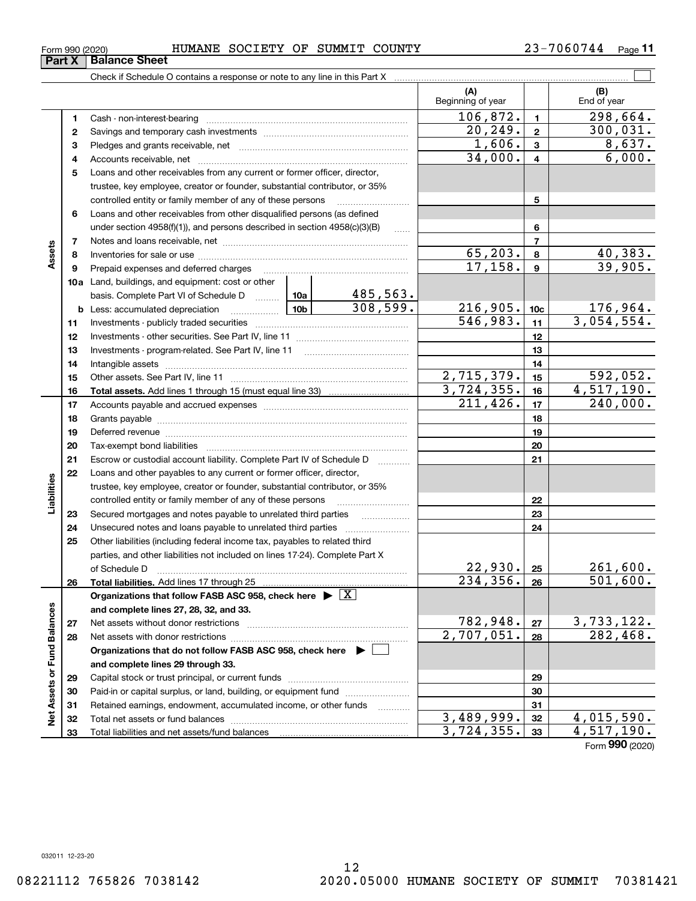Form 990 (2020) HUMANE SOCIETY OF SUMMIT COUNTY 23-7060744

## Part X Balance Sheet

Check if Schedule O contains a response or note to any line in this Part X

| | | | | (A) Beginning of year | | (B) End of year |
|---|---|---|---|---|---|---|
| **Assets** | 1 | Cash - non-interest-bearing | | 106,872. | 1 | 298,664. |
| | 2 | Savings and temporary cash investments | | 20,249. | 2 | 300,031. |
| | 3 | Pledges and grants receivable, net | | 1,606. | 3 | 8,637. |
| | 4 | Accounts receivable, net | | 34,000. | 4 | 6,000. |
| | 5 | Loans and other receivables from any current or former officer, director, trustee, key employee, creator or founder, substantial contributor, or 35% controlled entity or family member of any of these persons | | | 5 | |
| | 6 | Loans and other receivables from other disqualified persons (as defined under section 4958(f)(1)), and persons described in section 4958(c)(3)(B) | | | 6 | |
| | 7 | Notes and loans receivable, net | | | 7 | |
| | 8 | Inventories for sale or use | | 65,203. | 8 | 40,383. |
| | 9 | Prepaid expenses and deferred charges | | 17,158. | 9 | 39,905. |
| | 10a | Land, buildings, and equipment: cost or other basis. Complete Part VI of Schedule D | 10a 485,563. | | | |
| | b | Less: accumulated depreciation | 10b 308,599. | 216,905. | 10c | 176,964. |
| | 11 | Investments - publicly traded securities | | 546,983. | 11 | 3,054,554. |
| | 12 | Investments - other securities. See Part IV, line 11 | | | 12 | |
| | 13 | Investments - program-related. See Part IV, line 11 | | | 13 | |
| | 14 | Intangible assets | | | 14 | |
| | 15 | Other assets. See Part IV, line 11 | | 2,715,379. | 15 | 592,052. |
| | 16 | **Total assets.** Add lines 1 through 15 (must equal line 33) | | 3,724,355. | 16 | 4,517,190. |
| **Liabilities** | 17 | Accounts payable and accrued expenses | | 211,426. | 17 | 240,000. |
| | 18 | Grants payable | | | 18 | |
| | 19 | Deferred revenue | | | 19 | |
| | 20 | Tax-exempt bond liabilities | | | 20 | |
| | 21 | Escrow or custodial account liability. Complete Part IV of Schedule D | | | 21 | |
| | 22 | Loans and other payables to any current or former officer, director, trustee, key employee, creator or founder, substantial contributor, or 35% controlled entity or family member of any of these persons | | | 22 | |
| | 23 | Secured mortgages and notes payable to unrelated third parties | | | 23 | |
| | 24 | Unsecured notes and loans payable to unrelated third parties | | | 24 | |
| | 25 | Other liabilities (including federal income tax, payables to related third parties, and other liabilities not included on lines 17-24). Complete Part X of Schedule D | | 22,930. | 25 | 261,600. |
| | 26 | **Total liabilities.** Add lines 17 through 25 | | 234,356. | 26 | 501,600. |
| **Net Assets or Fund Balances** | | **Organizations that follow FASB ASC 958, check here ▶ [X] and complete lines 27, 28, 32, and 33.** | | | | |
| | 27 | Net assets without donor restrictions | | 782,948. | 27 | 3,733,122. |
| | 28 | Net assets with donor restrictions | | 2,707,051. | 28 | 282,468. |
| | | **Organizations that do not follow FASB ASC 958, check here ▶ [ ] and complete lines 29 through 33.** | | | | |
| | 29 | Capital stock or trust principal, or current funds | | | 29 | |
| | 30 | Paid-in or capital surplus, or land, building, or equipment fund | | | 30 | |
| | 31 | Retained earnings, endowment, accumulated income, or other funds | | | 31 | |
| | 32 | Total net assets or fund balances | | 3,489,999. | 32 | 4,015,590. |
| | 33 | Total liabilities and net assets/fund balances | | 3,724,355. | 33 | 4,517,190. |

Form **990** (2020)

032011 12-23-20

08221112 765826 7038142 2020.05000 HUMANE SOCIETY OF SUMMIT 70381421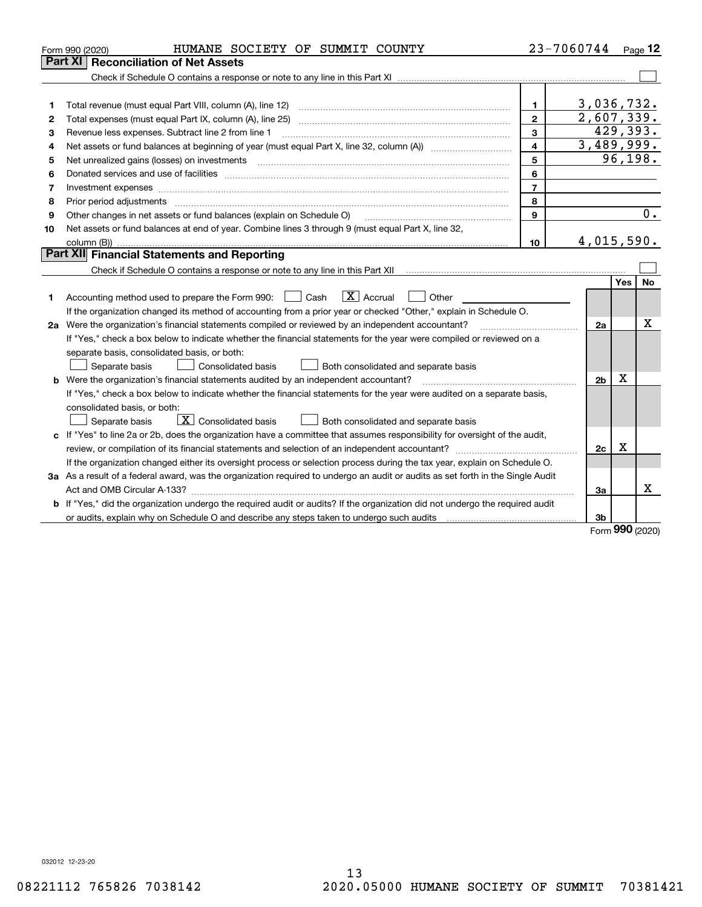Form 990 (2020) HUMANE SOCIETY OF SUMMIT COUNTY 23-7060744 Page 12

## Part XI Reconciliation of Net Assets

Check if Schedule O contains a response or note to any line in this Part XI ☐

| | | | |
|---|---|---|---|
| 1 | Total revenue (must equal Part VIII, column (A), line 12) | 1 | 3,036,732. |
| 2 | Total expenses (must equal Part IX, column (A), line 25) | 2 | 2,607,339. |
| 3 | Revenue less expenses. Subtract line 2 from line 1 | 3 | 429,393. |
| 4 | Net assets or fund balances at beginning of year (must equal Part X, line 32, column (A)) | 4 | 3,489,999. |
| 5 | Net unrealized gains (losses) on investments | 5 | 96,198. |
| 6 | Donated services and use of facilities | 6 | |
| 7 | Investment expenses | 7 | |
| 8 | Prior period adjustments | 8 | |
| 9 | Other changes in net assets or fund balances (explain on Schedule O) | 9 | 0. |
| 10 | Net assets or fund balances at end of year. Combine lines 3 through 9 (must equal Part X, line 32, column (B)) | 10 | 4,015,590. |

## Part XII Financial Statements and Reporting

Check if Schedule O contains a response or note to any line in this Part XII ☐

| | | | Yes | No |
|---|---|---|---|---|
| 1 | Accounting method used to prepare the Form 990: ☐ Cash ☒ Accrual ☐ Other<br>If the organization changed its method of accounting from a prior year or checked "Other," explain in Schedule O. | | | |
| 2a | Were the organization's financial statements compiled or reviewed by an independent accountant?<br>If "Yes," check a box below to indicate whether the financial statements for the year were compiled or reviewed on a separate basis, consolidated basis, or both:<br>☐ Separate basis ☐ Consolidated basis ☐ Both consolidated and separate basis | 2a | | X |
| b | Were the organization's financial statements audited by an independent accountant?<br>If "Yes," check a box below to indicate whether the financial statements for the year were audited on a separate basis, consolidated basis, or both:<br>☐ Separate basis ☒ Consolidated basis ☐ Both consolidated and separate basis | 2b | X | |
| c | If "Yes" to line 2a or 2b, does the organization have a committee that assumes responsibility for oversight of the audit, review, or compilation of its financial statements and selection of an independent accountant?<br>If the organization changed either its oversight process or selection process during the tax year, explain on Schedule O. | 2c | X | |
| 3a | As a result of a federal award, was the organization required to undergo an audit or audits as set forth in the Single Audit Act and OMB Circular A-133? | 3a | | X |
| b | If "Yes," did the organization undergo the required audit or audits? If the organization did not undergo the required audit or audits, explain why on Schedule O and describe any steps taken to undergo such audits | 3b | | |

Form 990 (2020)

032012 12-23-20

08221112 765826 7038142 2020.05000 HUMANE SOCIETY OF SUMMIT 70381421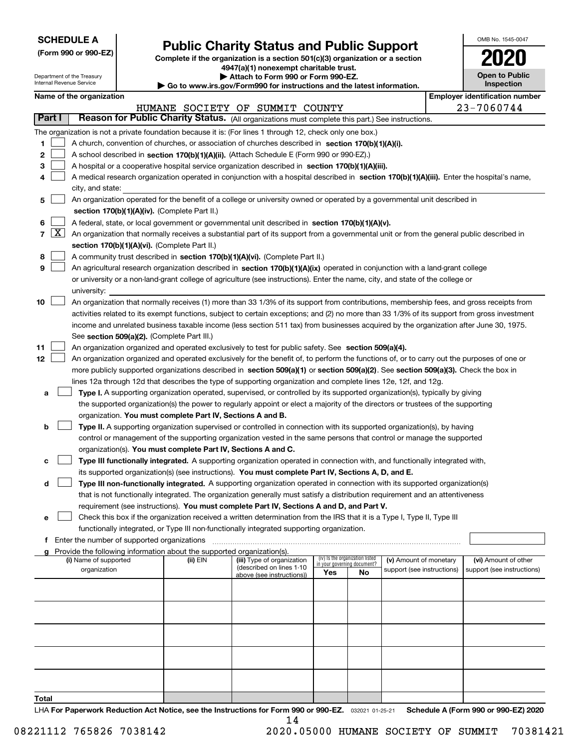**SCHEDULE A**
**(Form 990 or 990-EZ)**

Department of the Treasury
Internal Revenue Service

# Public Charity Status and Public Support

**Complete if the organization is a section 501(c)(3) organization or a section 4947(a)(1) nonexempt charitable trust.**
**▶ Attach to Form 990 or Form 990-EZ.**
**▶ Go to www.irs.gov/Form990 for instructions and the latest information.**

OMB No. 1545-0047
**2020**
**Open to Public Inspection**

**Name of the organization**
HUMANE SOCIETY OF SUMMIT COUNTY

**Employer identification number**
23-7060744

**Part I** **Reason for Public Charity Status.** (All organizations must complete this part.) See instructions.

The organization is not a private foundation because it is: (For lines 1 through 12, check only one box.)

1 [ ] A church, convention of churches, or association of churches described in **section 170(b)(1)(A)(i).**

2 [ ] A school described in **section 170(b)(1)(A)(ii).** (Attach Schedule E (Form 990 or 990-EZ).)

3 [ ] A hospital or a cooperative hospital service organization described in **section 170(b)(1)(A)(iii).**

4 [ ] A medical research organization operated in conjunction with a hospital described in **section 170(b)(1)(A)(iii).** Enter the hospital's name, city, and state:

5 [ ] An organization operated for the benefit of a college or university owned or operated by a governmental unit described in **section 170(b)(1)(A)(iv).** (Complete Part II.)

6 [ ] A federal, state, or local government or governmental unit described in **section 170(b)(1)(A)(v).**

7 [X] An organization that normally receives a substantial part of its support from a governmental unit or from the general public described in **section 170(b)(1)(A)(vi).** (Complete Part II.)

8 [ ] A community trust described in **section 170(b)(1)(A)(vi).** (Complete Part II.)

9 [ ] An agricultural research organization described in **section 170(b)(1)(A)(ix)** operated in conjunction with a land-grant college or university or a non-land-grant college of agriculture (see instructions). Enter the name, city, and state of the college or university:

10 [ ] An organization that normally receives (1) more than 33 1/3% of its support from contributions, membership fees, and gross receipts from activities related to its exempt functions, subject to certain exceptions; and (2) no more than 33 1/3% of its support from gross investment income and unrelated business taxable income (less section 511 tax) from businesses acquired by the organization after June 30, 1975. See **section 509(a)(2).** (Complete Part III.)

11 [ ] An organization organized and operated exclusively to test for public safety. See **section 509(a)(4).**

12 [ ] An organization organized and operated exclusively for the benefit of, to perform the functions of, or to carry out the purposes of one or more publicly supported organizations described in **section 509(a)(1)** or **section 509(a)(2)**. See **section 509(a)(3).** Check the box in lines 12a through 12d that describes the type of supporting organization and complete lines 12e, 12f, and 12g.

a [ ] **Type I.** A supporting organization operated, supervised, or controlled by its supported organization(s), typically by giving the supported organization(s) the power to regularly appoint or elect a majority of the directors or trustees of the supporting organization. **You must complete Part IV, Sections A and B.**

b [ ] **Type II.** A supporting organization supervised or controlled in connection with its supported organization(s), by having control or management of the supporting organization vested in the same persons that control or manage the supported organization(s). **You must complete Part IV, Sections A and C.**

c [ ] **Type III functionally integrated.** A supporting organization operated in connection with, and functionally integrated with, its supported organization(s) (see instructions). **You must complete Part IV, Sections A, D, and E.**

d [ ] **Type III non-functionally integrated.** A supporting organization operated in connection with its supported organization(s) that is not functionally integrated. The organization generally must satisfy a distribution requirement and an attentiveness requirement (see instructions). **You must complete Part IV, Sections A and D, and Part V.**

e [ ] Check this box if the organization received a written determination from the IRS that it is a Type I, Type II, Type III functionally integrated, or Type III non-functionally integrated supporting organization.

f Enter the number of supported organizations

g Provide the following information about the supported organization(s).

| (i) Name of supported organization | (ii) EIN | (iii) Type of organization (described on lines 1-10 above (see instructions)) | (iv) Is the organization listed in your governing document? Yes | No | (v) Amount of monetary support (see instructions) | (vi) Amount of other support (see instructions) |
|---|---|---|---|---|---|---|
| | | | | | | |
| | | | | | | |
| | | | | | | |
| | | | | | | |
| | | | | | | |
| **Total** | | | | | | |

LHA **For Paperwork Reduction Act Notice, see the Instructions for Form 990 or 990-EZ.** 032021 01-25-21 **Schedule A (Form 990 or 990-EZ) 2020**

08221112 765826 7038142 2020.05000 HUMANE SOCIETY OF SUMMIT 70381421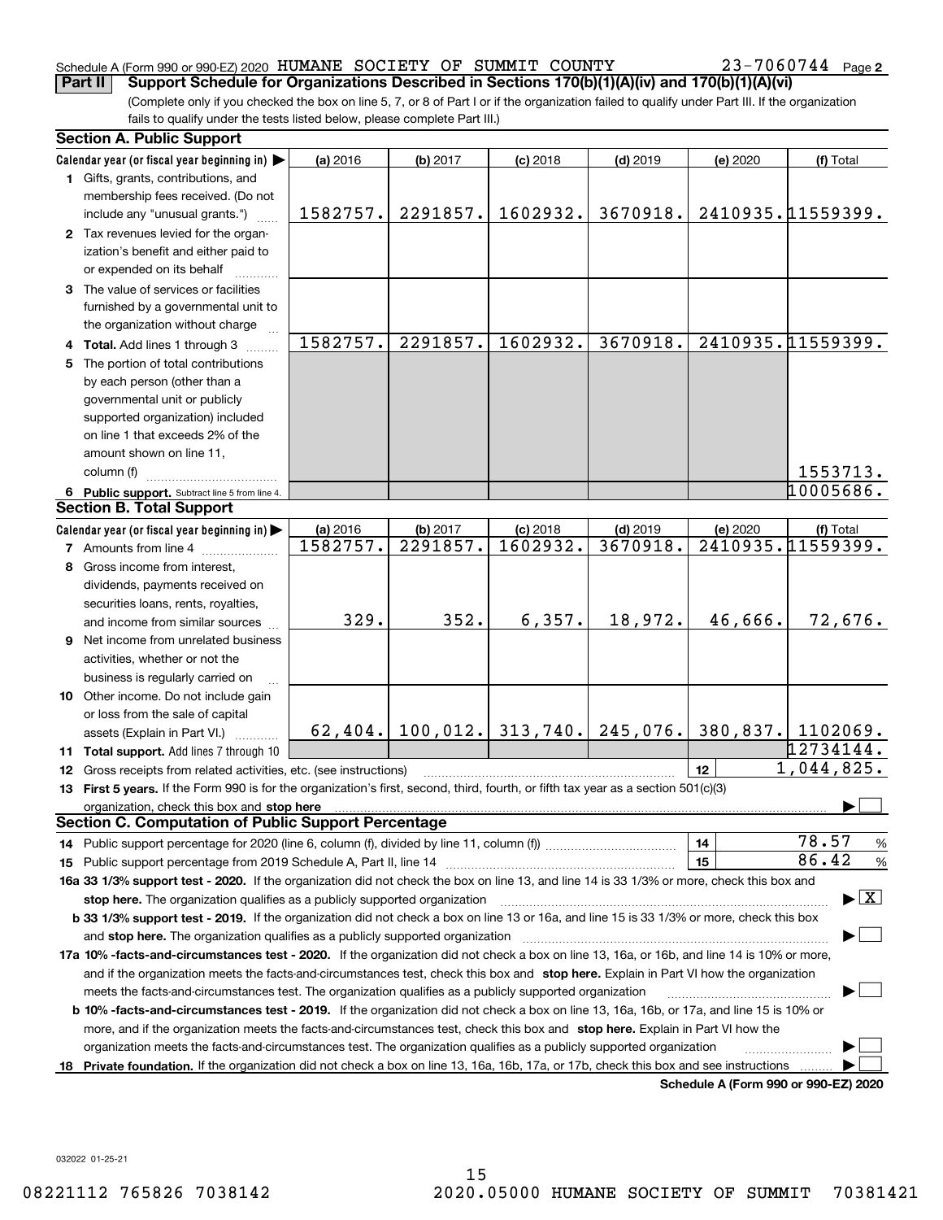Schedule A (Form 990 or 990-EZ) 2020 HUMANE SOCIETY OF SUMMIT COUNTY 23-7060744 Page 2

**Part II Support Schedule for Organizations Described in Sections 170(b)(1)(A)(iv) and 170(b)(1)(A)(vi)**

(Complete only if you checked the box on line 5, 7, or 8 of Part I or if the organization failed to qualify under Part III. If the organization fails to qualify under the tests listed below, please complete Part III.)

## Section A. Public Support

| Calendar year (or fiscal year beginning in) ▶ | (a) 2016 | (b) 2017 | (c) 2018 | (d) 2019 | (e) 2020 | (f) Total |
|---|---|---|---|---|---|---|
| 1 Gifts, grants, contributions, and membership fees received. (Do not include any "unusual grants.") | 1582757. | 2291857. | 1602932. | 3670918. | 2410935. | 11559399. |
| 2 Tax revenues levied for the organization's benefit and either paid to or expended on its behalf | | | | | | |
| 3 The value of services or facilities furnished by a governmental unit to the organization without charge | | | | | | |
| 4 Total. Add lines 1 through 3 | 1582757. | 2291857. | 1602932. | 3670918. | 2410935. | 11559399. |
| 5 The portion of total contributions by each person (other than a governmental unit or publicly supported organization) included on line 1 that exceeds 2% of the amount shown on line 11, column (f) | | | | | | 1553713. |
| 6 Public support. Subtract line 5 from line 4. | | | | | | 10005686. |

## Section B. Total Support

| Calendar year (or fiscal year beginning in) ▶ | (a) 2016 | (b) 2017 | (c) 2018 | (d) 2019 | (e) 2020 | (f) Total |
|---|---|---|---|---|---|---|
| 7 Amounts from line 4 | 1582757. | 2291857. | 1602932. | 3670918. | 2410935. | 11559399. |
| 8 Gross income from interest, dividends, payments received on securities loans, rents, royalties, and income from similar sources | 329. | 352. | 6,357. | 18,972. | 46,666. | 72,676. |
| 9 Net income from unrelated business activities, whether or not the business is regularly carried on | | | | | | |
| 10 Other income. Do not include gain or loss from the sale of capital assets (Explain in Part VI.) | 62,404. | 100,012. | 313,740. | 245,076. | 380,837. | 1102069. |
| 11 Total support. Add lines 7 through 10 | | | | | | 12734144. |

12 Gross receipts from related activities, etc. (see instructions) — 12 — 1,044,825.

13 **First 5 years.** If the Form 990 is for the organization's first, second, third, fourth, or fifth tax year as a section 501(c)(3) organization, check this box and **stop here** ▶ ☐

## Section C. Computation of Public Support Percentage

14 Public support percentage for 2020 (line 6, column (f), divided by line 11, column (f)) — 14 — 78.57 %

15 Public support percentage from 2019 Schedule A, Part II, line 14 — 15 — 86.42 %

**16a 33 1/3% support test - 2020.** If the organization did not check the box on line 13, and line 14 is 33 1/3% or more, check this box and **stop here.** The organization qualifies as a publicly supported organization ▶ ☒

**b 33 1/3% support test - 2019.** If the organization did not check a box on line 13 or 16a, and line 15 is 33 1/3% or more, check this box and **stop here.** The organization qualifies as a publicly supported organization ▶ ☐

**17a 10% -facts-and-circumstances test - 2020.** If the organization did not check a box on line 13, 16a, or 16b, and line 14 is 10% or more, and if the organization meets the facts-and-circumstances test, check this box and **stop here.** Explain in Part VI how the organization meets the facts-and-circumstances test. The organization qualifies as a publicly supported organization ▶ ☐

**b 10% -facts-and-circumstances test - 2019.** If the organization did not check a box on line 13, 16a, 16b, or 17a, and line 15 is 10% or more, and if the organization meets the facts-and-circumstances test, check this box and **stop here.** Explain in Part VI how the organization meets the facts-and-circumstances test. The organization qualifies as a publicly supported organization ▶ ☐

**18 Private foundation.** If the organization did not check a box on line 13, 16a, 16b, 17a, or 17b, check this box and see instructions ▶ ☐

**Schedule A (Form 990 or 990-EZ) 2020**

032022 01-25-21

08221112 765826 7038142 2020.05000 HUMANE SOCIETY OF SUMMIT 70381421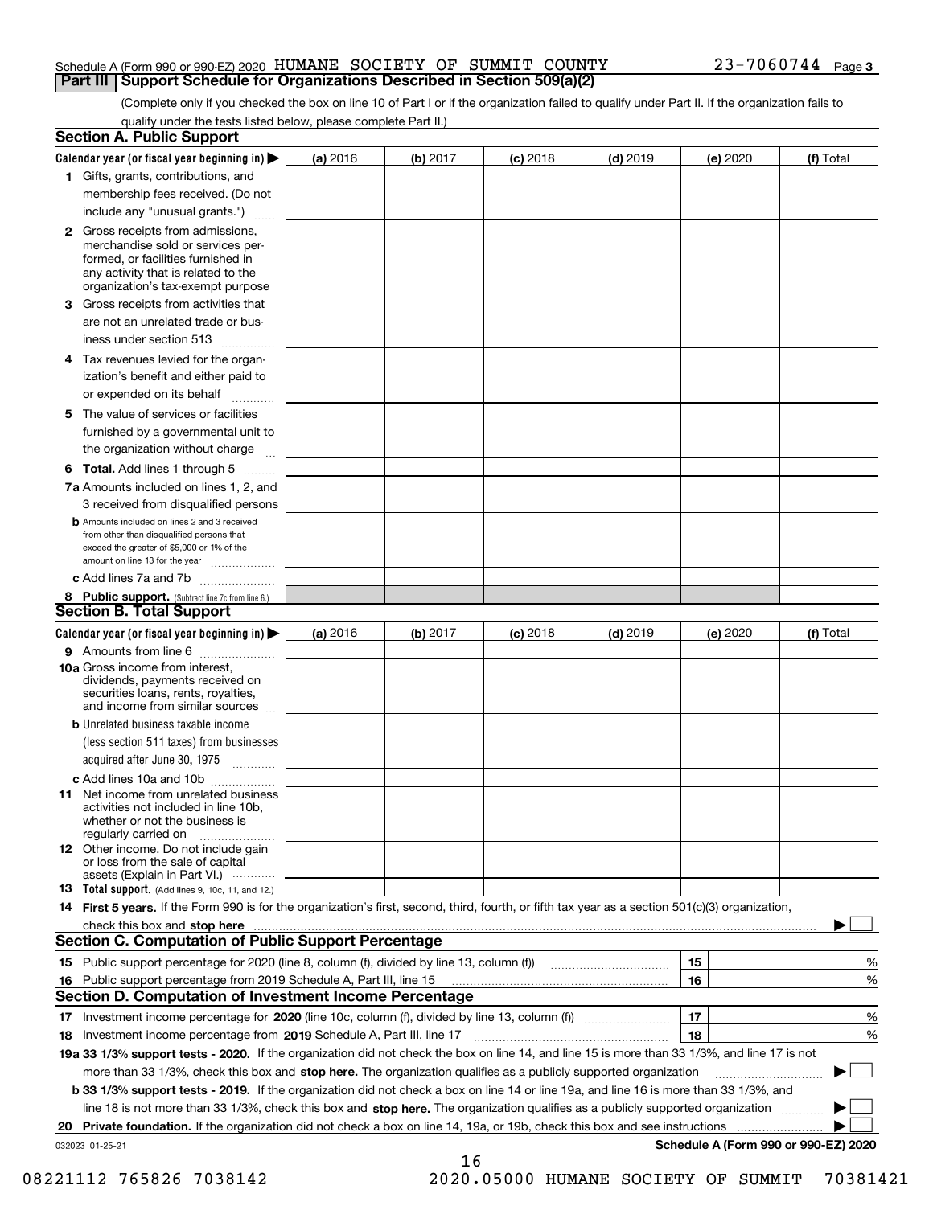Schedule A (Form 990 or 990-EZ) 2020 HUMANE SOCIETY OF SUMMIT COUNTY 23-7060744 Page 3

## Part III Support Schedule for Organizations Described in Section 509(a)(2)

(Complete only if you checked the box on line 10 of Part I or if the organization failed to qualify under Part II. If the organization fails to qualify under the tests listed below, please complete Part II.)

### Section A. Public Support

| Calendar year (or fiscal year beginning in) ▶ | (a) 2016 | (b) 2017 | (c) 2018 | (d) 2019 | (e) 2020 | (f) Total |
|---|---|---|---|---|---|---|
| 1 Gifts, grants, contributions, and membership fees received. (Do not include any "unusual grants.") | | | | | | |
| 2 Gross receipts from admissions, merchandise sold or services performed, or facilities furnished in any activity that is related to the organization's tax-exempt purpose | | | | | | |
| 3 Gross receipts from activities that are not an unrelated trade or business under section 513 | | | | | | |
| 4 Tax revenues levied for the organization's benefit and either paid to or expended on its behalf | | | | | | |
| 5 The value of services or facilities furnished by a governmental unit to the organization without charge | | | | | | |
| 6 Total. Add lines 1 through 5 | | | | | | |
| 7a Amounts included on lines 1, 2, and 3 received from disqualified persons | | | | | | |
| b Amounts included on lines 2 and 3 received from other than disqualified persons that exceed the greater of $5,000 or 1% of the amount on line 13 for the year | | | | | | |
| c Add lines 7a and 7b | | | | | | |
| 8 Public support. (Subtract line 7c from line 6.) | | | | | | |

### Section B. Total Support

| Calendar year (or fiscal year beginning in) ▶ | (a) 2016 | (b) 2017 | (c) 2018 | (d) 2019 | (e) 2020 | (f) Total |
|---|---|---|---|---|---|---|
| 9 Amounts from line 6 | | | | | | |
| 10a Gross income from interest, dividends, payments received on securities loans, rents, royalties, and income from similar sources | | | | | | |
| b Unrelated business taxable income (less section 511 taxes) from businesses acquired after June 30, 1975 | | | | | | |
| c Add lines 10a and 10b | | | | | | |
| 11 Net income from unrelated business activities not included in line 10b, whether or not the business is regularly carried on | | | | | | |
| 12 Other income. Do not include gain or loss from the sale of capital assets (Explain in Part VI.) | | | | | | |
| 13 Total support. (Add lines 9, 10c, 11, and 12.) | | | | | | |

14 **First 5 years.** If the Form 990 is for the organization's first, second, third, fourth, or fifth tax year as a section 501(c)(3) organization, check this box and **stop here** ▶ ☐

### Section C. Computation of Public Support Percentage

| | | | |
|---|---|---|---|
| 15 | Public support percentage for 2020 (line 8, column (f), divided by line 13, column (f)) | 15 | % |
| 16 | Public support percentage from 2019 Schedule A, Part III, line 15 | 16 | % |

### Section D. Computation of Investment Income Percentage

| | | | |
|---|---|---|---|
| 17 | Investment income percentage for **2020** (line 10c, column (f), divided by line 13, column (f)) | 17 | % |
| 18 | Investment income percentage from **2019** Schedule A, Part III, line 17 | 18 | % |

**19a 33 1/3% support tests - 2020.** If the organization did not check the box on line 14, and line 15 is more than 33 1/3%, and line 17 is not more than 33 1/3%, check this box and **stop here.** The organization qualifies as a publicly supported organization ▶ ☐

**b 33 1/3% support tests - 2019.** If the organization did not check a box on line 14 or line 19a, and line 16 is more than 33 1/3%, and line 18 is not more than 33 1/3%, check this box and **stop here.** The organization qualifies as a publicly supported organization ▶ ☐

**20 Private foundation.** If the organization did not check a box on line 14, 19a, or 19b, check this box and see instructions ▶ ☐

032023 01-25-21 **Schedule A (Form 990 or 990-EZ) 2020**

08221112 765826 7038142 2020.05000 HUMANE SOCIETY OF SUMMIT 70381421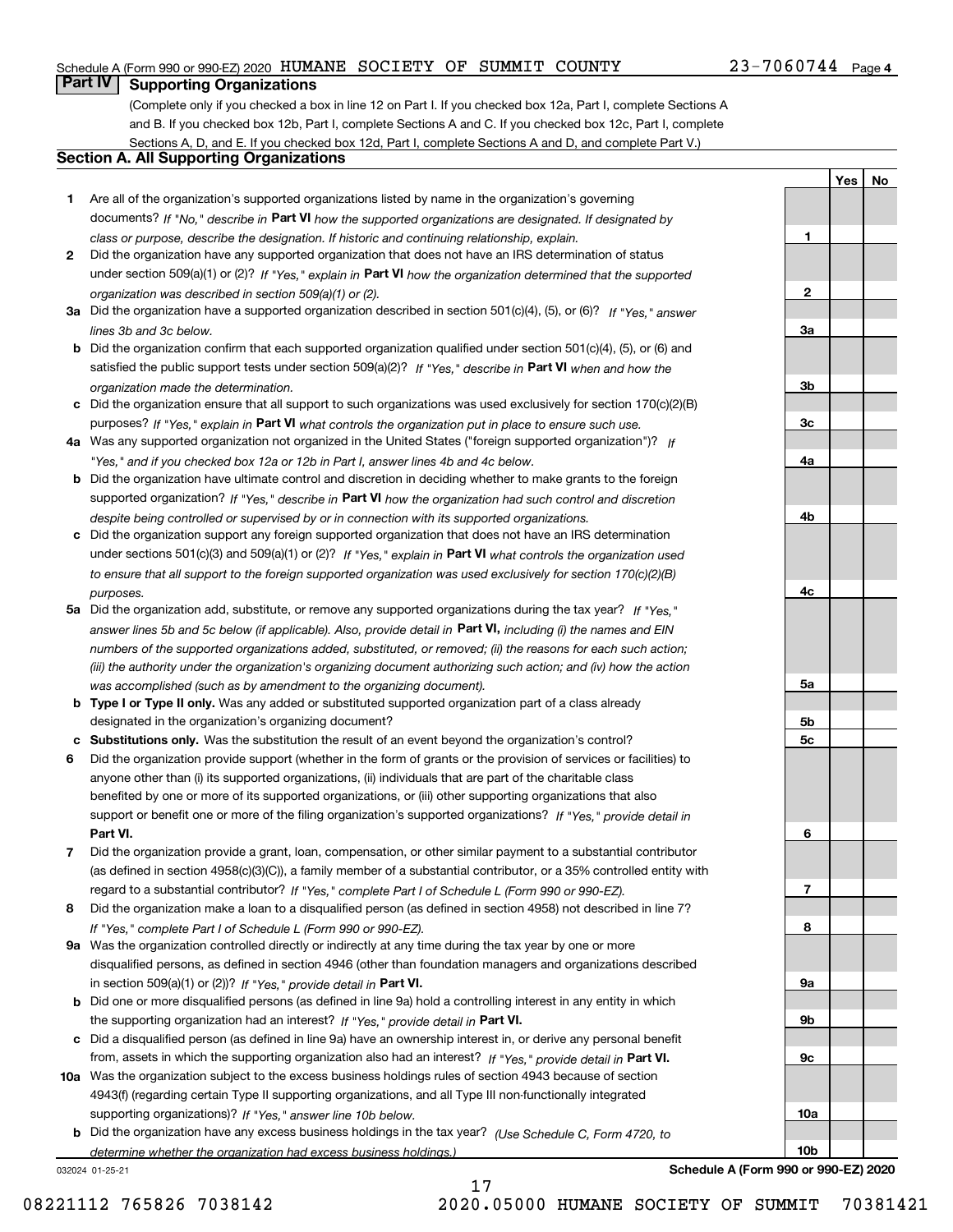Schedule A (Form 990 or 990-EZ) 2020 HUMANE SOCIETY OF SUMMIT COUNTY 23-7060744 Page 4

## Part IV Supporting Organizations

(Complete only if you checked a box in line 12 on Part I. If you checked box 12a, Part I, complete Sections A and B. If you checked box 12b, Part I, complete Sections A and C. If you checked box 12c, Part I, complete Sections A, D, and E. If you checked box 12d, Part I, complete Sections A and D, and complete Part V.)

### Section A. All Supporting Organizations

| | | | Yes | No |
|---|---|---|---|---|
| 1 | Are all of the organization's supported organizations listed by name in the organization's governing documents? *If "No," describe in* **Part VI** *how the supported organizations are designated. If designated by class or purpose, describe the designation. If historic and continuing relationship, explain.* | 1 | | |
| 2 | Did the organization have any supported organization that does not have an IRS determination of status under section 509(a)(1) or (2)? *If "Yes," explain in* **Part VI** *how the organization determined that the supported organization was described in section 509(a)(1) or (2).* | 2 | | |
| 3a | Did the organization have a supported organization described in section 501(c)(4), (5), or (6)? *If "Yes," answer lines 3b and 3c below.* | 3a | | |
| b | Did the organization confirm that each supported organization qualified under section 501(c)(4), (5), or (6) and satisfied the public support tests under section 509(a)(2)? *If "Yes," describe in* **Part VI** *when and how the organization made the determination.* | 3b | | |
| c | Did the organization ensure that all support to such organizations was used exclusively for section 170(c)(2)(B) purposes? *If "Yes," explain in* **Part VI** *what controls the organization put in place to ensure such use.* | 3c | | |
| 4a | Was any supported organization not organized in the United States ("foreign supported organization")? *If "Yes," and if you checked box 12a or 12b in Part I, answer lines 4b and 4c below.* | 4a | | |
| b | Did the organization have ultimate control and discretion in deciding whether to make grants to the foreign supported organization? *If "Yes," describe in* **Part VI** *how the organization had such control and discretion despite being controlled or supervised by or in connection with its supported organizations.* | 4b | | |
| c | Did the organization support any foreign supported organization that does not have an IRS determination under sections 501(c)(3) and 509(a)(1) or (2)? *If "Yes," explain in* **Part VI** *what controls the organization used to ensure that all support to the foreign supported organization was used exclusively for section 170(c)(2)(B) purposes.* | 4c | | |
| 5a | Did the organization add, substitute, or remove any supported organizations during the tax year? *If "Yes," answer lines 5b and 5c below (if applicable). Also, provide detail in* **Part VI,** *including (i) the names and EIN numbers of the supported organizations added, substituted, or removed; (ii) the reasons for each such action; (iii) the authority under the organization's organizing document authorizing such action; and (iv) how the action was accomplished (such as by amendment to the organizing document).* | 5a | | |
| b | **Type I or Type II only.** Was any added or substituted supported organization part of a class already designated in the organization's organizing document? | 5b | | |
| c | **Substitutions only.** Was the substitution the result of an event beyond the organization's control? | 5c | | |
| 6 | Did the organization provide support (whether in the form of grants or the provision of services or facilities) to anyone other than (i) its supported organizations, (ii) individuals that are part of the charitable class benefited by one or more of its supported organizations, or (iii) other supporting organizations that also support or benefit one or more of the filing organization's supported organizations? *If "Yes," provide detail in* **Part VI.** | 6 | | |
| 7 | Did the organization provide a grant, loan, compensation, or other similar payment to a substantial contributor (as defined in section 4958(c)(3)(C)), a family member of a substantial contributor, or a 35% controlled entity with regard to a substantial contributor? *If "Yes," complete Part I of Schedule L (Form 990 or 990-EZ).* | 7 | | |
| 8 | Did the organization make a loan to a disqualified person (as defined in section 4958) not described in line 7? *If "Yes," complete Part I of Schedule L (Form 990 or 990-EZ).* | 8 | | |
| 9a | Was the organization controlled directly or indirectly at any time during the tax year by one or more disqualified persons, as defined in section 4946 (other than foundation managers and organizations described in section 509(a)(1) or (2))? *If "Yes," provide detail in* **Part VI.** | 9a | | |
| b | Did one or more disqualified persons (as defined in line 9a) hold a controlling interest in any entity in which the supporting organization had an interest? *If "Yes," provide detail in* **Part VI.** | 9b | | |
| c | Did a disqualified person (as defined in line 9a) have an ownership interest in, or derive any personal benefit from, assets in which the supporting organization also had an interest? *If "Yes," provide detail in* **Part VI.** | 9c | | |
| 10a | Was the organization subject to the excess business holdings rules of section 4943 because of section 4943(f) (regarding certain Type II supporting organizations, and all Type III non-functionally integrated supporting organizations)? *If "Yes," answer line 10b below.* | 10a | | |
| b | Did the organization have any excess business holdings in the tax year? *(Use Schedule C, Form 4720, to determine whether the organization had excess business holdings.)* | 10b | | |

032024 01-25-21 **Schedule A (Form 990 or 990-EZ) 2020**

08221112 765826 7038142 2020.05000 HUMANE SOCIETY OF SUMMIT 70381421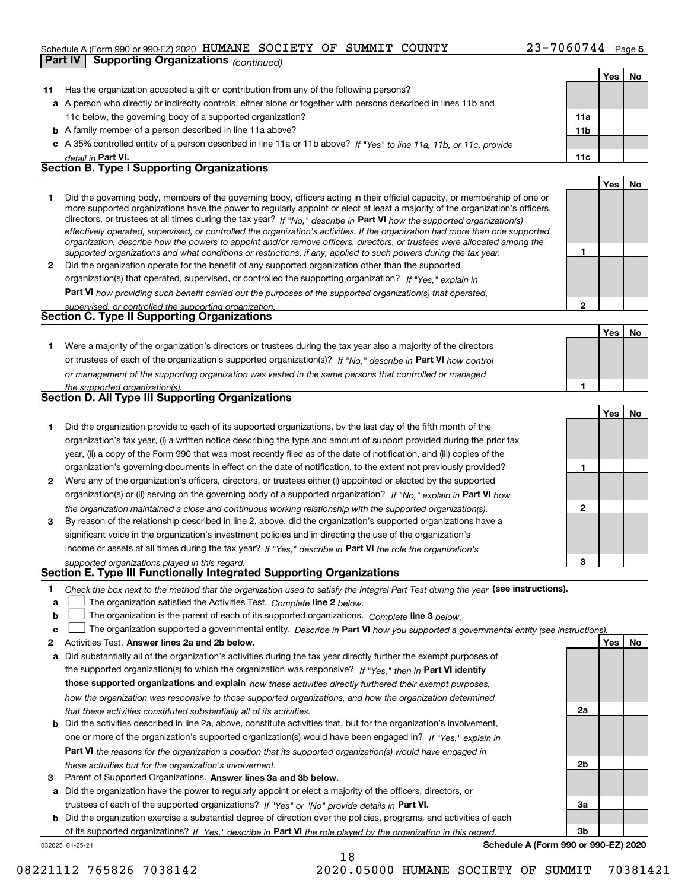Schedule A (Form 990 or 990-EZ) 2020 HUMANE SOCIETY OF SUMMIT COUNTY 23-7060744 Page 5

**Part IV | Supporting Organizations** *(continued)*

| | | | Yes | No |
|---|---|---|---|---|
| **11** | Has the organization accepted a gift or contribution from any of the following persons? | | | |
| **a** | A person who directly or indirectly controls, either alone or together with persons described in lines 11b and 11c below, the governing body of a supported organization? | **11a** | | |
| **b** | A family member of a person described in line 11a above? | **11b** | | |
| **c** | A 35% controlled entity of a person described in line 11a or 11b above? *If "Yes" to line 11a, 11b, or 11c, provide detail in* **Part VI.** | **11c** | | |

## Section B. Type I Supporting Organizations

| | | | Yes | No |
|---|---|---|---|---|
| **1** | Did the governing body, members of the governing body, officers acting in their official capacity, or membership of one or more supported organizations have the power to regularly appoint or elect at least a majority of the organization's officers, directors, or trustees at all times during the tax year? *If "No," describe in* **Part VI** *how the supported organization(s) effectively operated, supervised, or controlled the organization's activities. If the organization had more than one supported organization, describe how the powers to appoint and/or remove officers, directors, or trustees were allocated among the supported organizations and what conditions or restrictions, if any, applied to such powers during the tax year.* | **1** | | |
| **2** | Did the organization operate for the benefit of any supported organization other than the supported organization(s) that operated, supervised, or controlled the supporting organization? *If "Yes," explain in* **Part VI** *how providing such benefit carried out the purposes of the supported organization(s) that operated, supervised, or controlled the supporting organization.* | **2** | | |

## Section C. Type II Supporting Organizations

| | | | Yes | No |
|---|---|---|---|---|
| **1** | Were a majority of the organization's directors or trustees during the tax year also a majority of the directors or trustees of each of the organization's supported organization(s)? *If "No," describe in* **Part VI** *how control or management of the supporting organization was vested in the same persons that controlled or managed the supported organization(s).* | **1** | | |

## Section D. All Type III Supporting Organizations

| | | | Yes | No |
|---|---|---|---|---|
| **1** | Did the organization provide to each of its supported organizations, by the last day of the fifth month of the organization's tax year, (i) a written notice describing the type and amount of support provided during the prior tax year, (ii) a copy of the Form 990 that was most recently filed as of the date of notification, and (iii) copies of the organization's governing documents in effect on the date of notification, to the extent not previously provided? | **1** | | |
| **2** | Were any of the organization's officers, directors, or trustees either (i) appointed or elected by the supported organization(s) or (ii) serving on the governing body of a supported organization? *If "No," explain in* **Part VI** *how the organization maintained a close and continuous working relationship with the supported organization(s).* | **2** | | |
| **3** | By reason of the relationship described in line 2, above, did the organization's supported organizations have a significant voice in the organization's investment policies and in directing the use of the organization's income or assets at all times during the tax year? *If "Yes," describe in* **Part VI** *the role the organization's supported organizations played in this regard.* | **3** | | |

## Section E. Type III Functionally Integrated Supporting Organizations

**1** *Check the box next to the method that the organization used to satisfy the Integral Part Test during the year* **(see instructions).**

- **a** ☐ The organization satisfied the Activities Test. *Complete* **line 2** *below.*
- **b** ☐ The organization is the parent of each of its supported organizations. *Complete* **line 3** *below.*
- **c** ☐ The organization supported a governmental entity. *Describe in* **Part VI** *how you supported a governmental entity (see instructions).*

| | | | Yes | No |
|---|---|---|---|---|
| **2** | Activities Test. **Answer lines 2a and 2b below.** | | | |
| **a** | Did substantially all of the organization's activities during the tax year directly further the exempt purposes of the supported organization(s) to which the organization was responsive? *If "Yes," then in* **Part VI identify those supported organizations and explain** *how these activities directly furthered their exempt purposes, how the organization was responsive to those supported organizations, and how the organization determined that these activities constituted substantially all of its activities.* | **2a** | | |
| **b** | Did the activities described in line 2a, above, constitute activities that, but for the organization's involvement, one or more of the organization's supported organization(s) would have been engaged in? *If "Yes," explain in* **Part VI** *the reasons for the organization's position that its supported organization(s) would have engaged in these activities but for the organization's involvement.* | **2b** | | |
| **3** | Parent of Supported Organizations. **Answer lines 3a and 3b below.** | | | |
| **a** | Did the organization have the power to regularly appoint or elect a majority of the officers, directors, or trustees of each of the supported organizations? *If "Yes" or "No" provide details in* **Part VI.** | **3a** | | |
| **b** | Did the organization exercise a substantial degree of direction over the policies, programs, and activities of each of its supported organizations? *If "Yes," describe in* **Part VI** *the role played by the organization in this regard.* | **3b** | | |

032025 01-25-21 **Schedule A (Form 990 or 990-EZ) 2020**

08221112 765826 7038142 2020.05000 HUMANE SOCIETY OF SUMMIT 70381421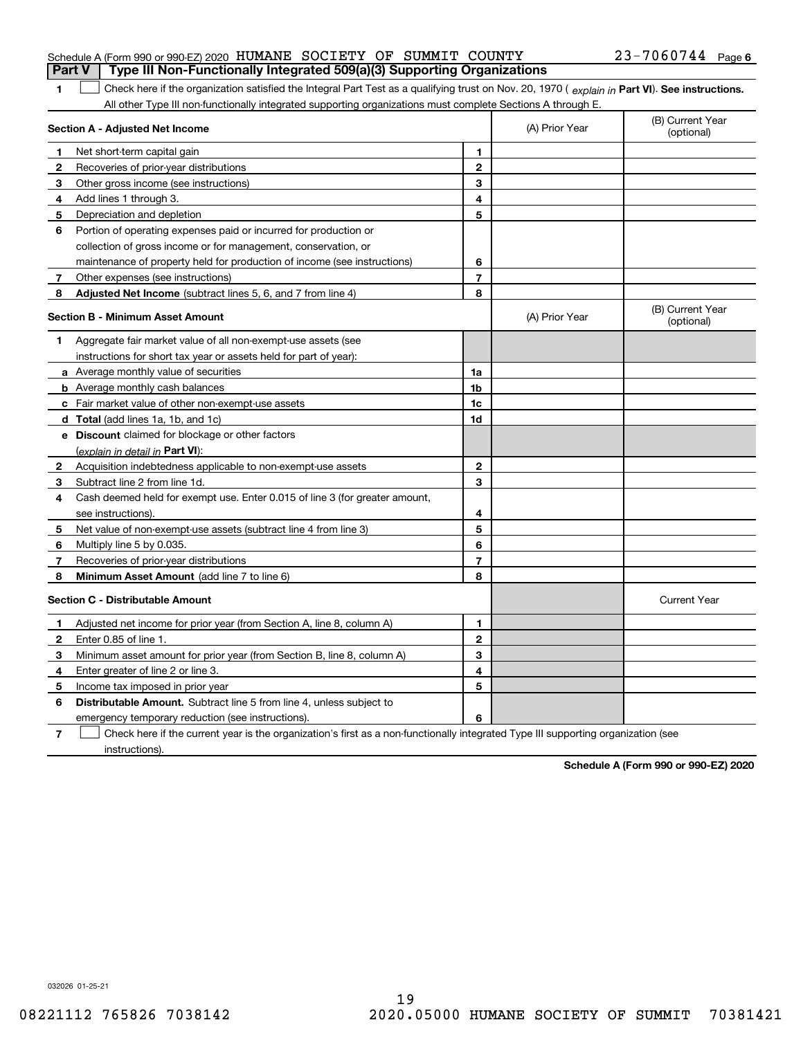Schedule A (Form 990 or 990-EZ) 2020 HUMANE SOCIETY OF SUMMIT COUNTY 23-7060744 Page 6

## Part V Type III Non-Functionally Integrated 509(a)(3) Supporting Organizations

**1** ☐ Check here if the organization satisfied the Integral Part Test as a qualifying trust on Nov. 20, 1970 ( *explain in* **Part VI**). **See instructions.** All other Type III non-functionally integrated supporting organizations must complete Sections A through E.

| **Section A - Adjusted Net Income** | | (A) Prior Year | (B) Current Year (optional) |
|---|---|---|---|
| **1** Net short-term capital gain | 1 | | |
| **2** Recoveries of prior-year distributions | 2 | | |
| **3** Other gross income (see instructions) | 3 | | |
| **4** Add lines 1 through 3. | 4 | | |
| **5** Depreciation and depletion | 5 | | |
| **6** Portion of operating expenses paid or incurred for production or collection of gross income or for management, conservation, or maintenance of property held for production of income (see instructions) | 6 | | |
| **7** Other expenses (see instructions) | 7 | | |
| **8** **Adjusted Net Income** (subtract lines 5, 6, and 7 from line 4) | 8 | | |

| **Section B - Minimum Asset Amount** | | (A) Prior Year | (B) Current Year (optional) |
|---|---|---|---|
| **1** Aggregate fair market value of all non-exempt-use assets (see instructions for short tax year or assets held for part of year): | | | |
| **a** Average monthly value of securities | 1a | | |
| **b** Average monthly cash balances | 1b | | |
| **c** Fair market value of other non-exempt-use assets | 1c | | |
| **d** **Total** (add lines 1a, 1b, and 1c) | 1d | | |
| **e** **Discount** claimed for blockage or other factors (*explain in detail in* **Part VI**): | | | |
| **2** Acquisition indebtedness applicable to non-exempt-use assets | 2 | | |
| **3** Subtract line 2 from line 1d. | 3 | | |
| **4** Cash deemed held for exempt use. Enter 0.015 of line 3 (for greater amount, see instructions). | 4 | | |
| **5** Net value of non-exempt-use assets (subtract line 4 from line 3) | 5 | | |
| **6** Multiply line 5 by 0.035. | 6 | | |
| **7** Recoveries of prior-year distributions | 7 | | |
| **8** **Minimum Asset Amount** (add line 7 to line 6) | 8 | | |

| **Section C - Distributable Amount** | | | Current Year |
|---|---|---|---|
| **1** Adjusted net income for prior year (from Section A, line 8, column A) | 1 | | |
| **2** Enter 0.85 of line 1. | 2 | | |
| **3** Minimum asset amount for prior year (from Section B, line 8, column A) | 3 | | |
| **4** Enter greater of line 2 or line 3. | 4 | | |
| **5** Income tax imposed in prior year | 5 | | |
| **6** **Distributable Amount.** Subtract line 5 from line 4, unless subject to emergency temporary reduction (see instructions). | 6 | | |

**7** ☐ Check here if the current year is the organization's first as a non-functionally integrated Type III supporting organization (see instructions).

**Schedule A (Form 990 or 990-EZ) 2020**

032026 01-25-21

08221112 765826 7038142 2020.05000 HUMANE SOCIETY OF SUMMIT 70381421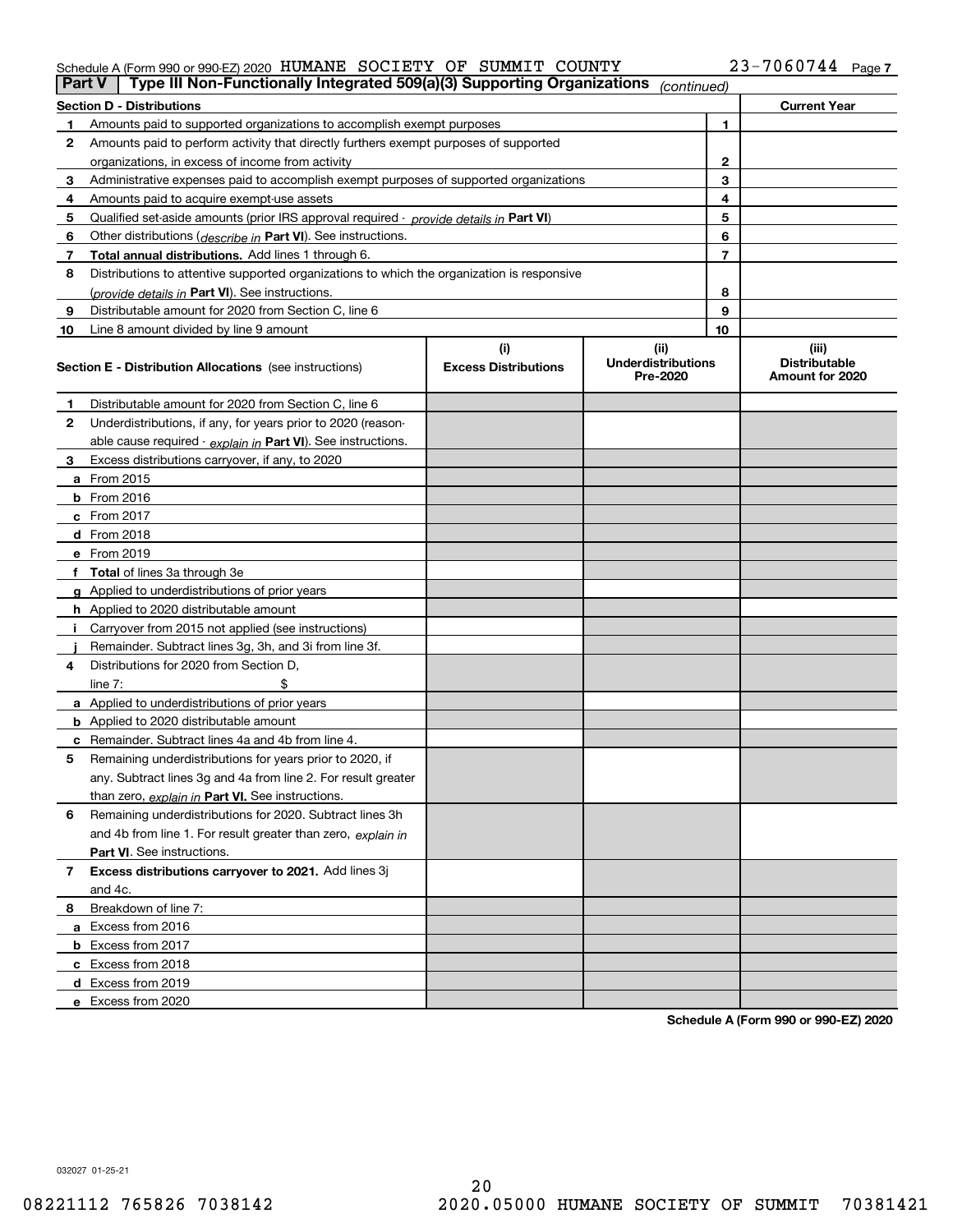Schedule A (Form 990 or 990-EZ) 2020 HUMANE SOCIETY OF SUMMIT COUNTY 23-7060744 Page 7

**Part V | Type III Non-Functionally Integrated 509(a)(3) Supporting Organizations** *(continued)*

| Section D - Distributions | | | Current Year |
|---|---|---|---|
| 1 | Amounts paid to supported organizations to accomplish exempt purposes | 1 | |
| 2 | Amounts paid to perform activity that directly furthers exempt purposes of supported organizations, in excess of income from activity | 2 | |
| 3 | Administrative expenses paid to accomplish exempt purposes of supported organizations | 3 | |
| 4 | Amounts paid to acquire exempt-use assets | 4 | |
| 5 | Qualified set-aside amounts (prior IRS approval required - *provide details in* **Part VI**) | 5 | |
| 6 | Other distributions (*describe in* **Part VI**). See instructions. | 6 | |
| 7 | **Total annual distributions.** Add lines 1 through 6. | 7 | |
| 8 | Distributions to attentive supported organizations to which the organization is responsive (*provide details in* **Part VI**). See instructions. | 8 | |
| 9 | Distributable amount for 2020 from Section C, line 6 | 9 | |
| 10 | Line 8 amount divided by line 9 amount | 10 | |

| **Section E - Distribution Allocations** (see instructions) | (i) Excess Distributions | (ii) Underdistributions Pre-2020 | (iii) Distributable Amount for 2020 |
|---|---|---|---|
| **1** Distributable amount for 2020 from Section C, line 6 | | | |
| **2** Underdistributions, if any, for years prior to 2020 (reasonable cause required - *explain in* **Part VI**). See instructions. | | | |
| **3** Excess distributions carryover, if any, to 2020 | | | |
| **a** From 2015 | | | |
| **b** From 2016 | | | |
| **c** From 2017 | | | |
| **d** From 2018 | | | |
| **e** From 2019 | | | |
| **f** **Total** of lines 3a through 3e | | | |
| **g** Applied to underdistributions of prior years | | | |
| **h** Applied to 2020 distributable amount | | | |
| **i** Carryover from 2015 not applied (see instructions) | | | |
| **j** Remainder. Subtract lines 3g, 3h, and 3i from line 3f. | | | |
| **4** Distributions for 2020 from Section D, line 7: $ | | | |
| **a** Applied to underdistributions of prior years | | | |
| **b** Applied to 2020 distributable amount | | | |
| **c** Remainder. Subtract lines 4a and 4b from line 4. | | | |
| **5** Remaining underdistributions for years prior to 2020, if any. Subtract lines 3g and 4a from line 2. For result greater than zero, *explain in* **Part VI.** See instructions. | | | |
| **6** Remaining underdistributions for 2020. Subtract lines 3h and 4b from line 1. For result greater than zero, *explain in* **Part VI**. See instructions. | | | |
| **7** **Excess distributions carryover to 2021.** Add lines 3j and 4c. | | | |
| **8** Breakdown of line 7: | | | |
| **a** Excess from 2016 | | | |
| **b** Excess from 2017 | | | |
| **c** Excess from 2018 | | | |
| **d** Excess from 2019 | | | |
| **e** Excess from 2020 | | | |

**Schedule A (Form 990 or 990-EZ) 2020**

032027 01-25-21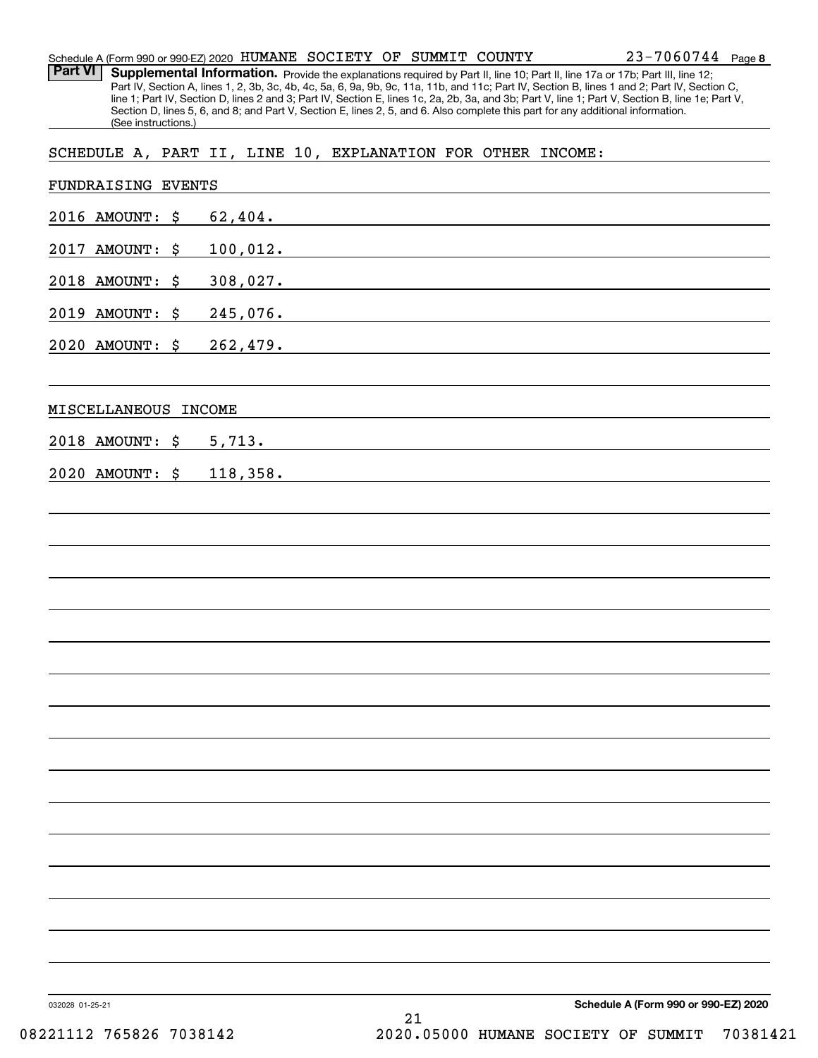## Part VI Supplemental Information.

Provide the explanations required by Part II, line 10; Part II, line 17a or 17b; Part III, line 12; Part IV, Section A, lines 1, 2, 3b, 3c, 4b, 4c, 5a, 6, 9a, 9b, 9c, 11a, 11b, and 11c; Part IV, Section B, lines 1 and 2; Part IV, Section C, line 1; Part IV, Section D, lines 2 and 3; Part IV, Section E, lines 1c, 2a, 2b, 3a, and 3b; Part V, line 1; Part V, Section B, line 1e; Part V, Section D, lines 5, 6, and 8; and Part V, Section E, lines 2, 5, and 6. Also complete this part for any additional information. (See instructions.)

SCHEDULE A, PART II, LINE 10, EXPLANATION FOR OTHER INCOME:

FUNDRAISING EVENTS

2016 AMOUNT: $ 62,404.

2017 AMOUNT: $ 100,012.

2018 AMOUNT: $ 308,027.

2019 AMOUNT: $ 245,076.

2020 AMOUNT: $ 262,479.

MISCELLANEOUS INCOME

2018 AMOUNT: $ 5,713.

2020 AMOUNT: $ 118,358.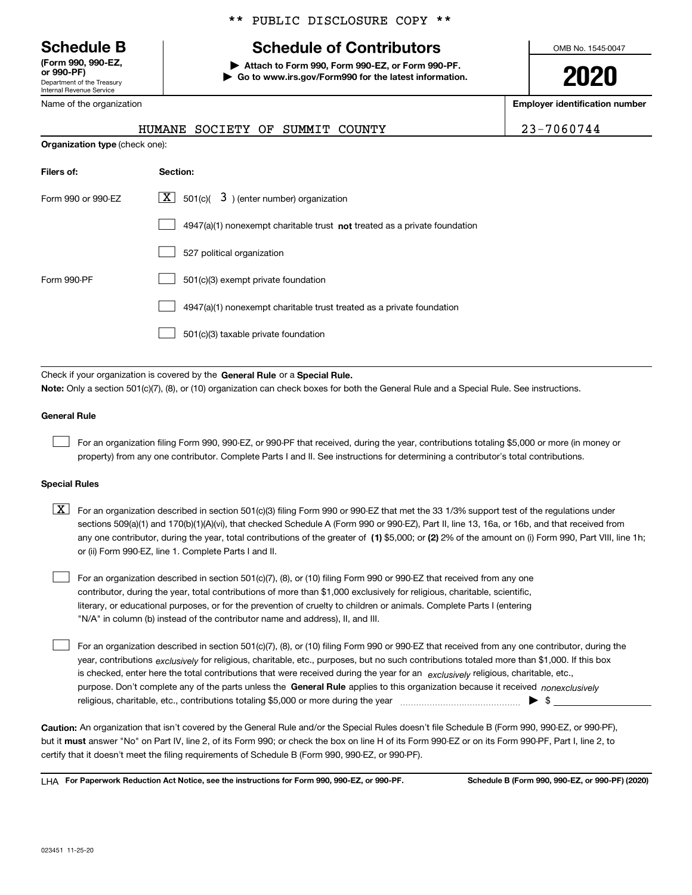** PUBLIC DISCLOSURE COPY **

# Schedule B

**(Form 990, 990-EZ, or 990-PF)**
Department of the Treasury
Internal Revenue Service

## Schedule of Contributors

▶ **Attach to Form 990, Form 990-EZ, or Form 990-PF.**
▶ **Go to www.irs.gov/Form990 for the latest information.**

OMB No. 1545-0047

**2020**

| Name of the organization | Employer identification number |
|---|---|
| HUMANE SOCIETY OF SUMMIT COUNTY | 23-7060744 |

**Organization type** (check one):

| Filers of: | Section: |
|---|---|
| Form 990 or 990-EZ | [X] 501(c)( 3 ) (enter number) organization |
| | [ ] 4947(a)(1) nonexempt charitable trust **not** treated as a private foundation |
| | [ ] 527 political organization |
| Form 990-PF | [ ] 501(c)(3) exempt private foundation |
| | [ ] 4947(a)(1) nonexempt charitable trust treated as a private foundation |
| | [ ] 501(c)(3) taxable private foundation |

Check if your organization is covered by the **General Rule** or a **Special Rule.**

**Note:** Only a section 501(c)(7), (8), or (10) organization can check boxes for both the General Rule and a Special Rule. See instructions.

### General Rule

[ ] For an organization filing Form 990, 990-EZ, or 990-PF that received, during the year, contributions totaling $5,000 or more (in money or property) from any one contributor. Complete Parts I and II. See instructions for determining a contributor's total contributions.

### Special Rules

[X] For an organization described in section 501(c)(3) filing Form 990 or 990-EZ that met the 33 1/3% support test of the regulations under sections 509(a)(1) and 170(b)(1)(A)(vi), that checked Schedule A (Form 990 or 990-EZ), Part II, line 13, 16a, or 16b, and that received from any one contributor, during the year, total contributions of the greater of **(1)** $5,000; or **(2)** 2% of the amount on (i) Form 990, Part VIII, line 1h; or (ii) Form 990-EZ, line 1. Complete Parts I and II.

[ ] For an organization described in section 501(c)(7), (8), or (10) filing Form 990 or 990-EZ that received from any one contributor, during the year, total contributions of more than $1,000 exclusively for religious, charitable, scientific, literary, or educational purposes, or for the prevention of cruelty to children or animals. Complete Parts I (entering "N/A" in column (b) instead of the contributor name and address), II, and III.

[ ] For an organization described in section 501(c)(7), (8), or (10) filing Form 990 or 990-EZ that received from any one contributor, during the year, contributions *exclusively* for religious, charitable, etc., purposes, but no such contributions totaled more than $1,000. If this box is checked, enter here the total contributions that were received during the year for an *exclusively* religious, charitable, etc., purpose. Don't complete any of the parts unless the **General Rule** applies to this organization because it received *nonexclusively* religious, charitable, etc., contributions totaling $5,000 or more during the year ▶ $

**Caution:** An organization that isn't covered by the General Rule and/or the Special Rules doesn't file Schedule B (Form 990, 990-EZ, or 990-PF), but it **must** answer "No" on Part IV, line 2, of its Form 990; or check the box on line H of its Form 990-EZ or on its Form 990-PF, Part I, line 2, to certify that it doesn't meet the filing requirements of Schedule B (Form 990, 990-EZ, or 990-PF).

LHA **For Paperwork Reduction Act Notice, see the instructions for Form 990, 990-EZ, or 990-PF.** **Schedule B (Form 990, 990-EZ, or 990-PF) (2020)**

023451 11-25-20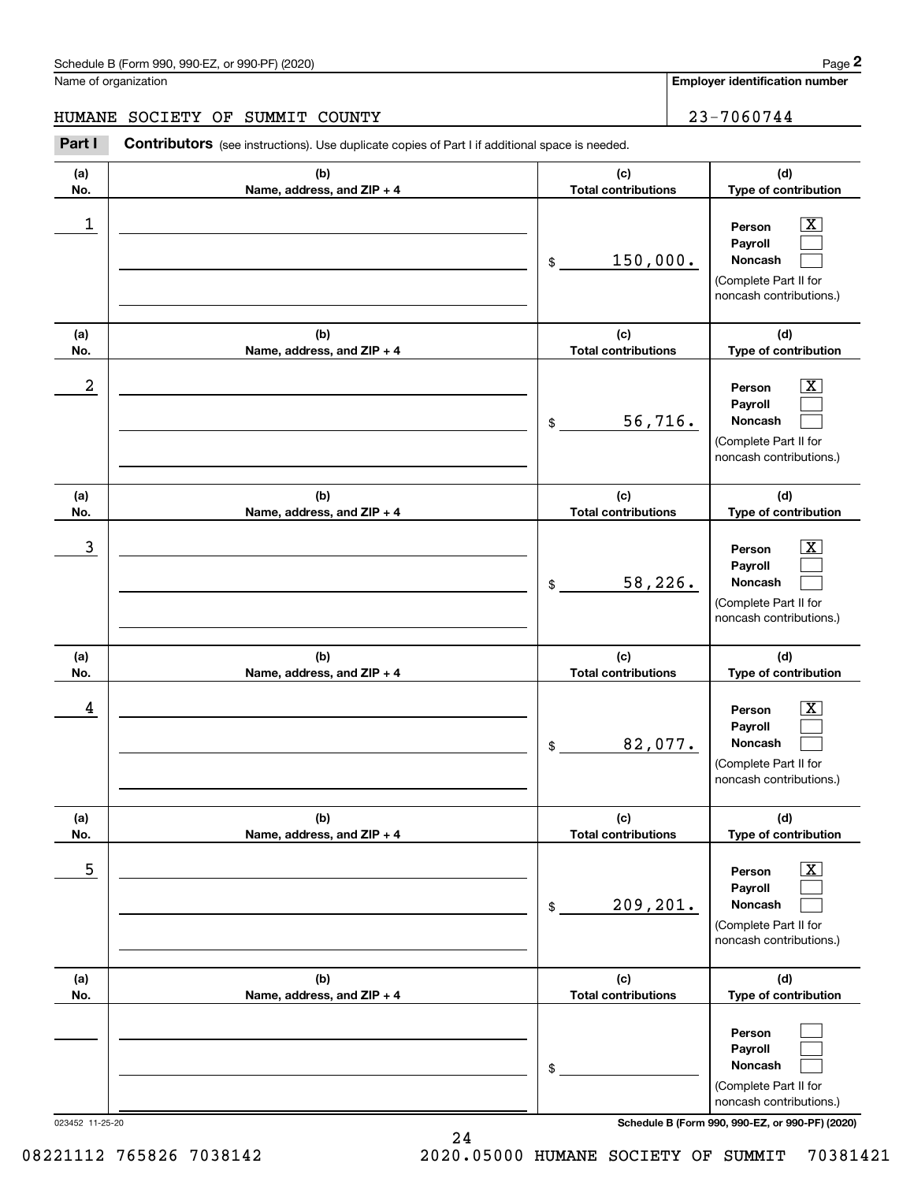Schedule B (Form 990, 990-EZ, or 990-PF) (2020)

Name of organization: HUMANE SOCIETY OF SUMMIT COUNTY

Employer identification number: 23-7060744

**Part I** **Contributors** (see instructions). Use duplicate copies of Part I if additional space is needed.

| (a) No. | (b) Name, address, and ZIP + 4 | (c) Total contributions | (d) Type of contribution |
|---|---|---|---|
| 1 | | $ 150,000. | Person [X] Payroll [ ] Noncash [ ] (Complete Part II for noncash contributions.) |
| 2 | | $ 56,716. | Person [X] Payroll [ ] Noncash [ ] (Complete Part II for noncash contributions.) |
| 3 | | $ 58,226. | Person [X] Payroll [ ] Noncash [ ] (Complete Part II for noncash contributions.) |
| 4 | | $ 82,077. | Person [X] Payroll [ ] Noncash [ ] (Complete Part II for noncash contributions.) |
| 5 | | $ 209,201. | Person [X] Payroll [ ] Noncash [ ] (Complete Part II for noncash contributions.) |
| | | $ | Person [ ] Payroll [ ] Noncash [ ] (Complete Part II for noncash contributions.) |

023452 11-25-20

08221112 765826 7038142 2020.05000 HUMANE SOCIETY OF SUMMIT 70381421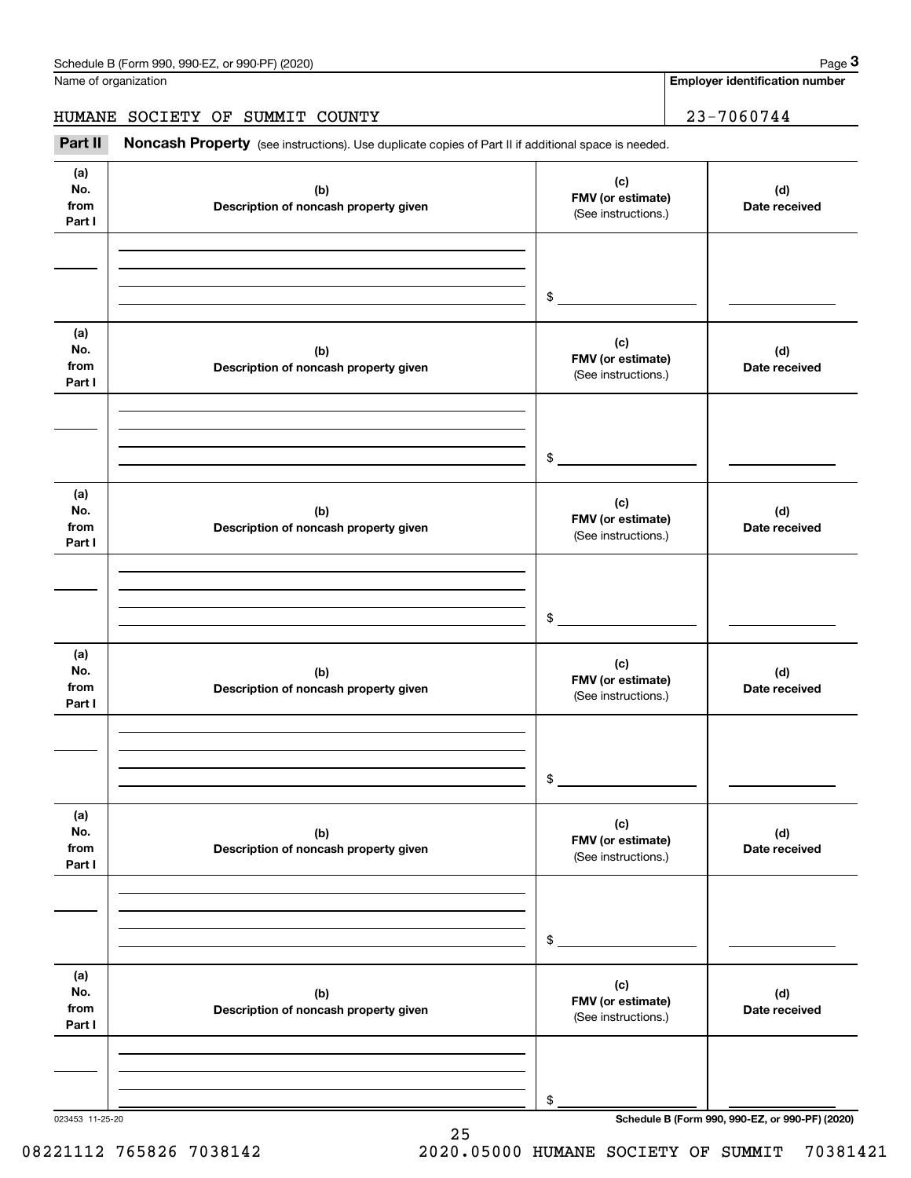Name of organization

**Employer identification number**

HUMANE SOCIETY OF SUMMIT COUNTY

23-7060744

**Part II** **Noncash Property** (see instructions). Use duplicate copies of Part II if additional space is needed.

| (a) No. from Part I | (b) Description of noncash property given | (c) FMV (or estimate) (See instructions.) | (d) Date received |
|---|---|---|---|
| | | $ | |

| (a) No. from Part I | (b) Description of noncash property given | (c) FMV (or estimate) (See instructions.) | (d) Date received |
|---|---|---|---|
| | | $ | |

| (a) No. from Part I | (b) Description of noncash property given | (c) FMV (or estimate) (See instructions.) | (d) Date received |
|---|---|---|---|
| | | $ | |

| (a) No. from Part I | (b) Description of noncash property given | (c) FMV (or estimate) (See instructions.) | (d) Date received |
|---|---|---|---|
| | | $ | |

| (a) No. from Part I | (b) Description of noncash property given | (c) FMV (or estimate) (See instructions.) | (d) Date received |
|---|---|---|---|
| | | $ | |

| (a) No. from Part I | (b) Description of noncash property given | (c) FMV (or estimate) (See instructions.) | (d) Date received |
|---|---|---|---|
| | | $ | |

023453 11-25-20

**Schedule B (Form 990, 990-EZ, or 990-PF) (2020)**

08221112 765826 7038142 2020.05000 HUMANE SOCIETY OF SUMMIT 70381421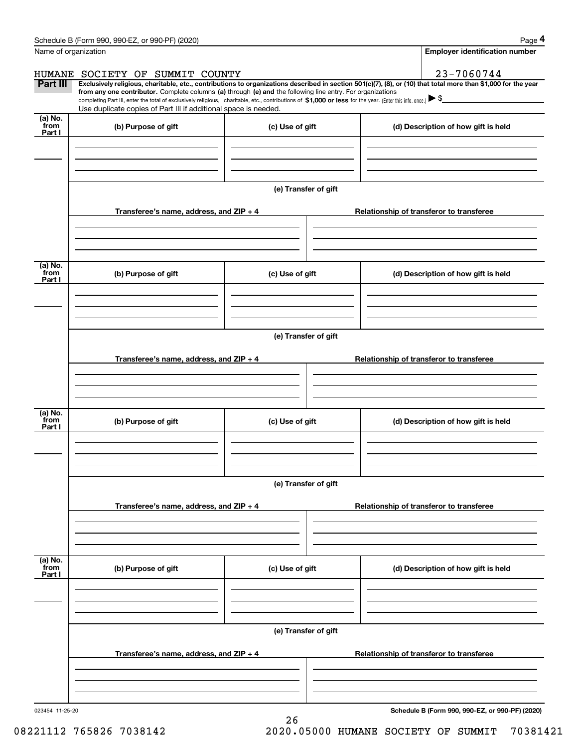Name of organization

HUMANE SOCIETY OF SUMMIT COUNTY

**Employer identification number**

23-7060744

**Part III** **Exclusively religious, charitable, etc., contributions to organizations described in section 501(c)(7), (8), or (10) that total more than $1,000 for the year from any one contributor.** Complete columns **(a)** through **(e) and** the following line entry. For organizations completing Part III, enter the total of exclusively religious, charitable, etc., contributions of **$1,000 or less** for the year. (Enter this info. once.) ▶ $

Use duplicate copies of Part III if additional space is needed.

| (a) No. from Part I | (b) Purpose of gift | (c) Use of gift | (d) Description of how gift is held |
|---|---|---|---|
| | | | |

**(e) Transfer of gift**

| Transferee's name, address, and ZIP + 4 | Relationship of transferor to transferee |
|---|---|
| | |

| (a) No. from Part I | (b) Purpose of gift | (c) Use of gift | (d) Description of how gift is held |
|---|---|---|---|
| | | | |

**(e) Transfer of gift**

| Transferee's name, address, and ZIP + 4 | Relationship of transferor to transferee |
|---|---|
| | |

| (a) No. from Part I | (b) Purpose of gift | (c) Use of gift | (d) Description of how gift is held |
|---|---|---|---|
| | | | |

**(e) Transfer of gift**

| Transferee's name, address, and ZIP + 4 | Relationship of transferor to transferee |
|---|---|
| | |

| (a) No. from Part I | (b) Purpose of gift | (c) Use of gift | (d) Description of how gift is held |
|---|---|---|---|
| | | | |

**(e) Transfer of gift**

| Transferee's name, address, and ZIP + 4 | Relationship of transferor to transferee |
|---|---|
| | |

023454 11-25-20

**Schedule B (Form 990, 990-EZ, or 990-PF) (2020)**

08221112 765826 7038142 2020.05000 HUMANE SOCIETY OF SUMMIT 70381421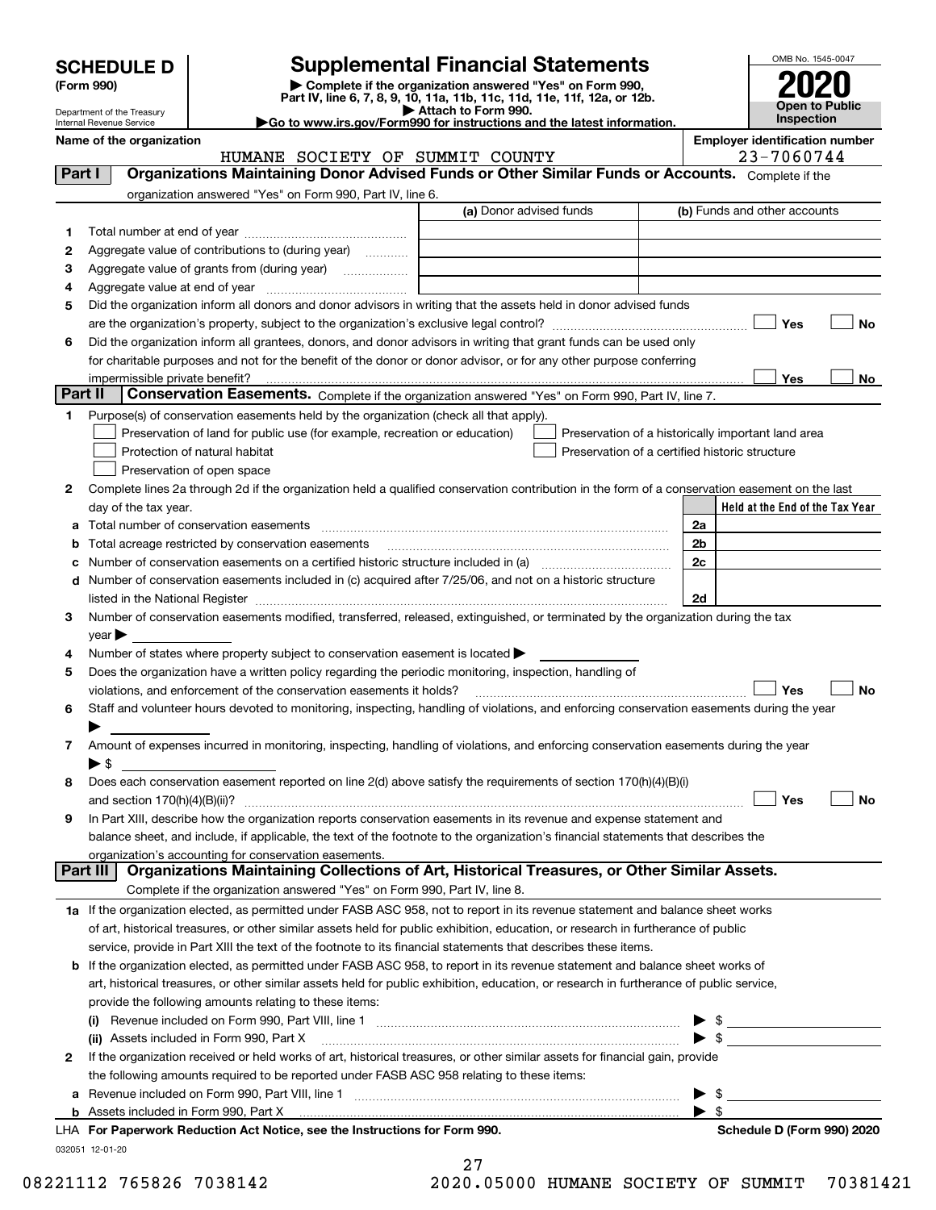# SCHEDULE D (Form 990)

Department of the Treasury
Internal Revenue Service

# Supplemental Financial Statements

▶ Complete if the organization answered "Yes" on Form 990, Part IV, line 6, 7, 8, 9, 10, 11a, 11b, 11c, 11d, 11e, 11f, 12a, or 12b.
▶ Attach to Form 990.
▶Go to www.irs.gov/Form990 for instructions and the latest information.

OMB No. 1545-0047

**2020**

**Open to Public Inspection**

**Name of the organization**
HUMANE SOCIETY OF SUMMIT COUNTY

**Employer identification number**
23-7060744

## Part I — Organizations Maintaining Donor Advised Funds or Other Similar Funds or Accounts.
Complete if the organization answered "Yes" on Form 990, Part IV, line 6.

| | | (a) Donor advised funds | (b) Funds and other accounts |
|---|---|---|---|
| 1 | Total number at end of year | | |
| 2 | Aggregate value of contributions to (during year) | | |
| 3 | Aggregate value of grants from (during year) | | |
| 4 | Aggregate value at end of year | | |

5 Did the organization inform all donors and donor advisors in writing that the assets held in donor advised funds are the organization's property, subject to the organization's exclusive legal control? ☐ Yes ☐ No

6 Did the organization inform all grantees, donors, and donor advisors in writing that grant funds can be used only for charitable purposes and not for the benefit of the donor or donor advisor, or for any other purpose conferring impermissible private benefit? ☐ Yes ☐ No

## Part II — Conservation Easements.
Complete if the organization answered "Yes" on Form 990, Part IV, line 7.

1 Purpose(s) of conservation easements held by the organization (check all that apply).

- ☐ Preservation of land for public use (for example, recreation or education)
- ☐ Protection of natural habitat
- ☐ Preservation of open space
- ☐ Preservation of a historically important land area
- ☐ Preservation of a certified historic structure

2 Complete lines 2a through 2d if the organization held a qualified conservation contribution in the form of a conservation easement on the last day of the tax year.

| | | | Held at the End of the Tax Year |
|---|---|---|---|
| a | Total number of conservation easements | 2a | |
| b | Total acreage restricted by conservation easements | 2b | |
| c | Number of conservation easements on a certified historic structure included in (a) | 2c | |
| d | Number of conservation easements included in (c) acquired after 7/25/06, and not on a historic structure listed in the National Register | 2d | |

3 Number of conservation easements modified, transferred, released, extinguished, or terminated by the organization during the tax year ▶

4 Number of states where property subject to conservation easement is located ▶

5 Does the organization have a written policy regarding the periodic monitoring, inspection, handling of violations, and enforcement of the conservation easements it holds? ☐ Yes ☐ No

6 Staff and volunteer hours devoted to monitoring, inspecting, handling of violations, and enforcing conservation easements during the year ▶

7 Amount of expenses incurred in monitoring, inspecting, handling of violations, and enforcing conservation easements during the year ▶ $

8 Does each conservation easement reported on line 2(d) above satisfy the requirements of section 170(h)(4)(B)(i) and section 170(h)(4)(B)(ii)? ☐ Yes ☐ No

9 In Part XIII, describe how the organization reports conservation easements in its revenue and expense statement and balance sheet, and include, if applicable, the text of the footnote to the organization's financial statements that describes the organization's accounting for conservation easements.

## Part III — Organizations Maintaining Collections of Art, Historical Treasures, or Other Similar Assets.
Complete if the organization answered "Yes" on Form 990, Part IV, line 8.

1a If the organization elected, as permitted under FASB ASC 958, not to report in its revenue statement and balance sheet works of art, historical treasures, or other similar assets held for public exhibition, education, or research in furtherance of public service, provide in Part XIII the text of the footnote to its financial statements that describes these items.

b If the organization elected, as permitted under FASB ASC 958, to report in its revenue statement and balance sheet works of art, historical treasures, or other similar assets held for public exhibition, education, or research in furtherance of public service, provide the following amounts relating to these items:

(i) Revenue included on Form 990, Part VIII, line 1 ▶ $

(ii) Assets included in Form 990, Part X ▶ $

2 If the organization received or held works of art, historical treasures, or other similar assets for financial gain, provide the following amounts required to be reported under FASB ASC 958 relating to these items:

a Revenue included on Form 990, Part VIII, line 1 ▶ $

b Assets included in Form 990, Part X ▶ $

**LHA For Paperwork Reduction Act Notice, see the Instructions for Form 990.** **Schedule D (Form 990) 2020**

032051 12-01-20

08221112 765826 7038142 2020.05000 HUMANE SOCIETY OF SUMMIT 70381421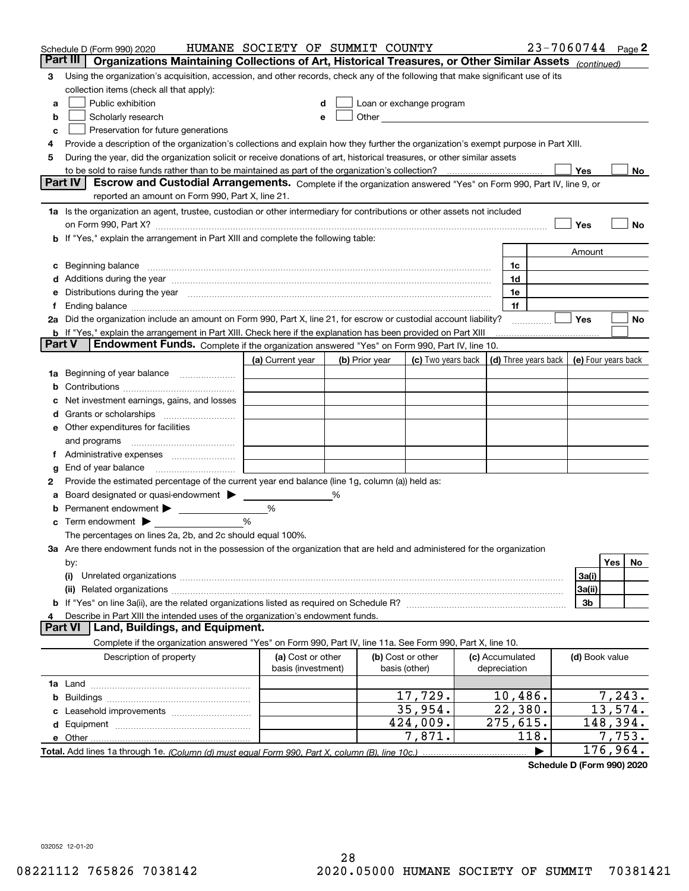Schedule D (Form 990) 2020 HUMANE SOCIETY OF SUMMIT COUNTY 23-7060744 Page **2**

## Part III Organizations Maintaining Collections of Art, Historical Treasures, or Other Similar Assets *(continued)*

**3** Using the organization's acquisition, accession, and other records, check any of the following that make significant use of its collection items (check all that apply):

- **a** ☐ Public exhibition
- **b** ☐ Scholarly research
- **c** ☐ Preservation for future generations
- **d** ☐ Loan or exchange program
- **e** ☐ Other

**4** Provide a description of the organization's collections and explain how they further the organization's exempt purpose in Part XIII.

**5** During the year, did the organization solicit or receive donations of art, historical treasures, or other similar assets to be sold to raise funds rather than to be maintained as part of the organization's collection? ☐ Yes ☐ No

## Part IV Escrow and Custodial Arrangements.

Complete if the organization answered "Yes" on Form 990, Part IV, line 9, or reported an amount on Form 990, Part X, line 21.

**1a** Is the organization an agent, trustee, custodian or other intermediary for contributions or other assets not included on Form 990, Part X? ☐ Yes ☐ No

**b** If "Yes," explain the arrangement in Part XIII and complete the following table:

| | | Amount |
|---|---|---|
| **c** Beginning balance | 1c | |
| **d** Additions during the year | 1d | |
| **e** Distributions during the year | 1e | |
| **f** Ending balance | 1f | |

**2a** Did the organization include an amount on Form 990, Part X, line 21, for escrow or custodial account liability? ☐ Yes ☐ No

**b** If "Yes," explain the arrangement in Part XIII. Check here if the explanation has been provided on Part XIII ☐

## Part V Endowment Funds.

Complete if the organization answered "Yes" on Form 990, Part IV, line 10.

| | (a) Current year | (b) Prior year | (c) Two years back | (d) Three years back | (e) Four years back |
|---|---|---|---|---|---|
| **1a** Beginning of year balance | | | | | |
| **b** Contributions | | | | | |
| **c** Net investment earnings, gains, and losses | | | | | |
| **d** Grants or scholarships | | | | | |
| **e** Other expenditures for facilities and programs | | | | | |
| **f** Administrative expenses | | | | | |
| **g** End of year balance | | | | | |

**2** Provide the estimated percentage of the current year end balance (line 1g, column (a)) held as:

- **a** Board designated or quasi-endowment ▶ ______ %
- **b** Permanent endowment ▶ ______ %
- **c** Term endowment ▶ ______ %

The percentages on lines 2a, 2b, and 2c should equal 100%.

**3a** Are there endowment funds not in the possession of the organization that are held and administered for the organization by:

| | | Yes | No |
|---|---|---|---|
| **(i)** Unrelated organizations | 3a(i) | | |
| **(ii)** Related organizations | 3a(ii) | | |
| **b** If "Yes" on line 3a(ii), are the related organizations listed as required on Schedule R? | 3b | | |

**4** Describe in Part XIII the intended uses of the organization's endowment funds.

## Part VI Land, Buildings, and Equipment.

Complete if the organization answered "Yes" on Form 990, Part IV, line 11a. See Form 990, Part X, line 10.

| Description of property | (a) Cost or other basis (investment) | (b) Cost or other basis (other) | (c) Accumulated depreciation | (d) Book value |
|---|---|---|---|---|
| **1a** Land | | | | |
| **b** Buildings | | 17,729. | 10,486. | 7,243. |
| **c** Leasehold improvements | | 35,954. | 22,380. | 13,574. |
| **d** Equipment | | 424,009. | 275,615. | 148,394. |
| **e** Other | | 7,871. | 118. | 7,753. |
| **Total.** Add lines 1a through 1e. *(Column (d) must equal Form 990, Part X, column (B), line 10c.)* | | | ▶ | 176,964. |

**Schedule D (Form 990) 2020**

032052 12-01-20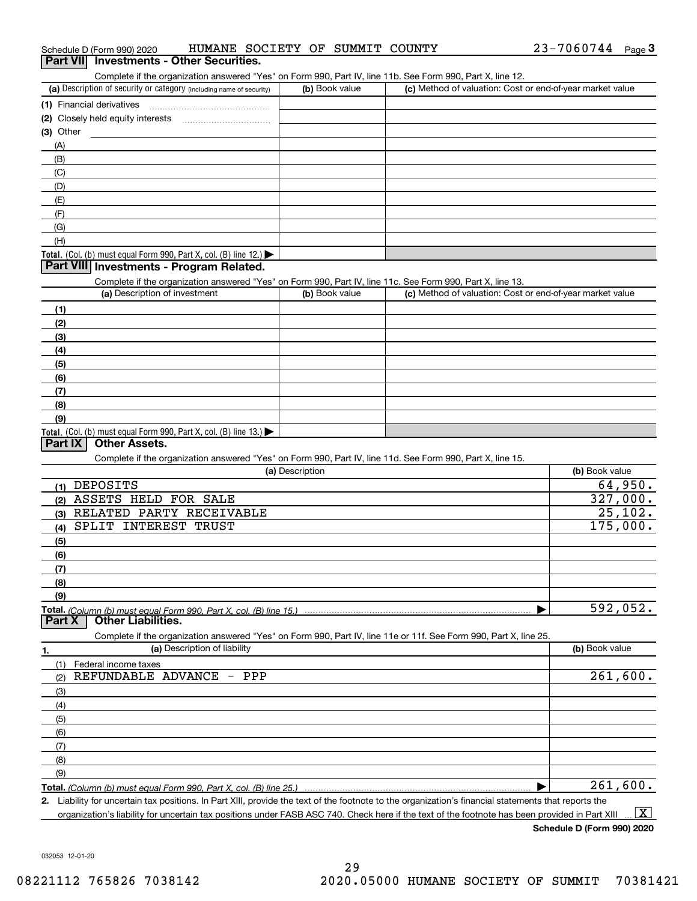Schedule D (Form 990) 2020 HUMANE SOCIETY OF SUMMIT COUNTY 23-7060744

## Part VII Investments - Other Securities.

Complete if the organization answered "Yes" on Form 990, Part IV, line 11b. See Form 990, Part X, line 12.

| (a) Description of security or category (including name of security) | (b) Book value | (c) Method of valuation: Cost or end-of-year market value |
|---|---|---|
| (1) Financial derivatives | | |
| (2) Closely held equity interests | | |
| (3) Other | | |
| (A) | | |
| (B) | | |
| (C) | | |
| (D) | | |
| (E) | | |
| (F) | | |
| (G) | | |
| (H) | | |
| Total. (Col. (b) must equal Form 990, Part X, col. (B) line 12.) | | |

## Part VIII Investments - Program Related.

Complete if the organization answered "Yes" on Form 990, Part IV, line 11c. See Form 990, Part X, line 13.

| (a) Description of investment | (b) Book value | (c) Method of valuation: Cost or end-of-year market value |
|---|---|---|
| (1) | | |
| (2) | | |
| (3) | | |
| (4) | | |
| (5) | | |
| (6) | | |
| (7) | | |
| (8) | | |
| (9) | | |
| Total. (Col. (b) must equal Form 990, Part X, col. (B) line 13.) | | |

## Part IX Other Assets.

Complete if the organization answered "Yes" on Form 990, Part IV, line 11d. See Form 990, Part X, line 15.

| (a) Description | (b) Book value |
|---|---|
| (1) DEPOSITS | 64,950. |
| (2) ASSETS HELD FOR SALE | 327,000. |
| (3) RELATED PARTY RECEIVABLE | 25,102. |
| (4) SPLIT INTEREST TRUST | 175,000. |
| (5) | |
| (6) | |
| (7) | |
| (8) | |
| (9) | |
| Total. (Column (b) must equal Form 990, Part X, col. (B) line 15.) | 592,052. |

## Part X Other Liabilities.

Complete if the organization answered "Yes" on Form 990, Part IV, line 11e or 11f. See Form 990, Part X, line 25.

| 1. (a) Description of liability | (b) Book value |
|---|---|
| (1) Federal income taxes | |
| (2) REFUNDABLE ADVANCE - PPP | 261,600. |
| (3) | |
| (4) | |
| (5) | |
| (6) | |
| (7) | |
| (8) | |
| (9) | |
| Total. (Column (b) must equal Form 990, Part X, col. (B) line 25.) | 261,600. |

2. Liability for uncertain tax positions. In Part XIII, provide the text of the footnote to the organization's financial statements that reports the organization's liability for uncertain tax positions under FASB ASC 740. Check here if the text of the footnote has been provided in Part XIII [X]

Schedule D (Form 990) 2020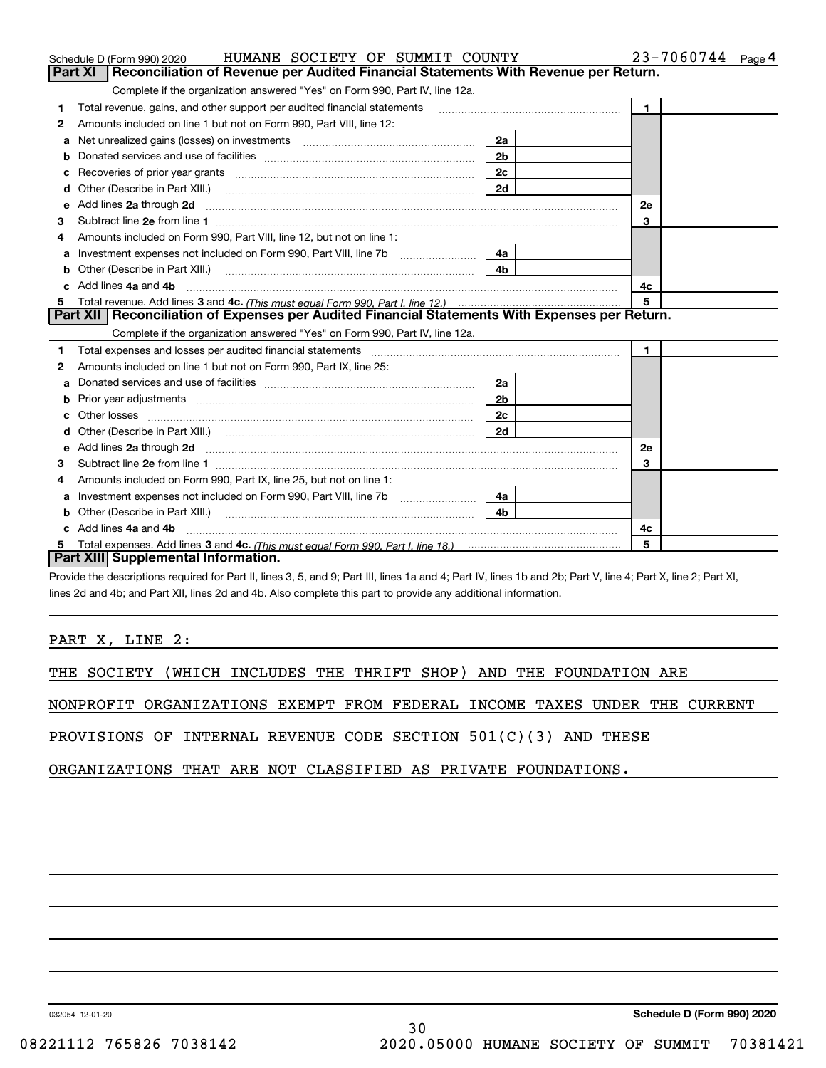Schedule D (Form 990) 2020 HUMANE SOCIETY OF SUMMIT COUNTY 23-7060744 Page 4

## Part XI Reconciliation of Revenue per Audited Financial Statements With Revenue per Return.

Complete if the organization answered "Yes" on Form 990, Part IV, line 12a.

| | | | | | |
|---|---|---|---|---|---|
| 1 | Total revenue, gains, and other support per audited financial statements | | | 1 | |
| 2 | Amounts included on line 1 but not on Form 990, Part VIII, line 12: | | | | |
| a | Net unrealized gains (losses) on investments | 2a | | | |
| b | Donated services and use of facilities | 2b | | | |
| c | Recoveries of prior year grants | 2c | | | |
| d | Other (Describe in Part XIII.) | 2d | | | |
| e | Add lines **2a** through **2d** | | | 2e | |
| 3 | Subtract line **2e** from line **1** | | | 3 | |
| 4 | Amounts included on Form 990, Part VIII, line 12, but not on line 1: | | | | |
| a | Investment expenses not included on Form 990, Part VIII, line 7b | 4a | | | |
| b | Other (Describe in Part XIII.) | 4b | | | |
| c | Add lines **4a** and **4b** | | | 4c | |
| 5 | Total revenue. Add lines **3** and **4c.** *(This must equal Form 990, Part I, line 12.)* | | | 5 | |

## Part XII Reconciliation of Expenses per Audited Financial Statements With Expenses per Return.

Complete if the organization answered "Yes" on Form 990, Part IV, line 12a.

| | | | | | |
|---|---|---|---|---|---|
| 1 | Total expenses and losses per audited financial statements | | | 1 | |
| 2 | Amounts included on line 1 but not on Form 990, Part IX, line 25: | | | | |
| a | Donated services and use of facilities | 2a | | | |
| b | Prior year adjustments | 2b | | | |
| c | Other losses | 2c | | | |
| d | Other (Describe in Part XIII.) | 2d | | | |
| e | Add lines **2a** through **2d** | | | 2e | |
| 3 | Subtract line **2e** from line **1** | | | 3 | |
| 4 | Amounts included on Form 990, Part IX, line 25, but not on line 1: | | | | |
| a | Investment expenses not included on Form 990, Part VIII, line 7b | 4a | | | |
| b | Other (Describe in Part XIII.) | 4b | | | |
| c | Add lines **4a** and **4b** | | | 4c | |
| 5 | Total expenses. Add lines **3** and **4c.** *(This must equal Form 990, Part I, line 18.)* | | | 5 | |

## Part XIII Supplemental Information.

Provide the descriptions required for Part II, lines 3, 5, and 9; Part III, lines 1a and 4; Part IV, lines 1b and 2b; Part V, line 4; Part X, line 2; Part XI, lines 2d and 4b; and Part XII, lines 2d and 4b. Also complete this part to provide any additional information.

PART X, LINE 2:

THE SOCIETY (WHICH INCLUDES THE THRIFT SHOP) AND THE FOUNDATION ARE NONPROFIT ORGANIZATIONS EXEMPT FROM FEDERAL INCOME TAXES UNDER THE CURRENT PROVISIONS OF INTERNAL REVENUE CODE SECTION 501(C)(3) AND THESE ORGANIZATIONS THAT ARE NOT CLASSIFIED AS PRIVATE FOUNDATIONS.

032054 12-01-20 **Schedule D (Form 990) 2020**

08221112 765826 7038142 2020.05000 HUMANE SOCIETY OF SUMMIT 70381421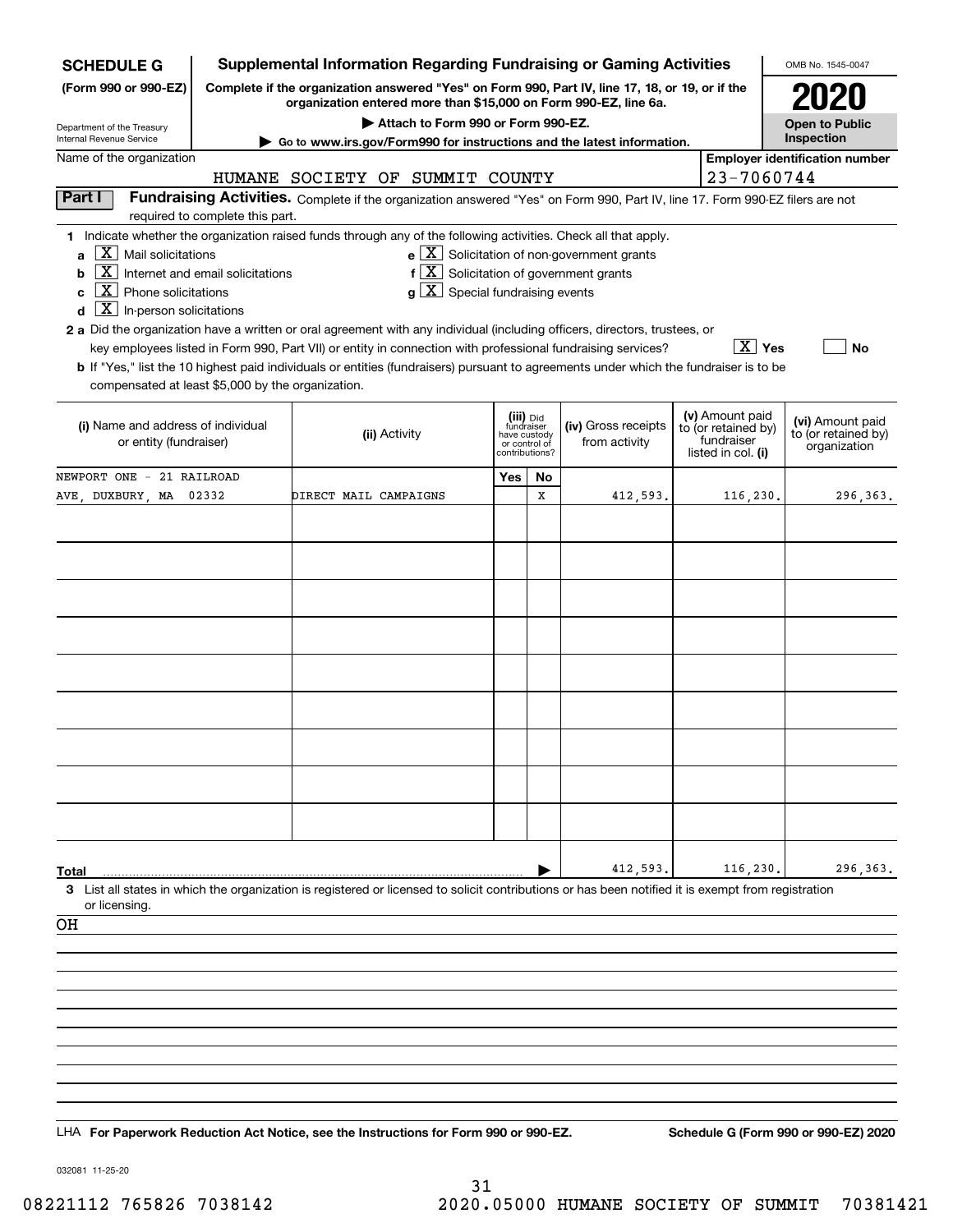**SCHEDULE G** (Form 990 or 990-EZ)

Department of the Treasury
Internal Revenue Service

# Supplemental Information Regarding Fundraising or Gaming Activities

**Complete if the organization answered "Yes" on Form 990, Part IV, line 17, 18, or 19, or if the organization entered more than $15,000 on Form 990-EZ, line 6a.**

**▶ Attach to Form 990 or Form 990-EZ.**

**▶ Go to www.irs.gov/Form990 for instructions and the latest information.**

OMB No. 1545-0047

**2020**

**Open to Public Inspection**

Name of the organization: HUMANE SOCIETY OF SUMMIT COUNTY

Employer identification number: 23-7060744

**Part I** **Fundraising Activities.** Complete if the organization answered "Yes" on Form 990, Part IV, line 17. Form 990-EZ filers are not required to complete this part.

**1** Indicate whether the organization raised funds through any of the following activities. Check all that apply.

- **a** [X] Mail solicitations
- **b** [X] Internet and email solicitations
- **c** [X] Phone solicitations
- **d** [X] In-person solicitations
- **e** [X] Solicitation of non-government grants
- **f** [X] Solicitation of government grants
- **g** [X] Special fundraising events

**2 a** Did the organization have a written or oral agreement with any individual (including officers, directors, trustees, or key employees listed in Form 990, Part VII) or entity in connection with professional fundraising services? [X] **Yes** [ ] **No**

**b** If "Yes," list the 10 highest paid individuals or entities (fundraisers) pursuant to agreements under which the fundraiser is to be compensated at least $5,000 by the organization.

| (i) Name and address of individual or entity (fundraiser) | (ii) Activity | (iii) Did fundraiser have custody or control of contributions? Yes | No | (iv) Gross receipts from activity | (v) Amount paid to (or retained by) fundraiser listed in col. (i) | (vi) Amount paid to (or retained by) organization |
|---|---|---|---|---|---|---|
| NEWPORT ONE - 21 RAILROAD AVE, DUXBURY, MA 02332 | DIRECT MAIL CAMPAIGNS | | X | 412,593. | 116,230. | 296,363. |
| | | | | | | |
| | | | | | | |
| | | | | | | |
| | | | | | | |
| | | | | | | |
| | | | | | | |
| | | | | | | |
| | | | | | | |
| | | | | | | |
| **Total** | | | | 412,593. | 116,230. | 296,363. |

**3** List all states in which the organization is registered or licensed to solicit contributions or has been notified it is exempt from registration or licensing.

OH

LHA **For Paperwork Reduction Act Notice, see the Instructions for Form 990 or 990-EZ.** **Schedule G (Form 990 or 990-EZ) 2020**

032081 11-25-20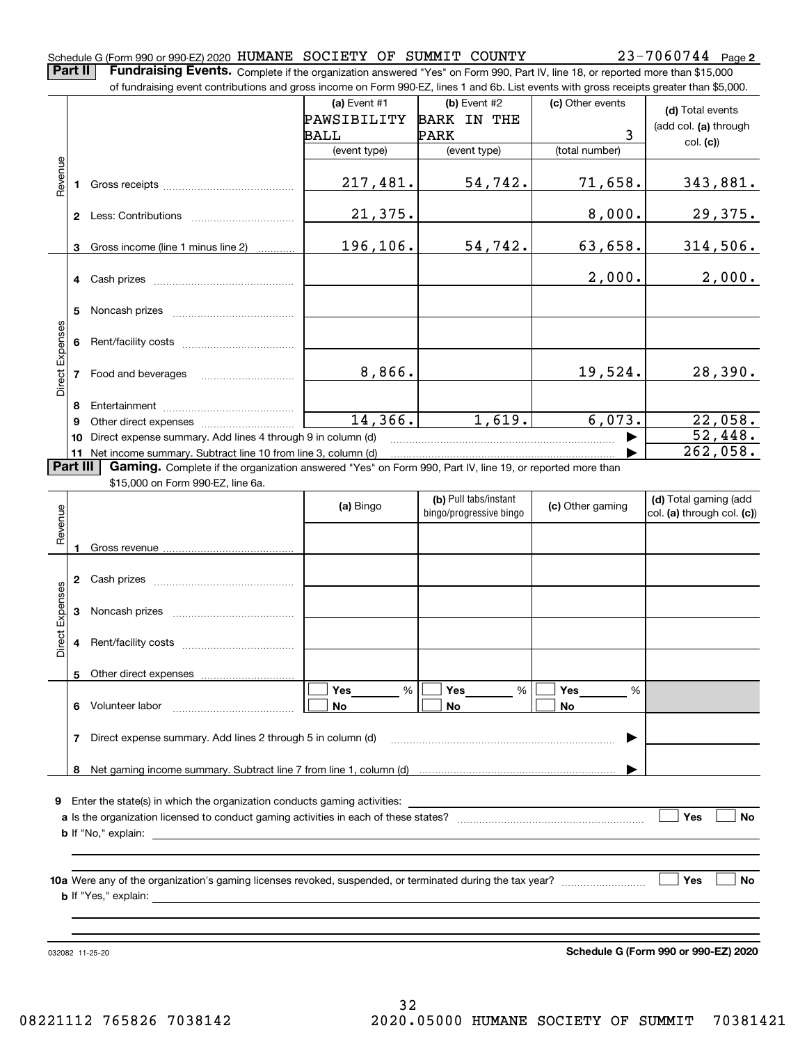Schedule G (Form 990 or 990-EZ) 2020 HUMANE SOCIETY OF SUMMIT COUNTY 23-7060744 Page 2

**Part II** **Fundraising Events.** Complete if the organization answered "Yes" on Form 990, Part IV, line 18, or reported more than $15,000 of fundraising event contributions and gross income on Form 990-EZ, lines 1 and 6b. List events with gross receipts greater than $5,000.

| | | (a) Event #1 PAWSIBILITY BALL (event type) | (b) Event #2 BARK IN THE PARK (event type) | (c) Other events 3 (total number) | (d) Total events (add col. (a) through col. (c)) |
|---|---|---|---|---|---|
| Revenue | 1 Gross receipts | 217,481. | 54,742. | 71,658. | 343,881. |
| | 2 Less: Contributions | 21,375. | | 8,000. | 29,375. |
| | 3 Gross income (line 1 minus line 2) | 196,106. | 54,742. | 63,658. | 314,506. |
| Direct Expenses | 4 Cash prizes | | | 2,000. | 2,000. |
| | 5 Noncash prizes | | | | |
| | 6 Rent/facility costs | | | | |
| | 7 Food and beverages | 8,866. | | 19,524. | 28,390. |
| | 8 Entertainment | | | | |
| | 9 Other direct expenses | 14,366. | 1,619. | 6,073. | 22,058. |
| | 10 Direct expense summary. Add lines 4 through 9 in column (d) | | | | 52,448. |
| | 11 Net income summary. Subtract line 10 from line 3, column (d) | | | | 262,058. |

**Part III** **Gaming.** Complete if the organization answered "Yes" on Form 990, Part IV, line 19, or reported more than $15,000 on Form 990-EZ, line 6a.

| | | (a) Bingo | (b) Pull tabs/instant bingo/progressive bingo | (c) Other gaming | (d) Total gaming (add col. (a) through col. (c)) |
|---|---|---|---|---|---|
| Revenue | 1 Gross revenue | | | | |
| Direct Expenses | 2 Cash prizes | | | | |
| | 3 Noncash prizes | | | | |
| | 4 Rent/facility costs | | | | |
| | 5 Other direct expenses | | | | |
| | 6 Volunteer labor | ☐ Yes ___ % ☐ No | ☐ Yes ___ % ☐ No | ☐ Yes ___ % ☐ No | |
| | 7 Direct expense summary. Add lines 2 through 5 in column (d) | | | | |
| | 8 Net gaming income summary. Subtract line 7 from line 1, column (d) | | | | |

9 Enter the state(s) in which the organization conducts gaming activities: ____________

a Is the organization licensed to conduct gaming activities in each of these states? ☐ Yes ☐ No

b If "No," explain: ____________

10a Were any of the organization's gaming licenses revoked, suspended, or terminated during the tax year? ☐ Yes ☐ No

b If "Yes," explain: ____________

032082 11-25-20 **Schedule G (Form 990 or 990-EZ) 2020**

08221112 765826 7038142 2020.05000 HUMANE SOCIETY OF SUMMIT 70381421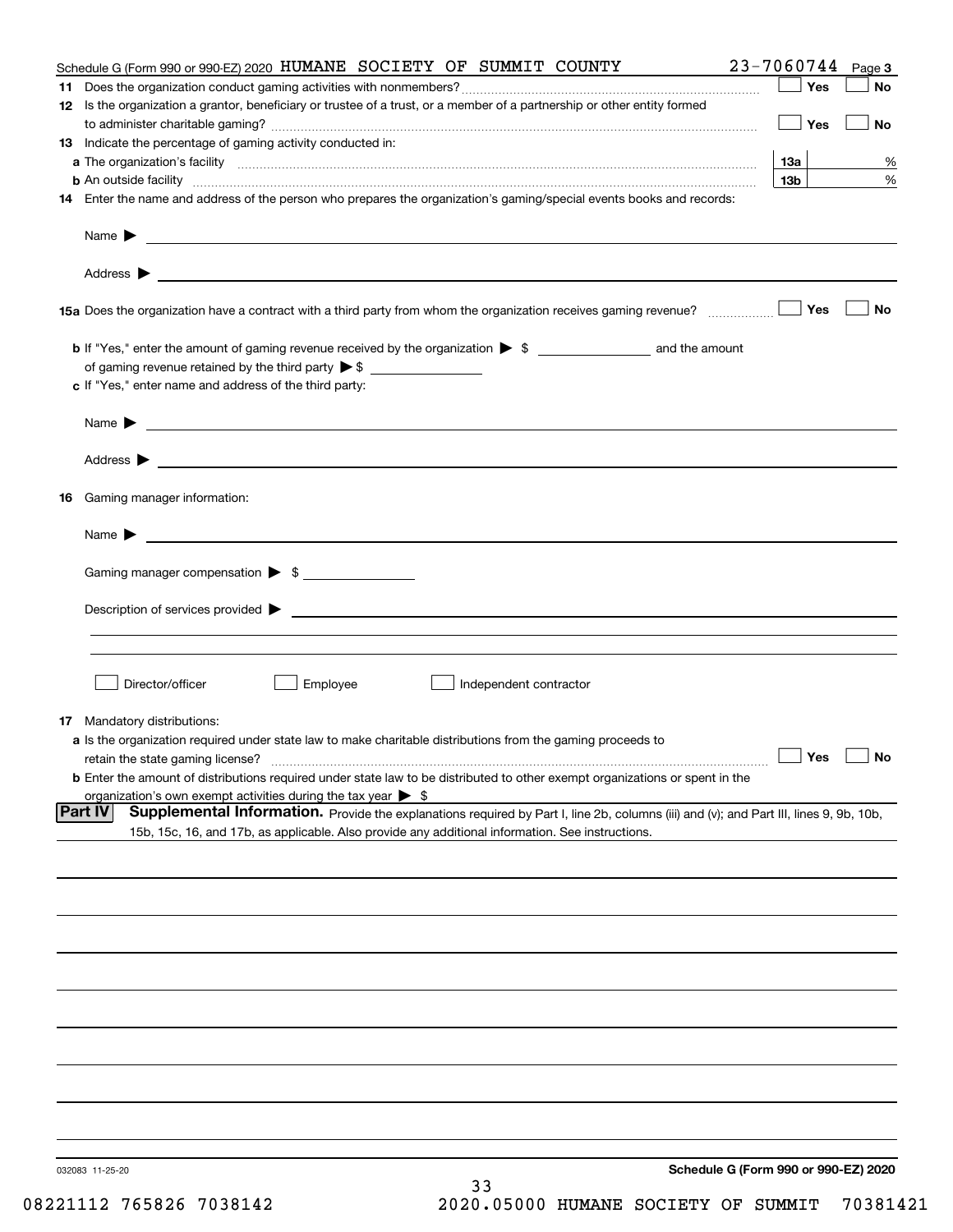Schedule G (Form 990 or 990-EZ) 2020 HUMANE SOCIETY OF SUMMIT COUNTY 23-7060744 Page 3

**11** Does the organization conduct gaming activities with nonmembers? ☐ Yes ☐ No

**12** Is the organization a grantor, beneficiary or trustee of a trust, or a member of a partnership or other entity formed to administer charitable gaming? ☐ Yes ☐ No

**13** Indicate the percentage of gaming activity conducted in:

**a** The organization's facility **13a** %

**b** An outside facility **13b** %

**14** Enter the name and address of the person who prepares the organization's gaming/special events books and records:

Name ▶

Address ▶

**15a** Does the organization have a contract with a third party from whom the organization receives gaming revenue? ☐ Yes ☐ No

**b** If "Yes," enter the amount of gaming revenue received by the organization ▶ $ \_\_\_\_\_\_\_\_ and the amount of gaming revenue retained by the third party ▶ $ \_\_\_\_\_\_\_\_

**c** If "Yes," enter name and address of the third party:

Name ▶

Address ▶

**16** Gaming manager information:

Name ▶

Gaming manager compensation ▶ $

Description of services provided ▶

☐ Director/officer ☐ Employee ☐ Independent contractor

**17** Mandatory distributions:

**a** Is the organization required under state law to make charitable distributions from the gaming proceeds to retain the state gaming license? ☐ Yes ☐ No

**b** Enter the amount of distributions required under state law to be distributed to other exempt organizations or spent in the organization's own exempt activities during the tax year ▶ $

## Part IV Supplemental Information.

Provide the explanations required by Part I, line 2b, columns (iii) and (v); and Part III, lines 9, 9b, 10b, 15b, 15c, 16, and 17b, as applicable. Also provide any additional information. See instructions.

032083 11-25-20 **Schedule G (Form 990 or 990-EZ) 2020**

08221112 765826 7038142 2020.05000 HUMANE SOCIETY OF SUMMIT 70381421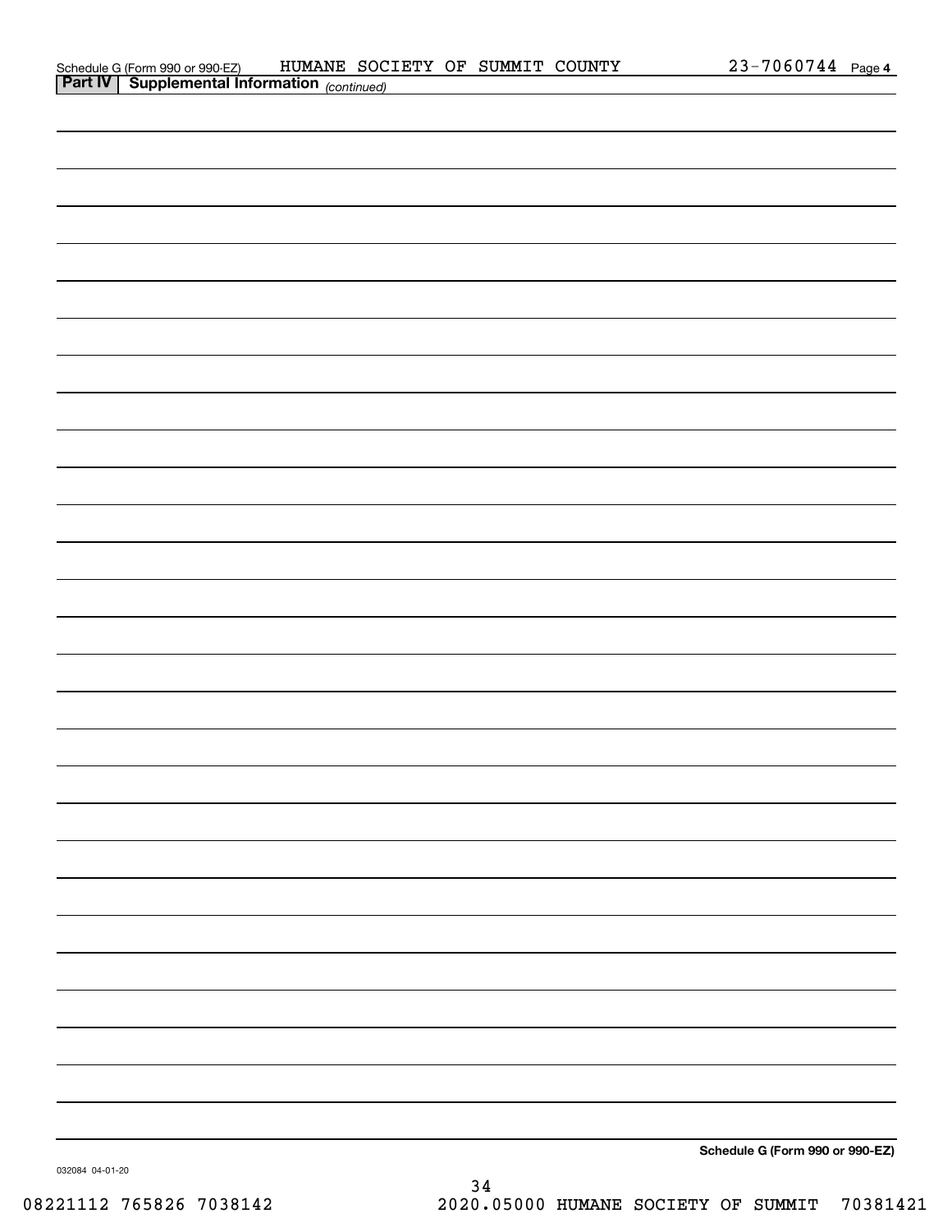Schedule G (Form 990 or 990-EZ) HUMANE SOCIETY OF SUMMIT COUNTY 23-7060744 Page 4

**Part IV | Supplemental Information** *(continued)*

**Schedule G (Form 990 or 990-EZ)**

032084 04-01-20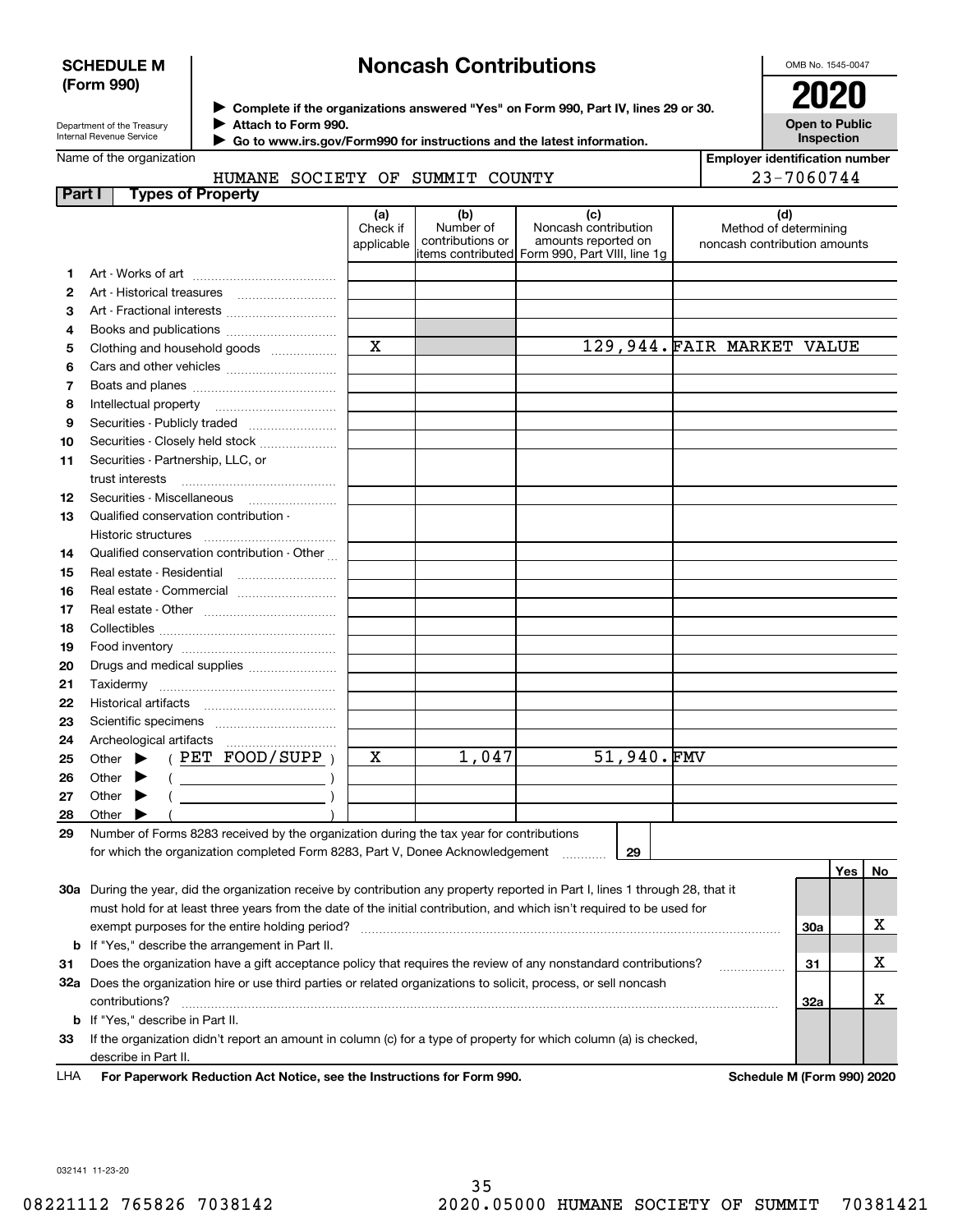**SCHEDULE M (Form 990)**

# Noncash Contributions

Department of the Treasury
Internal Revenue Service

▶ Complete if the organizations answered "Yes" on Form 990, Part IV, lines 29 or 30.
▶ Attach to Form 990.
▶ Go to www.irs.gov/Form990 for instructions and the latest information.

OMB No. 1545-0047

**2020**

**Open to Public Inspection**

Name of the organization: HUMANE SOCIETY OF SUMMIT COUNTY

Employer identification number: 23-7060744

## Part I Types of Property

| | | (a) Check if applicable | (b) Number of contributions or items contributed | (c) Noncash contribution amounts reported on Form 990, Part VIII, line 1g | (d) Method of determining noncash contribution amounts |
|---|---|---|---|---|---|
| 1 | Art - Works of art | | | | |
| 2 | Art - Historical treasures | | | | |
| 3 | Art - Fractional interests | | | | |
| 4 | Books and publications | | | | |
| 5 | Clothing and household goods | X | | 129,944. | FAIR MARKET VALUE |
| 6 | Cars and other vehicles | | | | |
| 7 | Boats and planes | | | | |
| 8 | Intellectual property | | | | |
| 9 | Securities - Publicly traded | | | | |
| 10 | Securities - Closely held stock | | | | |
| 11 | Securities - Partnership, LLC, or trust interests | | | | |
| 12 | Securities - Miscellaneous | | | | |
| 13 | Qualified conservation contribution - Historic structures | | | | |
| 14 | Qualified conservation contribution - Other | | | | |
| 15 | Real estate - Residential | | | | |
| 16 | Real estate - Commercial | | | | |
| 17 | Real estate - Other | | | | |
| 18 | Collectibles | | | | |
| 19 | Food inventory | | | | |
| 20 | Drugs and medical supplies | | | | |
| 21 | Taxidermy | | | | |
| 22 | Historical artifacts | | | | |
| 23 | Scientific specimens | | | | |
| 24 | Archeological artifacts | | | | |
| 25 | Other ▶ ( PET FOOD/SUPP ) | X | 1,047 | 51,940. | FMV |
| 26 | Other ▶ ( ) | | | | |
| 27 | Other ▶ ( ) | | | | |
| 28 | Other ▶ ( ) | | | | |

29 Number of Forms 8283 received by the organization during the tax year for contributions for which the organization completed Form 8283, Part V, Donee Acknowledgement ..... 29

| | | | Yes | No |
|---|---|---|---|---|
| 30a | During the year, did the organization receive by contribution any property reported in Part I, lines 1 through 28, that it must hold for at least three years from the date of the initial contribution, and which isn't required to be used for exempt purposes for the entire holding period? | 30a | | X |
| b | If "Yes," describe the arrangement in Part II. | | | |
| 31 | Does the organization have a gift acceptance policy that requires the review of any nonstandard contributions? | 31 | | X |
| 32a | Does the organization hire or use third parties or related organizations to solicit, process, or sell noncash contributions? | 32a | | X |
| b | If "Yes," describe in Part II. | | | |
| 33 | If the organization didn't report an amount in column (c) for a type of property for which column (a) is checked, describe in Part II. | | | |

LHA **For Paperwork Reduction Act Notice, see the Instructions for Form 990.** **Schedule M (Form 990) 2020**

032141 11-23-20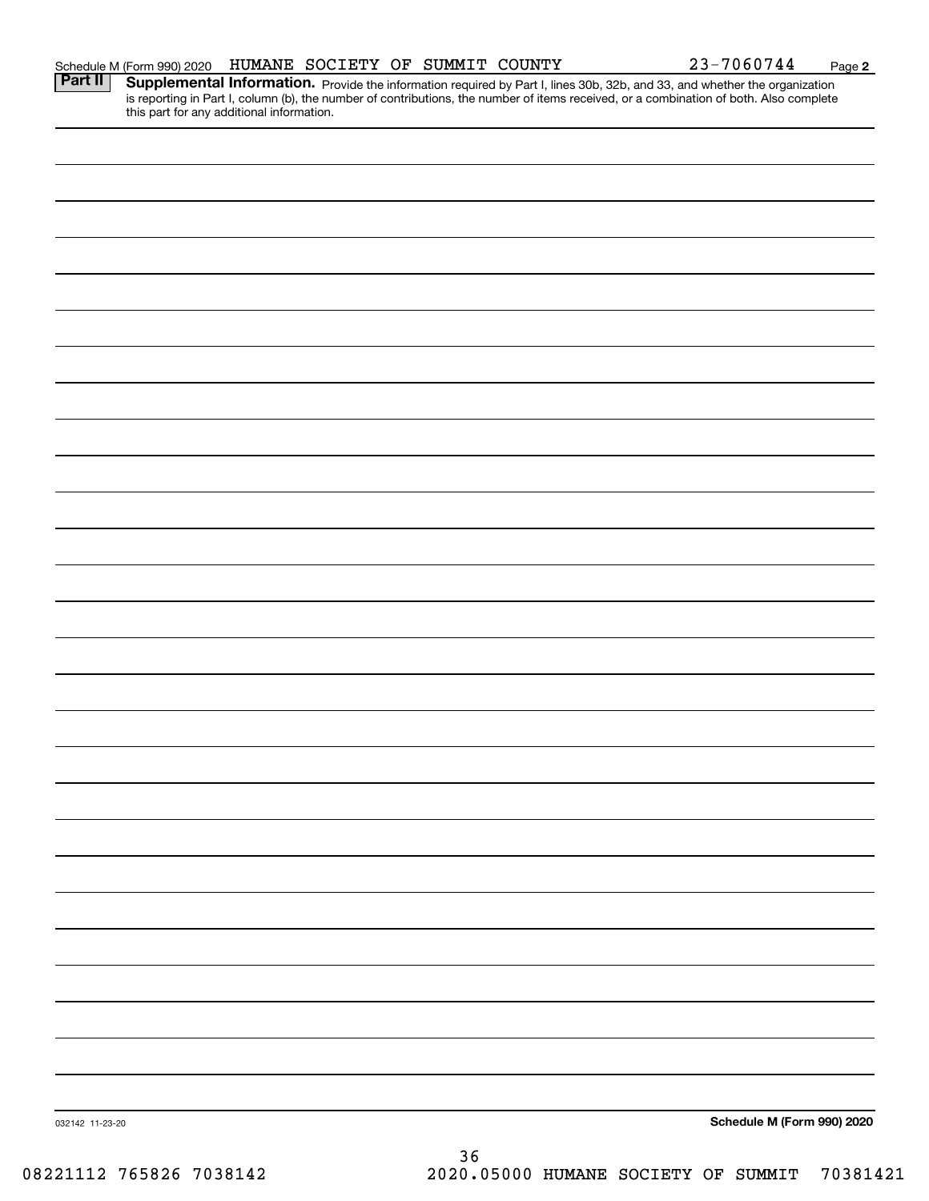Schedule M (Form 990) 2020 HUMANE SOCIETY OF SUMMIT COUNTY 23-7060744 Page 2

**Part II** **Supplemental Information.** Provide the information required by Part I, lines 30b, 32b, and 33, and whether the organization is reporting in Part I, column (b), the number of contributions, the number of items received, or a combination of both. Also complete this part for any additional information.

032142 11-23-20

**Schedule M (Form 990) 2020**

08221112 765826 7038142 2020.05000 HUMANE SOCIETY OF SUMMIT 70381421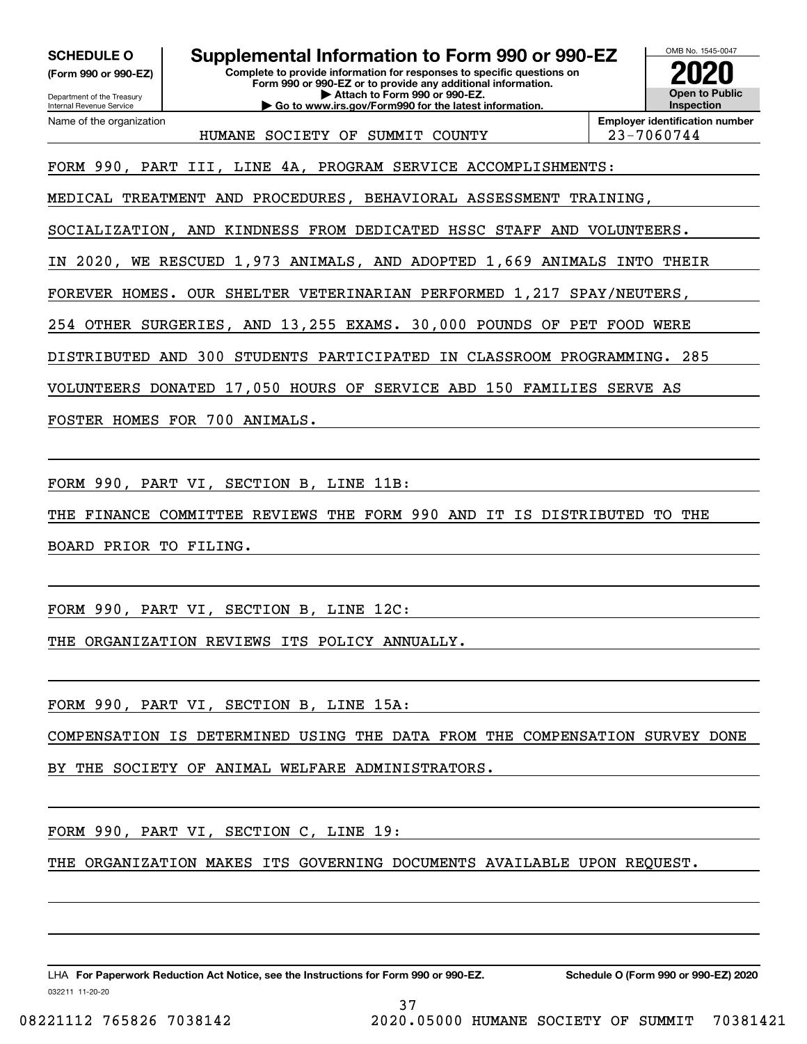**SCHEDULE O**
**(Form 990 or 990-EZ)**

Department of the Treasury
Internal Revenue Service

# Supplemental Information to Form 990 or 990-EZ

**Complete to provide information for responses to specific questions on Form 990 or 990-EZ or to provide any additional information.**
**▶ Attach to Form 990 or 990-EZ.**
**▶ Go to www.irs.gov/Form990 for the latest information.**

OMB No. 1545-0047
**2020**
**Open to Public Inspection**

| Name of the organization | Employer identification number |
|---|---|
| HUMANE SOCIETY OF SUMMIT COUNTY | 23-7060744 |

FORM 990, PART III, LINE 4A, PROGRAM SERVICE ACCOMPLISHMENTS:

MEDICAL TREATMENT AND PROCEDURES, BEHAVIORAL ASSESSMENT TRAINING, SOCIALIZATION, AND KINDNESS FROM DEDICATED HSSC STAFF AND VOLUNTEERS. IN 2020, WE RESCUED 1,973 ANIMALS, AND ADOPTED 1,669 ANIMALS INTO THEIR FOREVER HOMES. OUR SHELTER VETERINARIAN PERFORMED 1,217 SPAY/NEUTERS, 254 OTHER SURGERIES, AND 13,255 EXAMS. 30,000 POUNDS OF PET FOOD WERE DISTRIBUTED AND 300 STUDENTS PARTICIPATED IN CLASSROOM PROGRAMMING. 285 VOLUNTEERS DONATED 17,050 HOURS OF SERVICE ABD 150 FAMILIES SERVE AS FOSTER HOMES FOR 700 ANIMALS.

FORM 990, PART VI, SECTION B, LINE 11B:

THE FINANCE COMMITTEE REVIEWS THE FORM 990 AND IT IS DISTRIBUTED TO THE BOARD PRIOR TO FILING.

FORM 990, PART VI, SECTION B, LINE 12C:

THE ORGANIZATION REVIEWS ITS POLICY ANNUALLY.

FORM 990, PART VI, SECTION B, LINE 15A:

COMPENSATION IS DETERMINED USING THE DATA FROM THE COMPENSATION SURVEY DONE BY THE SOCIETY OF ANIMAL WELFARE ADMINISTRATORS.

FORM 990, PART VI, SECTION C, LINE 19:

THE ORGANIZATION MAKES ITS GOVERNING DOCUMENTS AVAILABLE UPON REQUEST.

LHA **For Paperwork Reduction Act Notice, see the Instructions for Form 990 or 990-EZ.** **Schedule O (Form 990 or 990-EZ) 2020**

032211 11-20-20

08221112 765826 7038142 2020.05000 HUMANE SOCIETY OF SUMMIT 70381421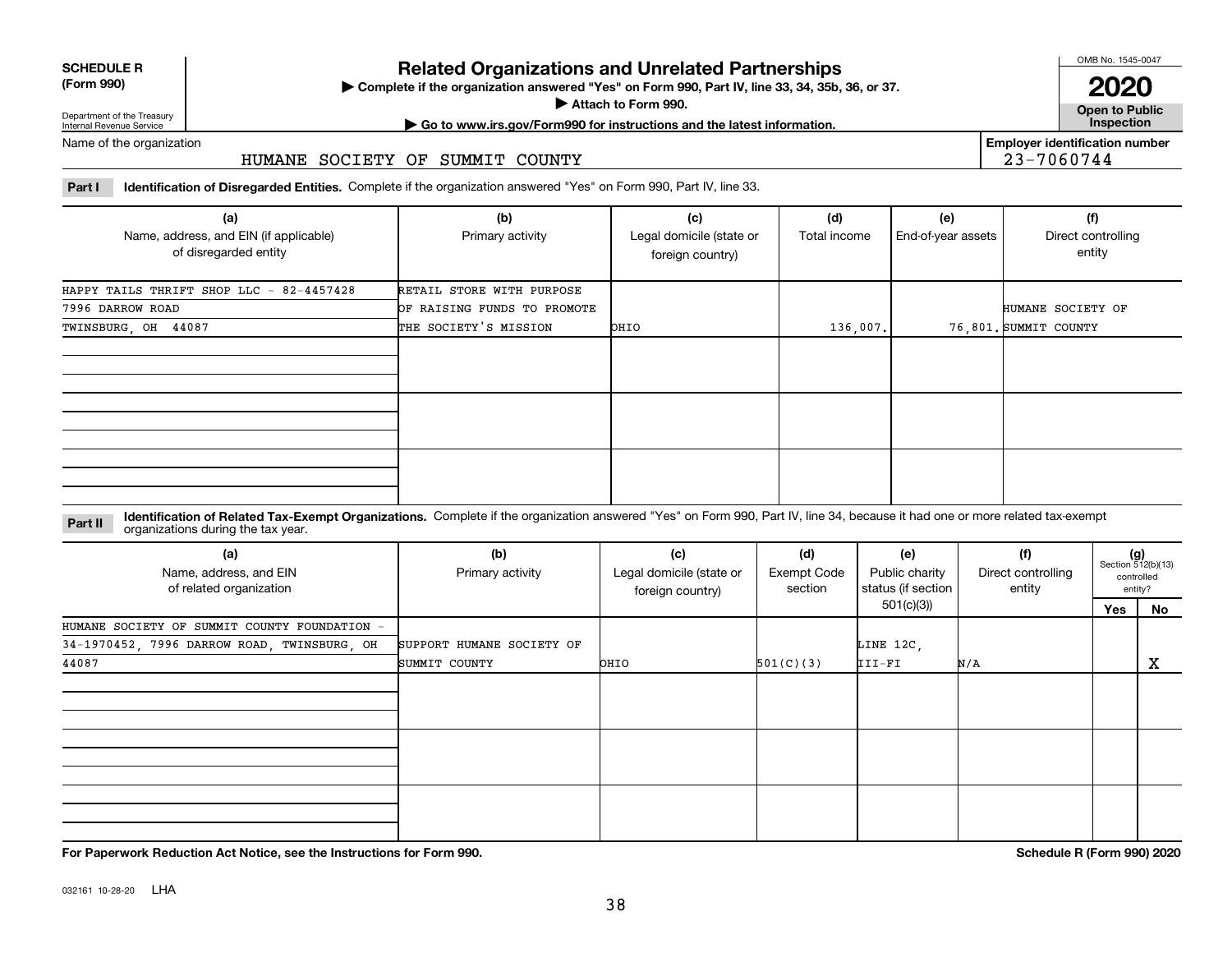**SCHEDULE R (Form 990)**

Department of the Treasury
Internal Revenue Service

# Related Organizations and Unrelated Partnerships

▶ Complete if the organization answered "Yes" on Form 990, Part IV, line 33, 34, 35b, 36, or 37.
▶ Attach to Form 990.
▶ Go to www.irs.gov/Form990 for instructions and the latest information.

OMB No. 1545-0047

**2020**

**Open to Public Inspection**

Name of the organization: HUMANE SOCIETY OF SUMMIT COUNTY

Employer identification number: 23-7060744

**Part I** **Identification of Disregarded Entities.** Complete if the organization answered "Yes" on Form 990, Part IV, line 33.

| (a) Name, address, and EIN (if applicable) of disregarded entity | (b) Primary activity | (c) Legal domicile (state or foreign country) | (d) Total income | (e) End-of-year assets | (f) Direct controlling entity |
|---|---|---|---|---|---|
| HAPPY TAILS THRIFT SHOP LLC - 82-4457428 7996 DARROW ROAD TWINSBURG, OH 44087 | RETAIL STORE WITH PURPOSE OF RAISING FUNDS TO PROMOTE THE SOCIETY'S MISSION | OHIO | 136,007. | 76,801. | HUMANE SOCIETY OF SUMMIT COUNTY |
| | | | | | |
| | | | | | |
| | | | | | |

**Part II** **Identification of Related Tax-Exempt Organizations.** Complete if the organization answered "Yes" on Form 990, Part IV, line 34, because it had one or more related tax-exempt organizations during the tax year.

| (a) Name, address, and EIN of related organization | (b) Primary activity | (c) Legal domicile (state or foreign country) | (d) Exempt Code section | (e) Public charity status (if section 501(c)(3)) | (f) Direct controlling entity | (g) Section 512(b)(13) controlled entity? Yes | No |
|---|---|---|---|---|---|---|---|
| HUMANE SOCIETY OF SUMMIT COUNTY FOUNDATION - 34-1970452, 7996 DARROW ROAD, TWINSBURG, OH 44087 | SUPPORT HUMANE SOCIETY OF SUMMIT COUNTY | OHIO | 501(C)(3) | LINE 12C, III-FI | N/A | | X |
| | | | | | | | |
| | | | | | | | |
| | | | | | | | |

**For Paperwork Reduction Act Notice, see the Instructions for Form 990.** **Schedule R (Form 990) 2020**

032161 10-28-20 LHA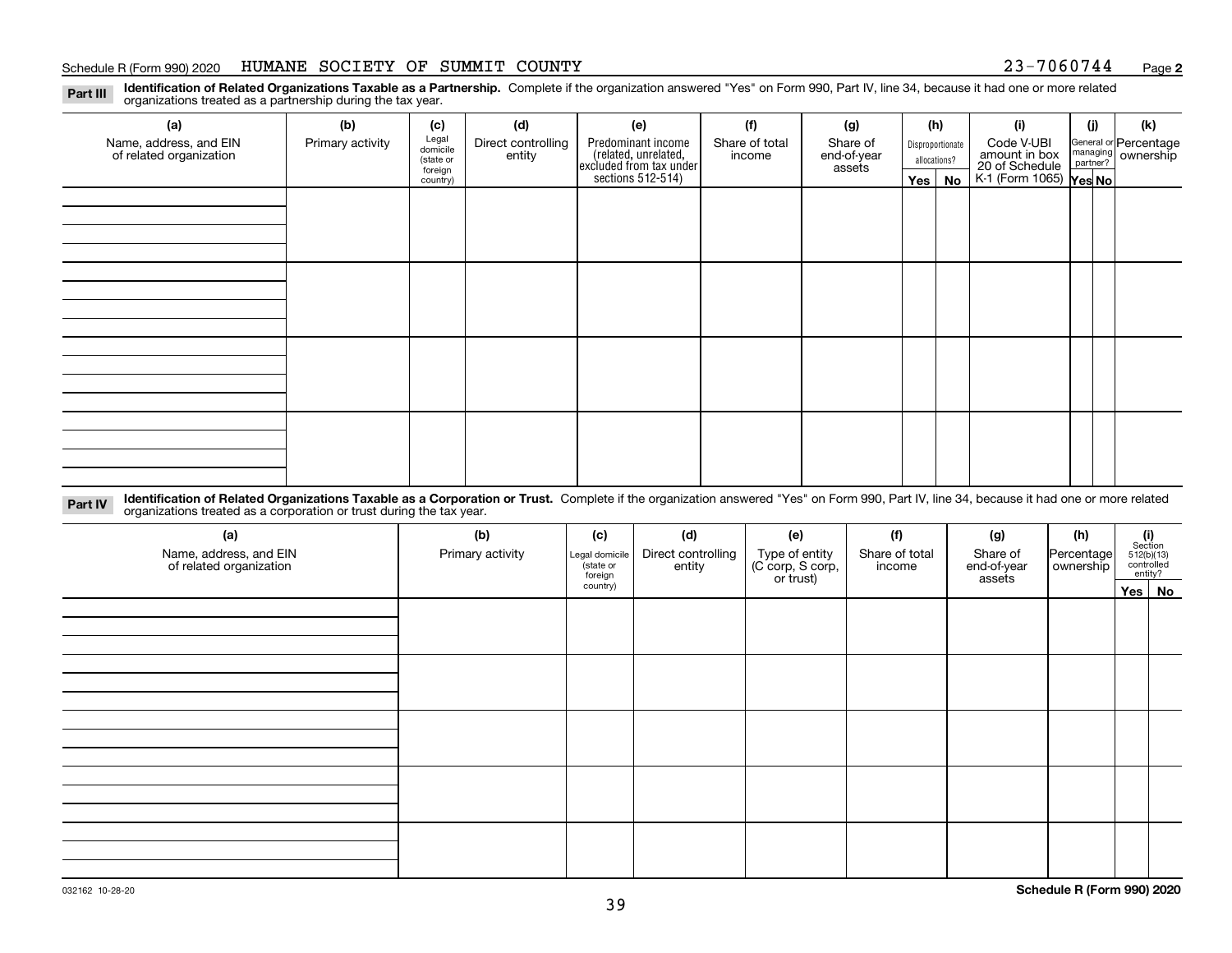Schedule R (Form 990) 2020 HUMANE SOCIETY OF SUMMIT COUNTY 23-7060744 Page **2**

**Part III** **Identification of Related Organizations Taxable as a Partnership.** Complete if the organization answered "Yes" on Form 990, Part IV, line 34, because it had one or more related organizations treated as a partnership during the tax year.

| (a) Name, address, and EIN of related organization | (b) Primary activity | (c) Legal domicile (state or foreign country) | (d) Direct controlling entity | (e) Predominant income (related, unrelated, excluded from tax under sections 512-514) | (f) Share of total income | (g) Share of end-of-year assets | (h) Disproportionate allocations? Yes | (h) No | (i) Code V-UBI amount in box 20 of Schedule K-1 (Form 1065) | (j) General or managing partner? Yes | (j) No | (k) Percentage ownership |
|---|---|---|---|---|---|---|---|---|---|---|---|---|
| | | | | | | | | | | | | |
| | | | | | | | | | | | | |
| | | | | | | | | | | | | |
| | | | | | | | | | | | | |

**Part IV** **Identification of Related Organizations Taxable as a Corporation or Trust.** Complete if the organization answered "Yes" on Form 990, Part IV, line 34, because it had one or more related organizations treated as a corporation or trust during the tax year.

| (a) Name, address, and EIN of related organization | (b) Primary activity | (c) Legal domicile (state or foreign country) | (d) Direct controlling entity | (e) Type of entity (C corp, S corp, or trust) | (f) Share of total income | (g) Share of end-of-year assets | (h) Percentage ownership | (i) Section 512(b)(13) controlled entity? Yes | (i) No |
|---|---|---|---|---|---|---|---|---|---|
| | | | | | | | | | |
| | | | | | | | | | |
| | | | | | | | | | |
| | | | | | | | | | |
| | | | | | | | | | |

032162 10-28-20 **Schedule R (Form 990) 2020**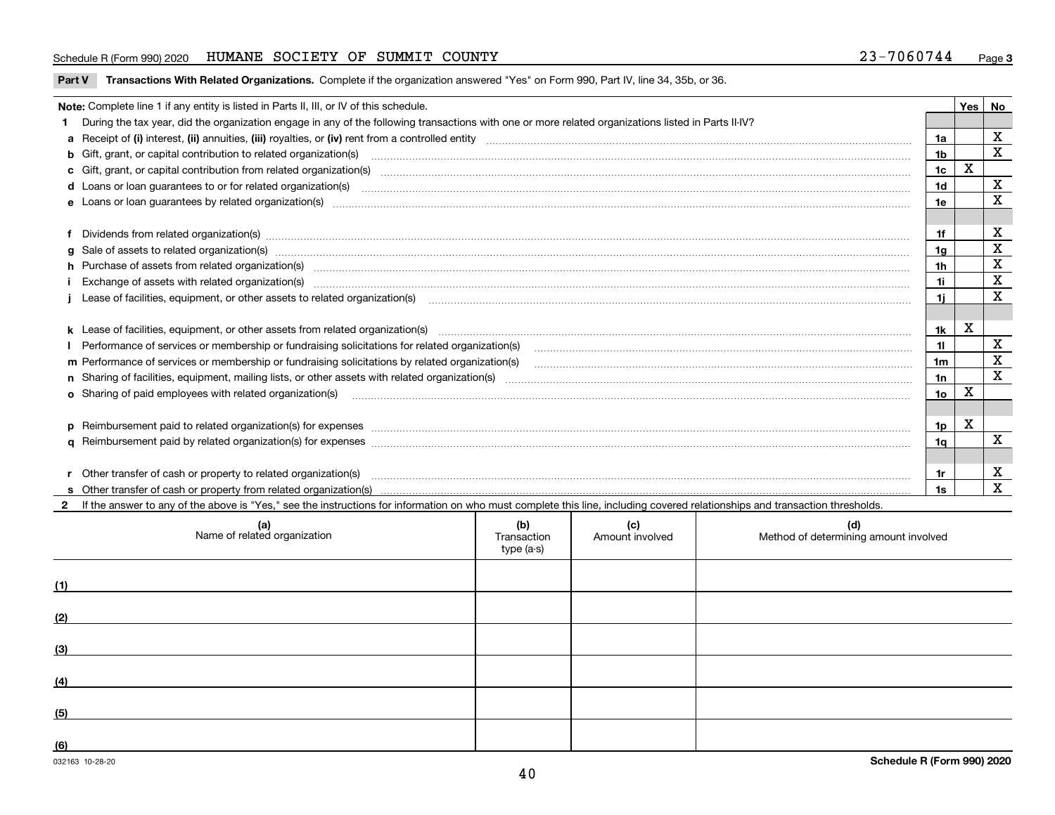Schedule R (Form 990) 2020 HUMANE SOCIETY OF SUMMIT COUNTY 23-7060744 Page **3**

**Part V Transactions With Related Organizations.** Complete if the organization answered "Yes" on Form 990, Part IV, line 34, 35b, or 36.

| **Note:** Complete line 1 if any entity is listed in Parts II, III, or IV of this schedule. | | **Yes** | **No** |
|---|---|---|---|
| **1** During the tax year, did the organization engage in any of the following transactions with one or more related organizations listed in Parts II-IV? | | | |
| **a** Receipt of **(i)** interest, **(ii)** annuities, **(iii)** royalties, or **(iv)** rent from a controlled entity | **1a** | | X |
| **b** Gift, grant, or capital contribution to related organization(s) | **1b** | | X |
| **c** Gift, grant, or capital contribution from related organization(s) | **1c** | X | |
| **d** Loans or loan guarantees to or for related organization(s) | **1d** | | X |
| **e** Loans or loan guarantees by related organization(s) | **1e** | | X |
| **f** Dividends from related organization(s) | **1f** | | X |
| **g** Sale of assets to related organization(s) | **1g** | | X |
| **h** Purchase of assets from related organization(s) | **1h** | | X |
| **i** Exchange of assets with related organization(s) | **1i** | | X |
| **j** Lease of facilities, equipment, or other assets to related organization(s) | **1j** | | X |
| **k** Lease of facilities, equipment, or other assets from related organization(s) | **1k** | X | |
| **l** Performance of services or membership or fundraising solicitations for related organization(s) | **1l** | | X |
| **m** Performance of services or membership or fundraising solicitations by related organization(s) | **1m** | | X |
| **n** Sharing of facilities, equipment, mailing lists, or other assets with related organization(s) | **1n** | | X |
| **o** Sharing of paid employees with related organization(s) | **1o** | X | |
| **p** Reimbursement paid to related organization(s) for expenses | **1p** | X | |
| **q** Reimbursement paid by related organization(s) for expenses | **1q** | | X |
| **r** Other transfer of cash or property to related organization(s) | **1r** | | X |
| **s** Other transfer of cash or property from related organization(s) | **1s** | | X |

**2** If the answer to any of the above is "Yes," see the instructions for information on who must complete this line, including covered relationships and transaction thresholds.

| | **(a)** Name of related organization | **(b)** Transaction type (a-s) | **(c)** Amount involved | **(d)** Method of determining amount involved |
|---|---|---|---|---|
| **(1)** | | | | |
| **(2)** | | | | |
| **(3)** | | | | |
| **(4)** | | | | |
| **(5)** | | | | |
| **(6)** | | | | |

032163 10-28-20 **Schedule R (Form 990) 2020**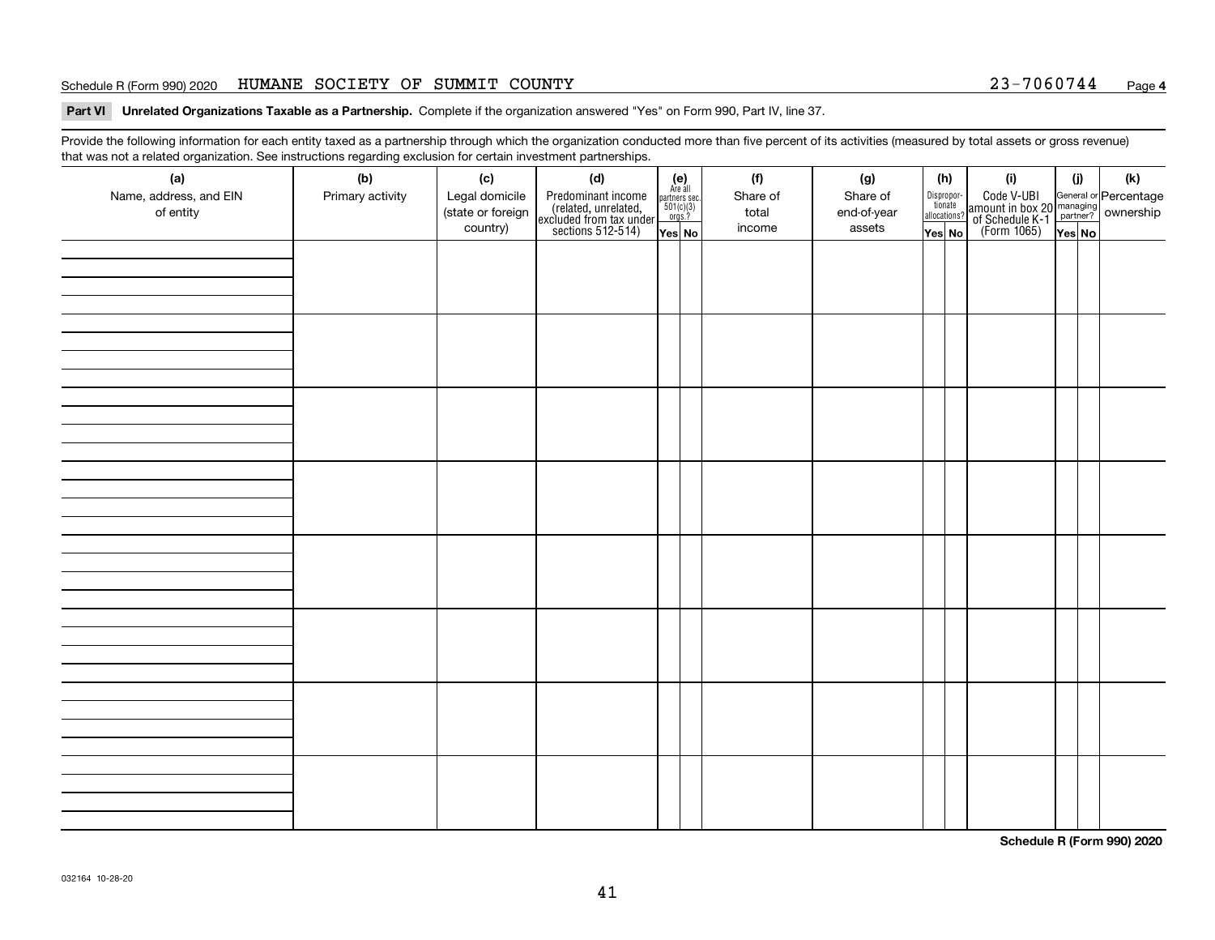Schedule R (Form 990) 2020 HUMANE SOCIETY OF SUMMIT COUNTY 23-7060744 Page **4**

**Part VI Unrelated Organizations Taxable as a Partnership.** Complete if the organization answered "Yes" on Form 990, Part IV, line 37.

Provide the following information for each entity taxed as a partnership through which the organization conducted more than five percent of its activities (measured by total assets or gross revenue) that was not a related organization. See instructions regarding exclusion for certain investment partnerships.

| (a) Name, address, and EIN of entity | (b) Primary activity | (c) Legal domicile (state or foreign country) | (d) Predominant income (related, unrelated, excluded from tax under sections 512-514) | (e) Are all partners sec. 501(c)(3) orgs.? | | (f) Share of total income | (g) Share of end-of-year assets | (h) Disproportionate allocations? | | (i) Code V-UBI amount in box 20 of Schedule K-1 (Form 1065) | (j) General or managing partner? | | (k) Percentage ownership |
|---|---|---|---|---|---|---|---|---|---|---|---|---|---|
| | | | | Yes | No | | | Yes | No | | Yes | No | |
| | | | | | | | | | | | | | |
| | | | | | | | | | | | | | |
| | | | | | | | | | | | | | |
| | | | | | | | | | | | | | |
| | | | | | | | | | | | | | |
| | | | | | | | | | | | | | |
| | | | | | | | | | | | | | |
| | | | | | | | | | | | | | |

**Schedule R (Form 990) 2020**

032164 10-28-20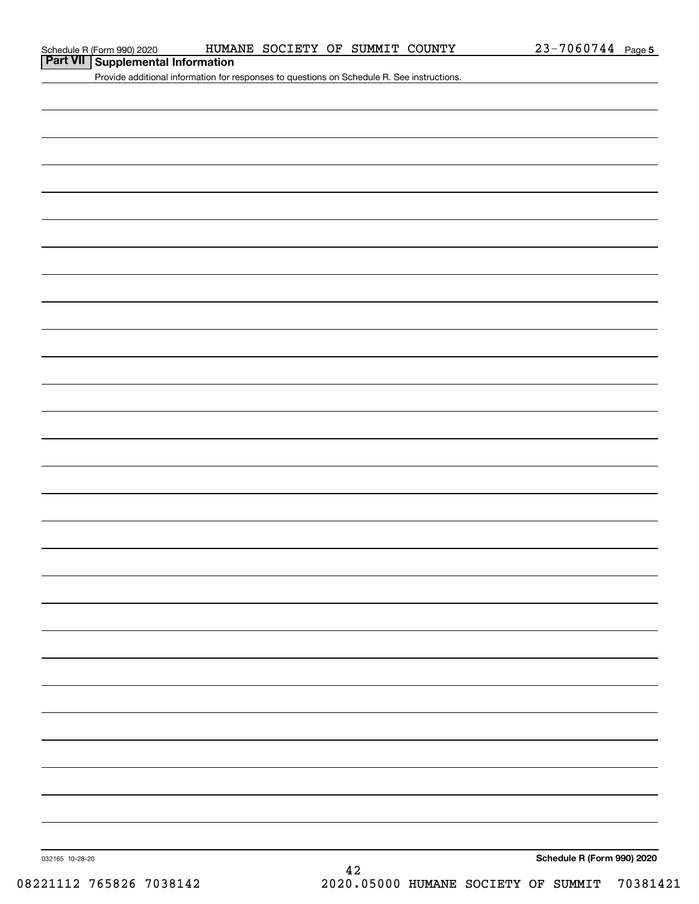## Part VII Supplemental Information

Provide additional information for responses to questions on Schedule R. See instructions.